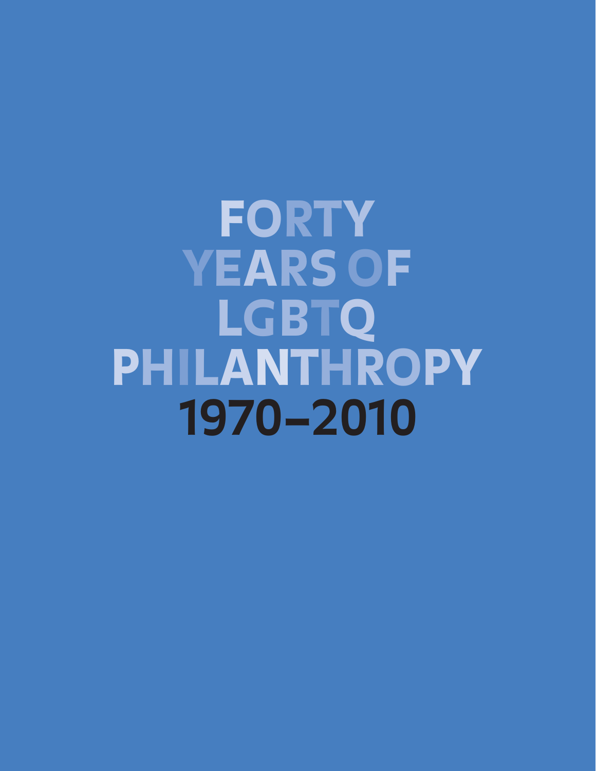# FORTY YEARS OF LGBTQ PHILANTHROPY

## 1970–2010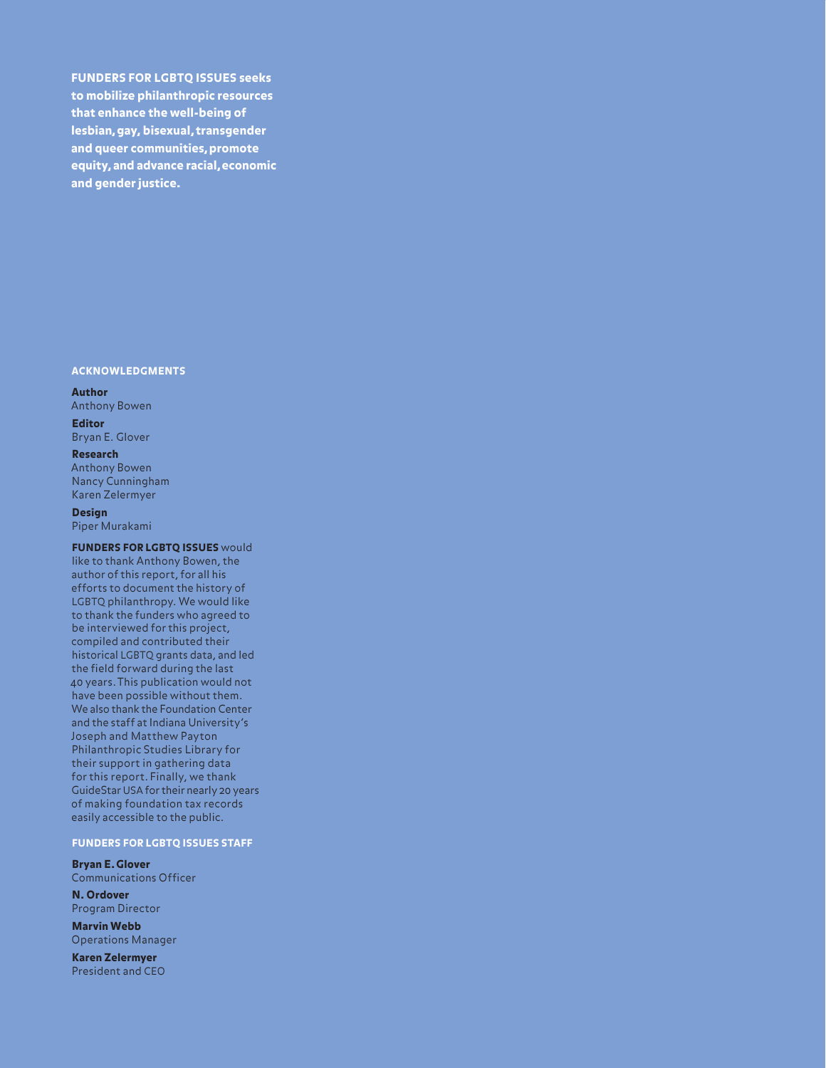**FUNDERS FOR LGBTQ ISSUES seeks to mobilize philanthropic resources that enhance the well-being of lesbian, gay, bisexual, transgender and queer communities, promote equity, and advance racial, economic and gender justice.**

## ACKNOWLEDGMENTS

**Author**
Anthony Bowen

**Editor**
Bryan E. Glover

**Research**
Anthony Bowen
Nancy Cunningham
Karen Zelermyer

**Design**
Piper Murakami

**FUNDERS FOR LGBTQ ISSUES** would like to thank Anthony Bowen, the author of this report, for all his efforts to document the history of LGBTQ philanthropy. We would like to thank the funders who agreed to be interviewed for this project, compiled and contributed their historical LGBTQ grants data, and led the field forward during the last 40 years. This publication would not have been possible without them. We also thank the Foundation Center and the staff at Indiana University's Joseph and Matthew Payton Philanthropic Studies Library for their support in gathering data for this report. Finally, we thank GuideStar USA for their nearly 20 years of making foundation tax records easily accessible to the public.

## FUNDERS FOR LGBTQ ISSUES STAFF

**Bryan E. Glover**
Communications Officer

**N. Ordover**
Program Director

**Marvin Webb**
Operations Manager

**Karen Zelermyer**
President and CEO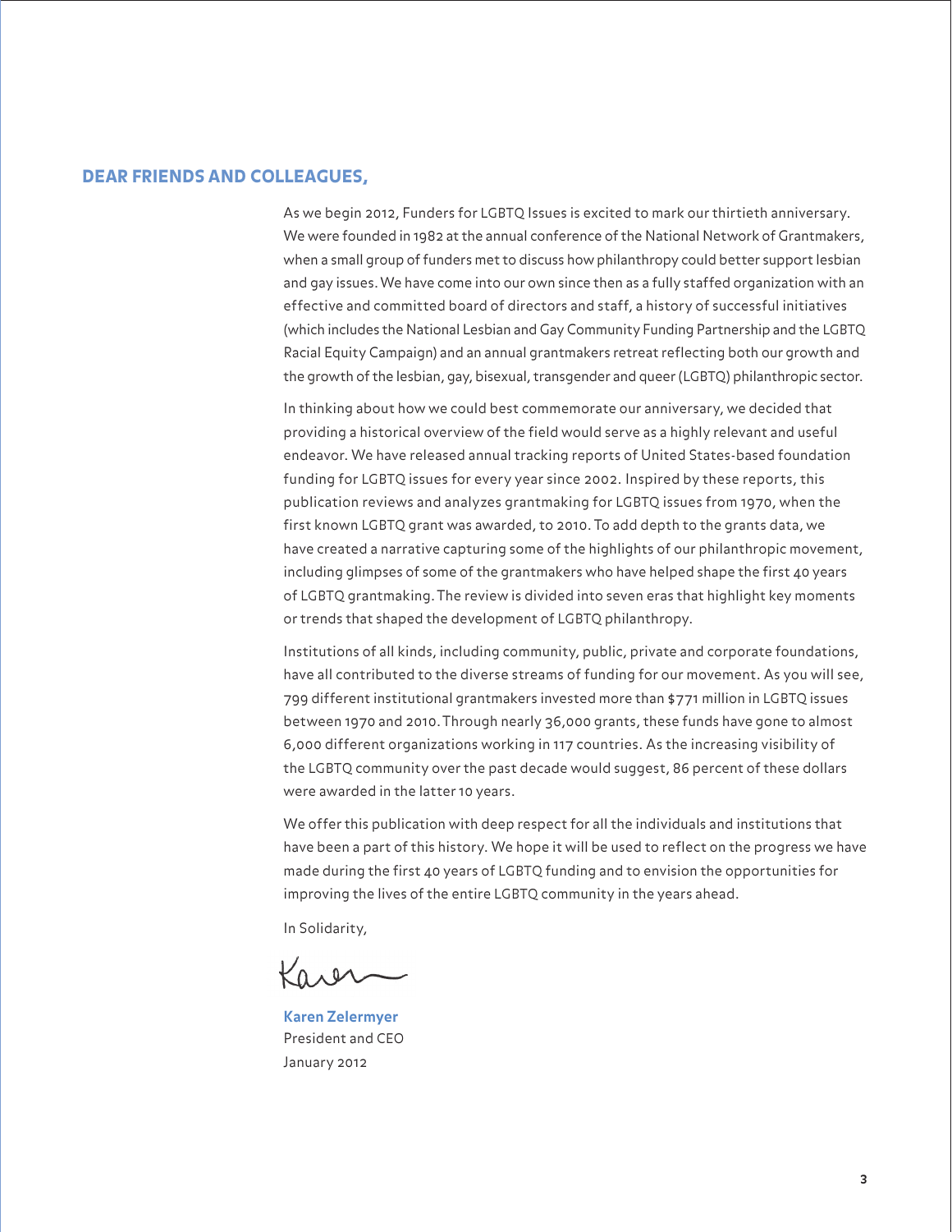## DEAR FRIENDS AND COLLEAGUES,

As we begin 2012, Funders for LGBTQ Issues is excited to mark our thirtieth anniversary. We were founded in 1982 at the annual conference of the National Network of Grantmakers, when a small group of funders met to discuss how philanthropy could better support lesbian and gay issues. We have come into our own since then as a fully staffed organization with an effective and committed board of directors and staff, a history of successful initiatives (which includes the National Lesbian and Gay Community Funding Partnership and the LGBTQ Racial Equity Campaign) and an annual grantmakers retreat reflecting both our growth and the growth of the lesbian, gay, bisexual, transgender and queer (LGBTQ) philanthropic sector.

In thinking about how we could best commemorate our anniversary, we decided that providing a historical overview of the field would serve as a highly relevant and useful endeavor. We have released annual tracking reports of United States-based foundation funding for LGBTQ issues for every year since 2002. Inspired by these reports, this publication reviews and analyzes grantmaking for LGBTQ issues from 1970, when the first known LGBTQ grant was awarded, to 2010. To add depth to the grants data, we have created a narrative capturing some of the highlights of our philanthropic movement, including glimpses of some of the grantmakers who have helped shape the first 40 years of LGBTQ grantmaking. The review is divided into seven eras that highlight key moments or trends that shaped the development of LGBTQ philanthropy.

Institutions of all kinds, including community, public, private and corporate foundations, have all contributed to the diverse streams of funding for our movement. As you will see, 799 different institutional grantmakers invested more than $771 million in LGBTQ issues between 1970 and 2010. Through nearly 36,000 grants, these funds have gone to almost 6,000 different organizations working in 117 countries. As the increasing visibility of the LGBTQ community over the past decade would suggest, 86 percent of these dollars were awarded in the latter 10 years.

We offer this publication with deep respect for all the individuals and institutions that have been a part of this history. We hope it will be used to reflect on the progress we have made during the first 40 years of LGBTQ funding and to envision the opportunities for improving the lives of the entire LGBTQ community in the years ahead.

In Solidarity,

Karen

**Karen Zelermyer**
President and CEO
January 2012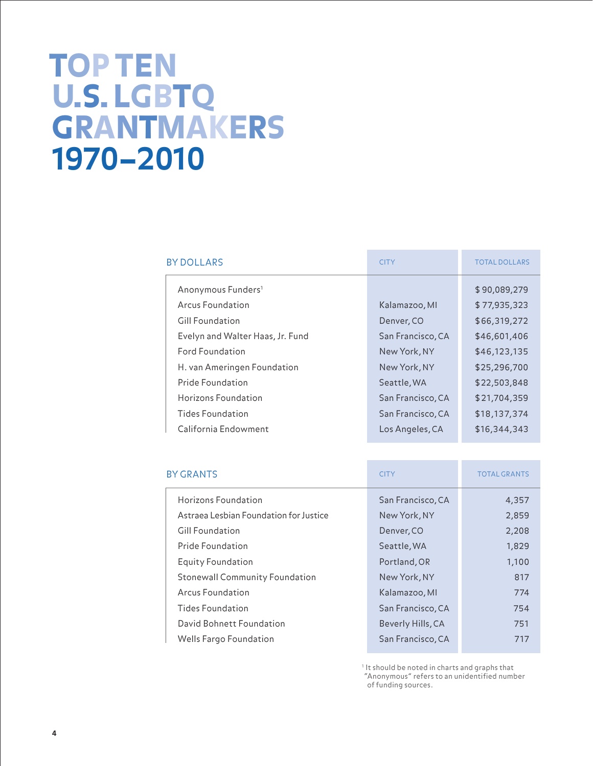# TOP TEN U.S. LGBTQ GRANTMAKERS 1970–2010

| BY DOLLARS | CITY | TOTAL DOLLARS |
|---|---|---|
| Anonymous Funders[1] | | $ 90,089,279 |
| Arcus Foundation | Kalamazoo, MI | $ 77,935,323 |
| Gill Foundation | Denver, CO | $66,319,272 |
| Evelyn and Walter Haas, Jr. Fund | San Francisco, CA | $46,601,406 |
| Ford Foundation | New York, NY | $46,123,135 |
| H. van Ameringen Foundation | New York, NY | $25,296,700 |
| Pride Foundation | Seattle, WA | $22,503,848 |
| Horizons Foundation | San Francisco, CA | $21,704,359 |
| Tides Foundation | San Francisco, CA | $18,137,374 |
| California Endowment | Los Angeles, CA | $16,344,343 |

| BY GRANTS | CITY | TOTAL GRANTS |
|---|---|---|
| Horizons Foundation | San Francisco, CA | 4,357 |
| Astraea Lesbian Foundation for Justice | New York, NY | 2,859 |
| Gill Foundation | Denver, CO | 2,208 |
| Pride Foundation | Seattle, WA | 1,829 |
| Equity Foundation | Portland, OR | 1,100 |
| Stonewall Community Foundation | New York, NY | 817 |
| Arcus Foundation | Kalamazoo, MI | 774 |
| Tides Foundation | San Francisco, CA | 754 |
| David Bohnett Foundation | Beverly Hills, CA | 751 |
| Wells Fargo Foundation | San Francisco, CA | 717 |

[1] It should be noted in charts and graphs that "Anonymous" refers to an unidentified number of funding sources.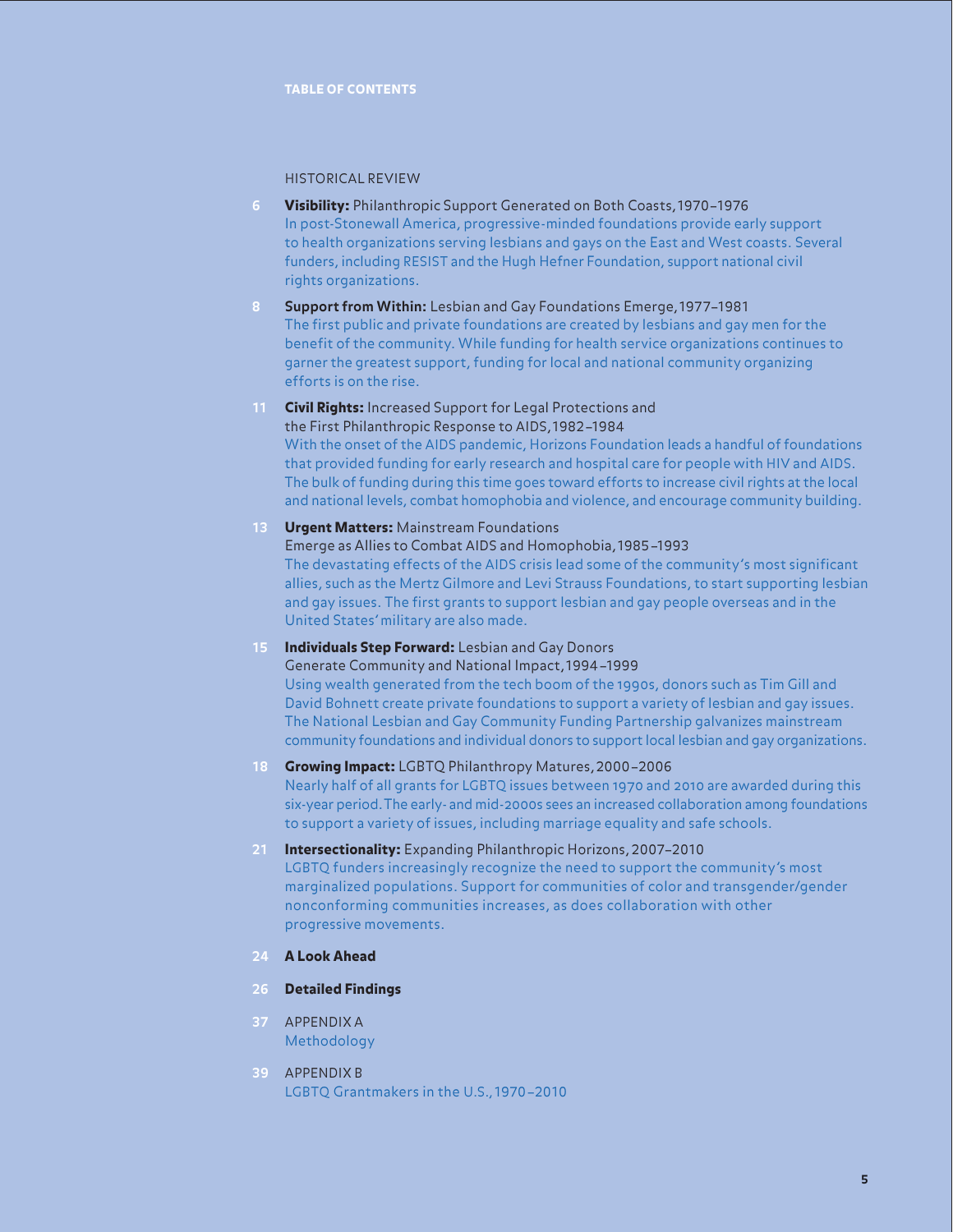# TABLE OF CONTENTS

## HISTORICAL REVIEW

6 **Visibility:** Philanthropic Support Generated on Both Coasts, 1970–1976
In post-Stonewall America, progressive-minded foundations provide early support to health organizations serving lesbians and gays on the East and West coasts. Several funders, including RESIST and the Hugh Hefner Foundation, support national civil rights organizations.

8 **Support from Within:** Lesbian and Gay Foundations Emerge, 1977–1981
The first public and private foundations are created by lesbians and gay men for the benefit of the community. While funding for health service organizations continues to garner the greatest support, funding for local and national community organizing efforts is on the rise.

11 **Civil Rights:** Increased Support for Legal Protections and the First Philanthropic Response to AIDS, 1982–1984
With the onset of the AIDS pandemic, Horizons Foundation leads a handful of foundations that provided funding for early research and hospital care for people with HIV and AIDS. The bulk of funding during this time goes toward efforts to increase civil rights at the local and national levels, combat homophobia and violence, and encourage community building.

13 **Urgent Matters:** Mainstream Foundations Emerge as Allies to Combat AIDS and Homophobia, 1985–1993
The devastating effects of the AIDS crisis lead some of the community's most significant allies, such as the Mertz Gilmore and Levi Strauss Foundations, to start supporting lesbian and gay issues. The first grants to support lesbian and gay people overseas and in the United States' military are also made.

15 **Individuals Step Forward:** Lesbian and Gay Donors Generate Community and National Impact, 1994–1999
Using wealth generated from the tech boom of the 1990s, donors such as Tim Gill and David Bohnett create private foundations to support a variety of lesbian and gay issues. The National Lesbian and Gay Community Funding Partnership galvanizes mainstream community foundations and individual donors to support local lesbian and gay organizations.

18 **Growing Impact:** LGBTQ Philanthropy Matures, 2000–2006
Nearly half of all grants for LGBTQ issues between 1970 and 2010 are awarded during this six-year period. The early- and mid-2000s sees an increased collaboration among foundations to support a variety of issues, including marriage equality and safe schools.

21 **Intersectionality:** Expanding Philanthropic Horizons, 2007–2010
LGBTQ funders increasingly recognize the need to support the community's most marginalized populations. Support for communities of color and transgender/gender nonconforming communities increases, as does collaboration with other progressive movements.

24 **A Look Ahead**

26 **Detailed Findings**

37 APPENDIX A
Methodology

39 APPENDIX B
LGBTQ Grantmakers in the U.S., 1970–2010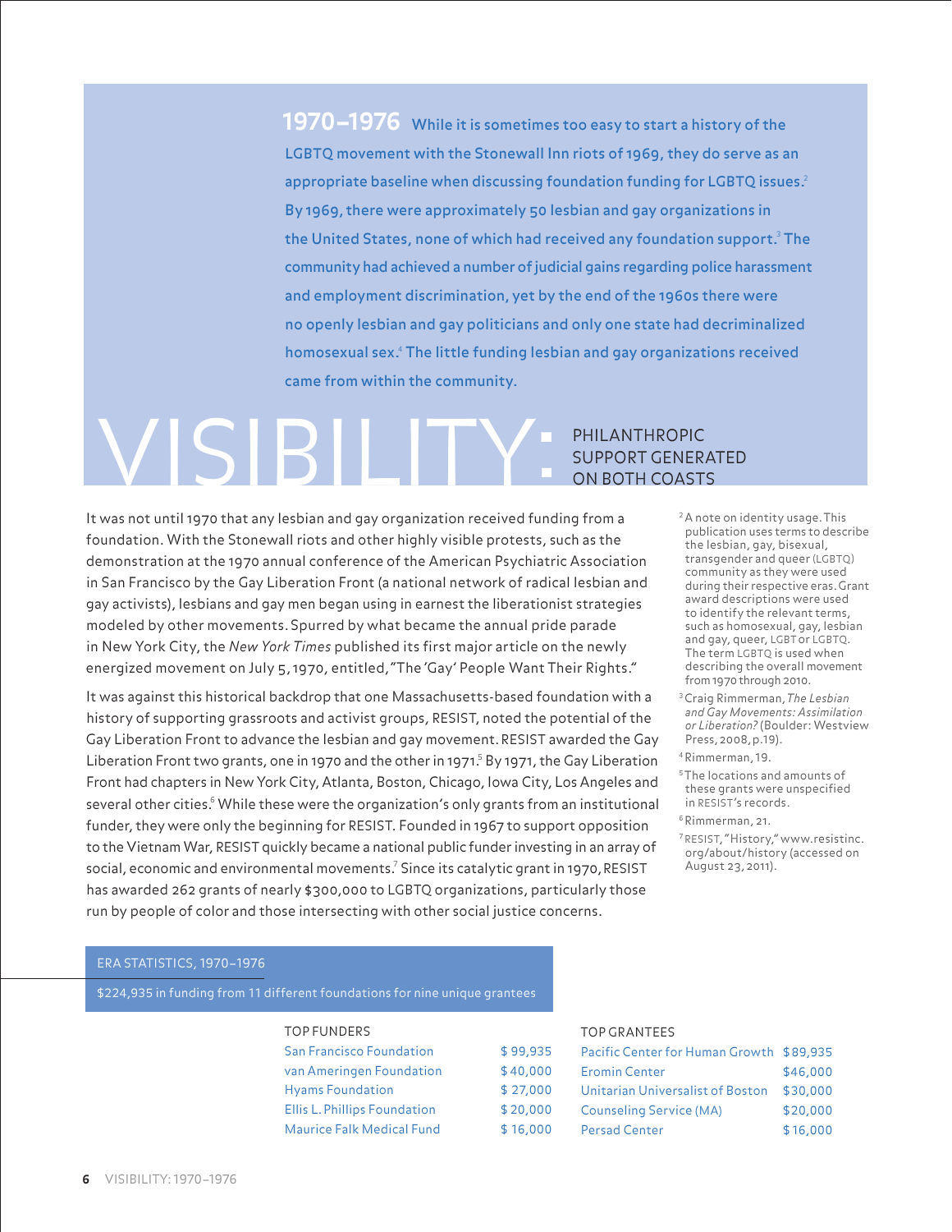**1970–1976** While it is sometimes too easy to start a history of the LGBTQ movement with the Stonewall Inn riots of 1969, they do serve as an appropriate baseline when discussing foundation funding for LGBTQ issues.[2] By 1969, there were approximately 50 lesbian and gay organizations in the United States, none of which had received any foundation support.[3] The community had achieved a number of judicial gains regarding police harassment and employment discrimination, yet by the end of the 1960s there were no openly lesbian and gay politicians and only one state had decriminalized homosexual sex.[4] The little funding lesbian and gay organizations received came from within the community.

# VISIBILITY: PHILANTHROPIC SUPPORT GENERATED ON BOTH COASTS

It was not until 1970 that any lesbian and gay organization received funding from a foundation. With the Stonewall riots and other highly visible protests, such as the demonstration at the 1970 annual conference of the American Psychiatric Association in San Francisco by the Gay Liberation Front (a national network of radical lesbian and gay activists), lesbians and gay men began using in earnest the liberationist strategies modeled by other movements. Spurred by what became the annual pride parade in New York City, the *New York Times* published its first major article on the newly energized movement on July 5, 1970, entitled, "The 'Gay' People Want Their Rights."

It was against this historical backdrop that one Massachusetts-based foundation with a history of supporting grassroots and activist groups, RESIST, noted the potential of the Gay Liberation Front to advance the lesbian and gay movement. RESIST awarded the Gay Liberation Front two grants, one in 1970 and the other in 1971.[5] By 1971, the Gay Liberation Front had chapters in New York City, Atlanta, Boston, Chicago, Iowa City, Los Angeles and several other cities.[6] While these were the organization's only grants from an institutional funder, they were only the beginning for RESIST. Founded in 1967 to support opposition to the Vietnam War, RESIST quickly became a national public funder investing in an array of social, economic and environmental movements.[7] Since its catalytic grant in 1970, RESIST has awarded 262 grants of nearly $300,000 to LGBTQ organizations, particularly those run by people of color and those intersecting with other social justice concerns.

[2] A note on identity usage. This publication uses terms to describe the lesbian, gay, bisexual, transgender and queer (LGBTQ) community as they were used during their respective eras. Grant award descriptions were used to identify the relevant terms, such as homosexual, gay, lesbian and gay, queer, LGBT or LGBTQ. The term LGBTQ is used when describing the overall movement from 1970 through 2010.

[3] Craig Rimmerman, *The Lesbian and Gay Movements: Assimilation or Liberation?* (Boulder: Westview Press, 2008, p.19).

[4] Rimmerman, 19.

[5] The locations and amounts of these grants were unspecified in RESIST's records.

[6] Rimmerman, 21.

[7] RESIST, "History," www.resistinc.org/about/history (accessed on August 23, 2011).

## ERA STATISTICS, 1970–1976

$224,935 in funding from 11 different foundations for nine unique grantees

| TOP FUNDERS | |
|---|---|
| San Francisco Foundation | $ 99,935 |
| van Ameringen Foundation | $ 40,000 |
| Hyams Foundation | $ 27,000 |
| Ellis L. Phillips Foundation | $ 20,000 |
| Maurice Falk Medical Fund | $ 16,000 |

| TOP GRANTEES | |
|---|---|
| Pacific Center for Human Growth | $89,935 |
| Eromin Center | $46,000 |
| Unitarian Universalist of Boston | $30,000 |
| Counseling Service (MA) | $20,000 |
| Persad Center | $16,000 |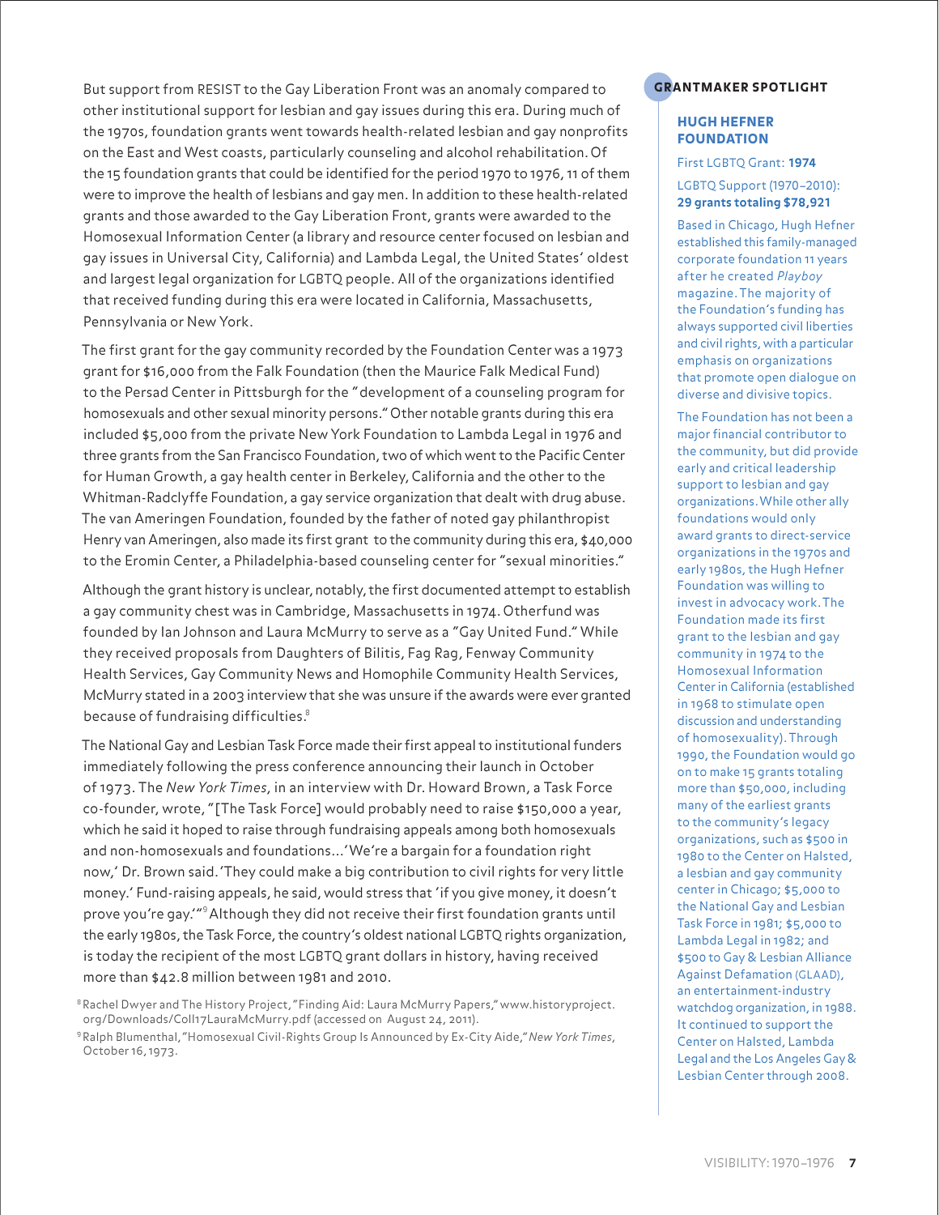But support from RESIST to the Gay Liberation Front was an anomaly compared to other institutional support for lesbian and gay issues during this era. During much of the 1970s, foundation grants went towards health-related lesbian and gay nonprofits on the East and West coasts, particularly counseling and alcohol rehabilitation. Of the 15 foundation grants that could be identified for the period 1970 to 1976, 11 of them were to improve the health of lesbians and gay men. In addition to these health-related grants and those awarded to the Gay Liberation Front, grants were awarded to the Homosexual Information Center (a library and resource center focused on lesbian and gay issues in Universal City, California) and Lambda Legal, the United States' oldest and largest legal organization for LGBTQ people. All of the organizations identified that received funding during this era were located in California, Massachusetts, Pennsylvania or New York.

The first grant for the gay community recorded by the Foundation Center was a 1973 grant for $16,000 from the Falk Foundation (then the Maurice Falk Medical Fund) to the Persad Center in Pittsburgh for the "development of a counseling program for homosexuals and other sexual minority persons." Other notable grants during this era included $5,000 from the private New York Foundation to Lambda Legal in 1976 and three grants from the San Francisco Foundation, two of which went to the Pacific Center for Human Growth, a gay health center in Berkeley, California and the other to the Whitman-Radclyffe Foundation, a gay service organization that dealt with drug abuse. The van Ameringen Foundation, founded by the father of noted gay philanthropist Henry van Ameringen, also made its first grant to the community during this era, $40,000 to the Eromin Center, a Philadelphia-based counseling center for "sexual minorities."

Although the grant history is unclear, notably, the first documented attempt to establish a gay community chest was in Cambridge, Massachusetts in 1974. Otherfund was founded by Ian Johnson and Laura McMurry to serve as a "Gay United Fund." While they received proposals from Daughters of Bilitis, Fag Rag, Fenway Community Health Services, Gay Community News and Homophile Community Health Services, McMurry stated in a 2003 interview that she was unsure if the awards were ever granted because of fundraising difficulties.[8]

The National Gay and Lesbian Task Force made their first appeal to institutional funders immediately following the press conference announcing their launch in October of 1973. The *New York Times*, in an interview with Dr. Howard Brown, a Task Force co-founder, wrote, "[The Task Force] would probably need to raise $150,000 a year, which he said it hoped to raise through fundraising appeals among both homosexuals and non-homosexuals and foundations…'We're a bargain for a foundation right now,' Dr. Brown said. 'They could make a big contribution to civil rights for very little money.' Fund-raising appeals, he said, would stress that 'if you give money, it doesn't prove you're gay.'"[9] Although they did not receive their first foundation grants until the early 1980s, the Task Force, the country's oldest national LGBTQ rights organization, is today the recipient of the most LGBTQ grant dollars in history, having received more than $42.8 million between 1981 and 2010.

[8] Rachel Dwyer and The History Project, "Finding Aid: Laura McMurry Papers," www.historyproject.org/Downloads/Coll17LauraMcMurry.pdf (accessed on August 24, 2011).

[9] Ralph Blumenthal, "Homosexual Civil-Rights Group Is Announced by Ex-City Aide," *New York Times*, October 16, 1973.

## GRANTMAKER SPOTLIGHT

### HUGH HEFNER FOUNDATION

First LGBTQ Grant: **1974**

LGBTQ Support (1970–2010): **29 grants totaling $78,921**

Based in Chicago, Hugh Hefner established this family-managed corporate foundation 11 years after he created *Playboy* magazine. The majority of the Foundation's funding has always supported civil liberties and civil rights, with a particular emphasis on organizations that promote open dialogue on diverse and divisive topics.

The Foundation has not been a major financial contributor to the community, but did provide early and critical leadership support to lesbian and gay organizations. While other ally foundations would only award grants to direct-service organizations in the 1970s and early 1980s, the Hugh Hefner Foundation was willing to invest in advocacy work. The Foundation made its first grant to the lesbian and gay community in 1974 to the Homosexual Information Center in California (established in 1968 to stimulate open discussion and understanding of homosexuality). Through 1990, the Foundation would go on to make 15 grants totaling more than $50,000, including many of the earliest grants to the community's legacy organizations, such as $500 in 1980 to the Center on Halsted, a lesbian and gay community center in Chicago; $5,000 to the National Gay and Lesbian Task Force in 1981; $5,000 to Lambda Legal in 1982; and $500 to Gay & Lesbian Alliance Against Defamation (GLAAD), an entertainment-industry watchdog organization, in 1988. It continued to support the Center on Halsted, Lambda Legal and the Los Angeles Gay & Lesbian Center through 2008.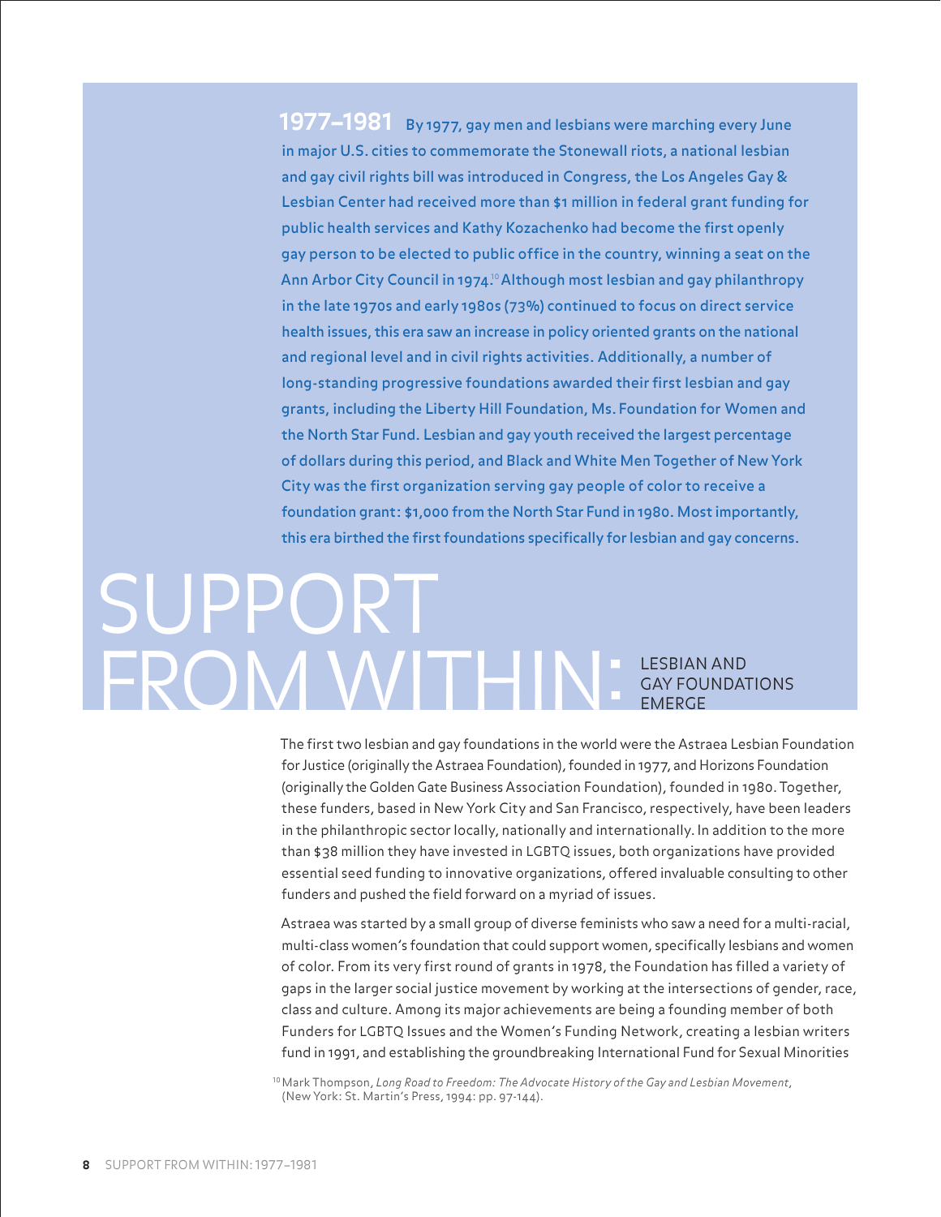**1977–1981** By 1977, gay men and lesbians were marching every June in major U.S. cities to commemorate the Stonewall riots, a national lesbian and gay civil rights bill was introduced in Congress, the Los Angeles Gay & Lesbian Center had received more than $1 million in federal grant funding for public health services and Kathy Kozachenko had become the first openly gay person to be elected to public office in the country, winning a seat on the Ann Arbor City Council in 1974.[10] Although most lesbian and gay philanthropy in the late 1970s and early 1980s (73%) continued to focus on direct service health issues, this era saw an increase in policy oriented grants on the national and regional level and in civil rights activities. Additionally, a number of long-standing progressive foundations awarded their first lesbian and gay grants, including the Liberty Hill Foundation, Ms. Foundation for Women and the North Star Fund. Lesbian and gay youth received the largest percentage of dollars during this period, and Black and White Men Together of New York City was the first organization serving gay people of color to receive a foundation grant: $1,000 from the North Star Fund in 1980. Most importantly, this era birthed the first foundations specifically for lesbian and gay concerns.

# SUPPORT FROM WITHIN: LESBIAN AND GAY FOUNDATIONS EMERGE

The first two lesbian and gay foundations in the world were the Astraea Lesbian Foundation for Justice (originally the Astraea Foundation), founded in 1977, and Horizons Foundation (originally the Golden Gate Business Association Foundation), founded in 1980. Together, these funders, based in New York City and San Francisco, respectively, have been leaders in the philanthropic sector locally, nationally and internationally. In addition to the more than $38 million they have invested in LGBTQ issues, both organizations have provided essential seed funding to innovative organizations, offered invaluable consulting to other funders and pushed the field forward on a myriad of issues.

Astraea was started by a small group of diverse feminists who saw a need for a multi-racial, multi-class women's foundation that could support women, specifically lesbians and women of color. From its very first round of grants in 1978, the Foundation has filled a variety of gaps in the larger social justice movement by working at the intersections of gender, race, class and culture. Among its major achievements are being a founding member of both Funders for LGBTQ Issues and the Women's Funding Network, creating a lesbian writers fund in 1991, and establishing the groundbreaking International Fund for Sexual Minorities

[10] Mark Thompson, *Long Road to Freedom: The Advocate History of the Gay and Lesbian Movement*, (New York: St. Martin's Press, 1994: pp. 97-144).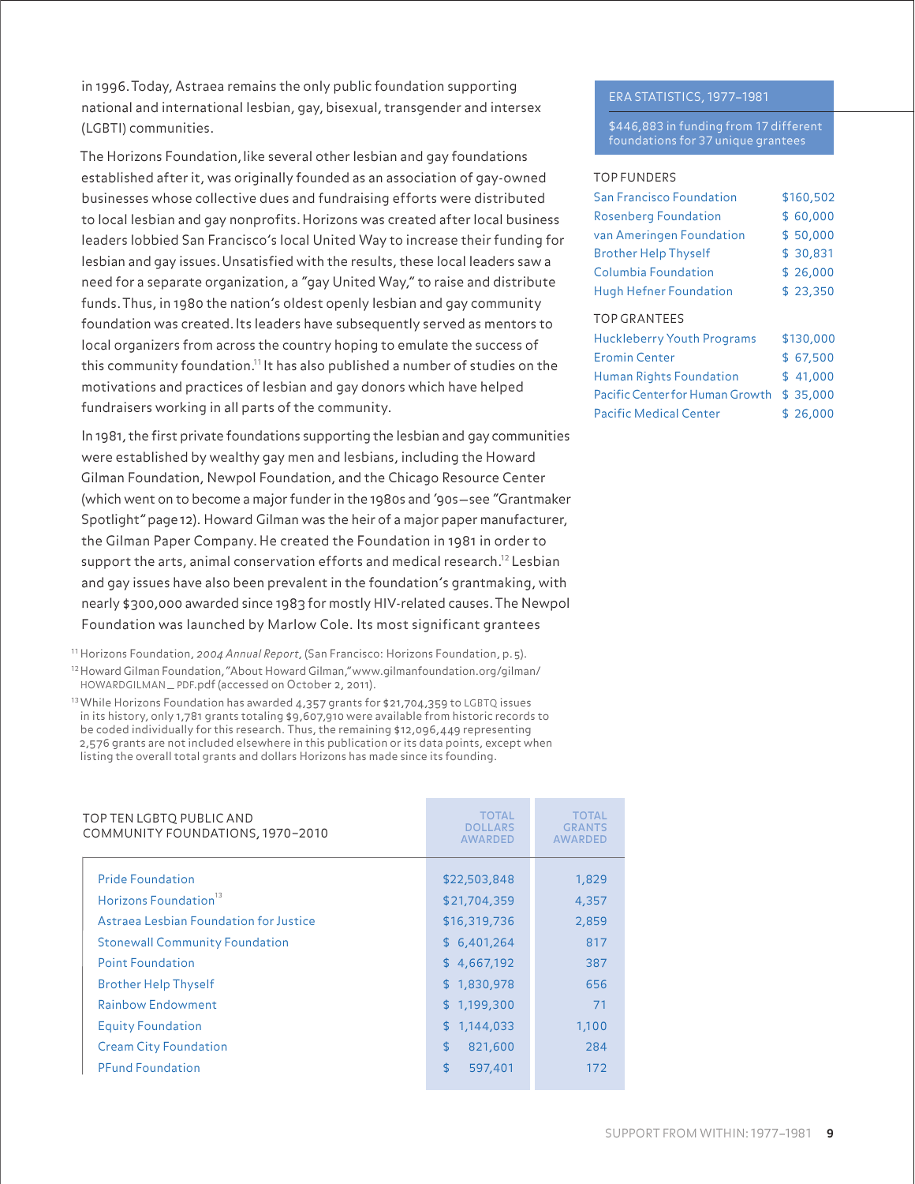in 1996. Today, Astraea remains the only public foundation supporting national and international lesbian, gay, bisexual, transgender and intersex (LGBTI) communities.

The Horizons Foundation, like several other lesbian and gay foundations established after it, was originally founded as an association of gay-owned businesses whose collective dues and fundraising efforts were distributed to local lesbian and gay nonprofits. Horizons was created after local business leaders lobbied San Francisco's local United Way to increase their funding for lesbian and gay issues. Unsatisfied with the results, these local leaders saw a need for a separate organization, a "gay United Way," to raise and distribute funds. Thus, in 1980 the nation's oldest openly lesbian and gay community foundation was created. Its leaders have subsequently served as mentors to local organizers from across the country hoping to emulate the success of this community foundation.[11] It has also published a number of studies on the motivations and practices of lesbian and gay donors which have helped fundraisers working in all parts of the community.

In 1981, the first private foundations supporting the lesbian and gay communities were established by wealthy gay men and lesbians, including the Howard Gilman Foundation, Newpol Foundation, and the Chicago Resource Center (which went on to become a major funder in the 1980s and '90s—see "Grantmaker Spotlight" page 12). Howard Gilman was the heir of a major paper manufacturer, the Gilman Paper Company. He created the Foundation in 1981 in order to support the arts, animal conservation efforts and medical research.[12] Lesbian and gay issues have also been prevalent in the foundation's grantmaking, with nearly $300,000 awarded since 1983 for mostly HIV-related causes. The Newpol Foundation was launched by Marlow Cole. Its most significant grantees

[11] Horizons Foundation, *2004 Annual Report*, (San Francisco: Horizons Foundation, p. 5).

[12] Howard Gilman Foundation, "About Howard Gilman,"www.gilmanfoundation.org/gilman/HOWARDGILMAN_PDF.pdf (accessed on October 2, 2011).

[13] While Horizons Foundation has awarded 4,357 grants for $21,704,359 to LGBTQ issues in its history, only 1,781 grants totaling $9,607,910 were available from historic records to be coded individually for this research. Thus, the remaining $12,096,449 representing 2,576 grants are not included elsewhere in this publication or its data points, except when listing the overall total grants and dollars Horizons has made since its founding.

## ERA STATISTICS, 1977–1981

$446,883 in funding from 17 different foundations for 37 unique grantees

| TOP FUNDERS | |
|---|---|
| San Francisco Foundation | $160,502 |
| Rosenberg Foundation | $ 60,000 |
| van Ameringen Foundation | $ 50,000 |
| Brother Help Thyself | $ 30,831 |
| Columbia Foundation | $ 26,000 |
| Hugh Hefner Foundation | $ 23,350 |

| TOP GRANTEES | |
|---|---|
| Huckleberry Youth Programs | $130,000 |
| Eromin Center | $ 67,500 |
| Human Rights Foundation | $ 41,000 |
| Pacific Center for Human Growth | $ 35,000 |
| Pacific Medical Center | $ 26,000 |

| TOP TEN LGBTQ PUBLIC AND COMMUNITY FOUNDATIONS, 1970–2010 | TOTAL DOLLARS AWARDED | TOTAL GRANTS AWARDED |
|---|---|---|
| Pride Foundation | $22,503,848 | 1,829 |
| Horizons Foundation[13] | $21,704,359 | 4,357 |
| Astraea Lesbian Foundation for Justice | $16,319,736 | 2,859 |
| Stonewall Community Foundation | $ 6,401,264 | 817 |
| Point Foundation | $ 4,667,192 | 387 |
| Brother Help Thyself | $ 1,830,978 | 656 |
| Rainbow Endowment | $ 1,199,300 | 71 |
| Equity Foundation | $ 1,144,033 | 1,100 |
| Cream City Foundation | $ 821,600 | 284 |
| PFund Foundation | $ 597,401 | 172 |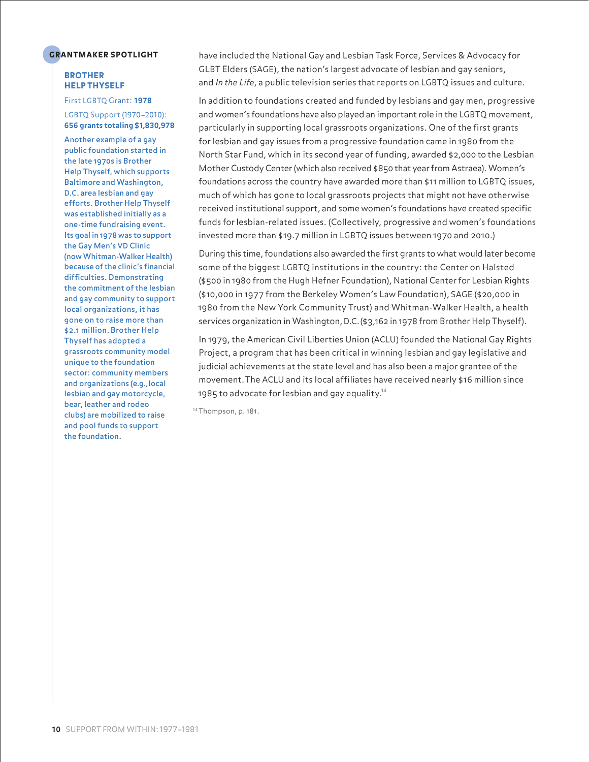## GRANTMAKER SPOTLIGHT

### BROTHER HELP THYSELF

First LGBTQ Grant: **1978**

LGBTQ Support (1970–2010): **656 grants totaling $1,830,978**

Another example of a gay public foundation started in the late 1970s is Brother Help Thyself, which supports Baltimore and Washington, D.C. area lesbian and gay efforts. Brother Help Thyself was established initially as a one-time fundraising event. Its goal in 1978 was to support the Gay Men's VD Clinic (now Whitman-Walker Health) because of the clinic's financial difficulties. Demonstrating the commitment of the lesbian and gay community to support local organizations, it has gone on to raise more than $2.1 million. Brother Help Thyself has adopted a grassroots community model unique to the foundation sector: community members and organizations (e.g., local lesbian and gay motorcycle, bear, leather and rodeo clubs) are mobilized to raise and pool funds to support the foundation.

have included the National Gay and Lesbian Task Force, Services & Advocacy for GLBT Elders (SAGE), the nation's largest advocate of lesbian and gay seniors, and *In the Life*, a public television series that reports on LGBTQ issues and culture.

In addition to foundations created and funded by lesbians and gay men, progressive and women's foundations have also played an important role in the LGBTQ movement, particularly in supporting local grassroots organizations. One of the first grants for lesbian and gay issues from a progressive foundation came in 1980 from the North Star Fund, which in its second year of funding, awarded $2,000 to the Lesbian Mother Custody Center (which also received $850 that year from Astraea). Women's foundations across the country have awarded more than $11 million to LGBTQ issues, much of which has gone to local grassroots projects that might not have otherwise received institutional support, and some women's foundations have created specific funds for lesbian-related issues. (Collectively, progressive and women's foundations invested more than $19.7 million in LGBTQ issues between 1970 and 2010.)

During this time, foundations also awarded the first grants to what would later become some of the biggest LGBTQ institutions in the country: the Center on Halsted ($500 in 1980 from the Hugh Hefner Foundation), National Center for Lesbian Rights ($10,000 in 1977 from the Berkeley Women's Law Foundation), SAGE ($20,000 in 1980 from the New York Community Trust) and Whitman-Walker Health, a health services organization in Washington, D.C. ($3,162 in 1978 from Brother Help Thyself).

In 1979, the American Civil Liberties Union (ACLU) founded the National Gay Rights Project, a program that has been critical in winning lesbian and gay legislative and judicial achievements at the state level and has also been a major grantee of the movement. The ACLU and its local affiliates have received nearly $16 million since 1985 to advocate for lesbian and gay equality.[14]

[14] Thompson, p. 181.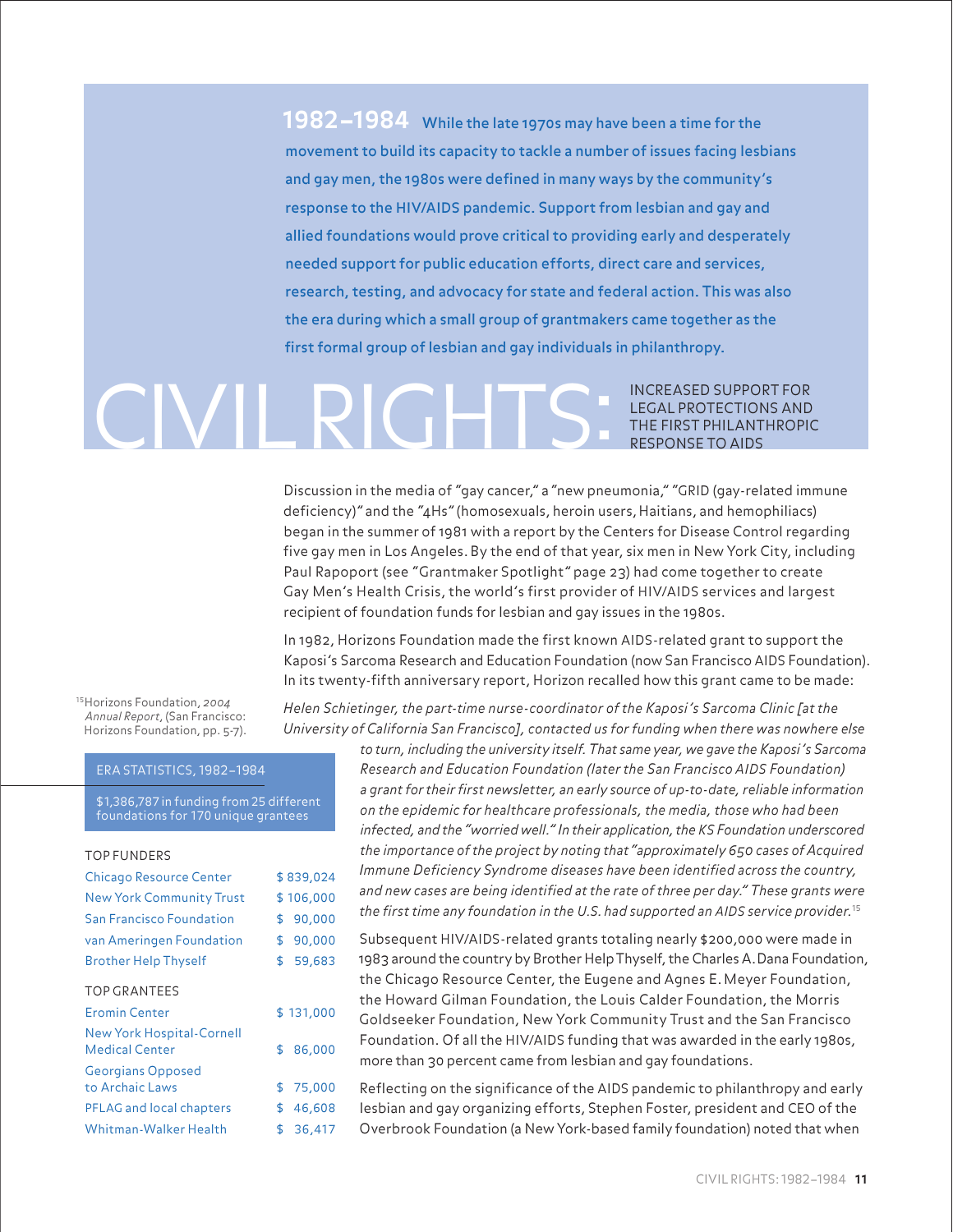**1982–1984** While the late 1970s may have been a time for the movement to build its capacity to tackle a number of issues facing lesbians and gay men, the 1980s were defined in many ways by the community's response to the HIV/AIDS pandemic. Support from lesbian and gay and allied foundations would prove critical to providing early and desperately needed support for public education efforts, direct care and services, research, testing, and advocacy for state and federal action. This was also the era during which a small group of grantmakers came together as the first formal group of lesbian and gay individuals in philanthropy.

# CIVIL RIGHTS: INCREASED SUPPORT FOR LEGAL PROTECTIONS AND THE FIRST PHILANTHROPIC RESPONSE TO AIDS

Discussion in the media of "gay cancer," a "new pneumonia," "GRID (gay-related immune deficiency)" and the "4Hs" (homosexuals, heroin users, Haitians, and hemophiliacs) began in the summer of 1981 with a report by the Centers for Disease Control regarding five gay men in Los Angeles. By the end of that year, six men in New York City, including Paul Rapoport (see "Grantmaker Spotlight" page 23) had come together to create Gay Men's Health Crisis, the world's first provider of HIV/AIDS services and largest recipient of foundation funds for lesbian and gay issues in the 1980s.

In 1982, Horizons Foundation made the first known AIDS-related grant to support the Kaposi's Sarcoma Research and Education Foundation (now San Francisco AIDS Foundation). In its twenty-fifth anniversary report, Horizon recalled how this grant came to be made:

*Helen Schietinger, the part-time nurse-coordinator of the Kaposi's Sarcoma Clinic [at the University of California San Francisco], contacted us for funding when there was nowhere else to turn, including the university itself. That same year, we gave the Kaposi's Sarcoma Research and Education Foundation (later the San Francisco AIDS Foundation) a grant for their first newsletter, an early source of up-to-date, reliable information on the epidemic for healthcare professionals, the media, those who had been infected, and the "worried well." In their application, the KS Foundation underscored the importance of the project by noting that "approximately 650 cases of Acquired Immune Deficiency Syndrome diseases have been identified across the country, and new cases are being identified at the rate of three per day." These grants were the first time any foundation in the U.S. had supported an AIDS service provider.*[15]

[15] Horizons Foundation, *2004 Annual Report*, (San Francisco: Horizons Foundation, pp. 5-7).

Subsequent HIV/AIDS-related grants totaling nearly $200,000 were made in 1983 around the country by Brother Help Thyself, the Charles A. Dana Foundation, the Chicago Resource Center, the Eugene and Agnes E. Meyer Foundation, the Howard Gilman Foundation, the Louis Calder Foundation, the Morris Goldseeker Foundation, New York Community Trust and the San Francisco Foundation. Of all the HIV/AIDS funding that was awarded in the early 1980s, more than 30 percent came from lesbian and gay foundations.

Reflecting on the significance of the AIDS pandemic to philanthropy and early lesbian and gay organizing efforts, Stephen Foster, president and CEO of the Overbrook Foundation (a New York-based family foundation) noted that when

**ERA STATISTICS, 1982–1984**

$1,386,787 in funding from 25 different foundations for 170 unique grantees

| TOP FUNDERS | |
|---|---|
| Chicago Resource Center | $ 839,024 |
| New York Community Trust | $ 106,000 |
| San Francisco Foundation | $ 90,000 |
| van Ameringen Foundation | $ 90,000 |
| Brother Help Thyself | $ 59,683 |

| TOP GRANTEES | |
|---|---|
| Eromin Center | $ 131,000 |
| New York Hospital-Cornell Medical Center | $ 86,000 |
| Georgians Opposed to Archaic Laws | $ 75,000 |
| PFLAG and local chapters | $ 46,608 |
| Whitman-Walker Health | $ 36,417 |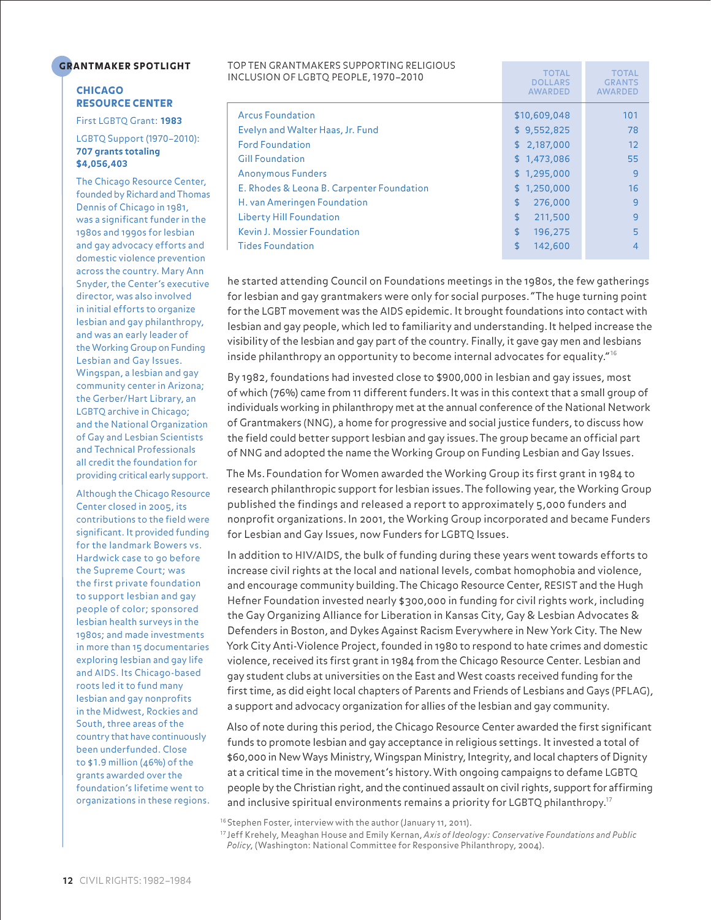## GRANTMAKER SPOTLIGHT

### CHICAGO RESOURCE CENTER

First LGBTQ Grant: **1983**

LGBTQ Support (1970–2010): **707 grants totaling $4,056,403**

The Chicago Resource Center, founded by Richard and Thomas Dennis of Chicago in 1981, was a significant funder in the 1980s and 1990s for lesbian and gay advocacy efforts and domestic violence prevention across the country. Mary Ann Snyder, the Center's executive director, was also involved in initial efforts to organize lesbian and gay philanthropy, and was an early leader of the Working Group on Funding Lesbian and Gay Issues. Wingspan, a lesbian and gay community center in Arizona; the Gerber/Hart Library, an LGBTQ archive in Chicago; and the National Organization of Gay and Lesbian Scientists and Technical Professionals all credit the foundation for providing critical early support.

Although the Chicago Resource Center closed in 2005, its contributions to the field were significant. It provided funding for the landmark Bowers vs. Hardwick case to go before the Supreme Court; was the first private foundation to support lesbian and gay people of color; sponsored lesbian health surveys in the 1980s; and made investments in more than 15 documentaries exploring lesbian and gay life and AIDS. Its Chicago-based roots led it to fund many lesbian and gay nonprofits in the Midwest, Rockies and South, three areas of the country that have continuously been underfunded. Close to $1.9 million (46%) of the grants awarded over the foundation's lifetime went to organizations in these regions.

| TOP TEN GRANTMAKERS SUPPORTING RELIGIOUS INCLUSION OF LGBTQ PEOPLE, 1970–2010 | TOTAL DOLLARS AWARDED | TOTAL GRANTS AWARDED |
|---|---|---|
| Arcus Foundation | $10,609,048 | 101 |
| Evelyn and Walter Haas, Jr. Fund | $ 9,552,825 | 78 |
| Ford Foundation | $ 2,187,000 | 12 |
| Gill Foundation | $ 1,473,086 | 55 |
| Anonymous Funders | $ 1,295,000 | 9 |
| E. Rhodes & Leona B. Carpenter Foundation | $ 1,250,000 | 16 |
| H. van Ameringen Foundation | $ 276,000 | 9 |
| Liberty Hill Foundation | $ 211,500 | 9 |
| Kevin J. Mossier Foundation | $ 196,275 | 5 |
| Tides Foundation | $ 142,600 | 4 |

he started attending Council on Foundations meetings in the 1980s, the few gatherings for lesbian and gay grantmakers were only for social purposes. "The huge turning point for the LGBT movement was the AIDS epidemic. It brought foundations into contact with lesbian and gay people, which led to familiarity and understanding. It helped increase the visibility of the lesbian and gay part of the country. Finally, it gave gay men and lesbians inside philanthropy an opportunity to become internal advocates for equality."[16]

By 1982, foundations had invested close to $900,000 in lesbian and gay issues, most of which (76%) came from 11 different funders. It was in this context that a small group of individuals working in philanthropy met at the annual conference of the National Network of Grantmakers (NNG), a home for progressive and social justice funders, to discuss how the field could better support lesbian and gay issues. The group became an official part of NNG and adopted the name the Working Group on Funding Lesbian and Gay Issues.

The Ms. Foundation for Women awarded the Working Group its first grant in 1984 to research philanthropic support for lesbian issues. The following year, the Working Group published the findings and released a report to approximately 5,000 funders and nonprofit organizations. In 2001, the Working Group incorporated and became Funders for Lesbian and Gay Issues, now Funders for LGBTQ Issues.

In addition to HIV/AIDS, the bulk of funding during these years went towards efforts to increase civil rights at the local and national levels, combat homophobia and violence, and encourage community building. The Chicago Resource Center, RESIST and the Hugh Hefner Foundation invested nearly $300,000 in funding for civil rights work, including the Gay Organizing Alliance for Liberation in Kansas City, Gay & Lesbian Advocates & Defenders in Boston, and Dykes Against Racism Everywhere in New York City. The New York City Anti-Violence Project, founded in 1980 to respond to hate crimes and domestic violence, received its first grant in 1984 from the Chicago Resource Center. Lesbian and gay student clubs at universities on the East and West coasts received funding for the first time, as did eight local chapters of Parents and Friends of Lesbians and Gays (PFLAG), a support and advocacy organization for allies of the lesbian and gay community.

Also of note during this period, the Chicago Resource Center awarded the first significant funds to promote lesbian and gay acceptance in religious settings. It invested a total of $60,000 in New Ways Ministry, Wingspan Ministry, Integrity, and local chapters of Dignity at a critical time in the movement's history. With ongoing campaigns to defame LGBTQ people by the Christian right, and the continued assault on civil rights, support for affirming and inclusive spiritual environments remains a priority for LGBTQ philanthropy.[17]

[16] Stephen Foster, interview with the author (January 11, 2011).

[17] Jeff Krehely, Meaghan House and Emily Kernan, *Axis of Ideology: Conservative Foundations and Public Policy*, (Washington: National Committee for Responsive Philanthropy, 2004).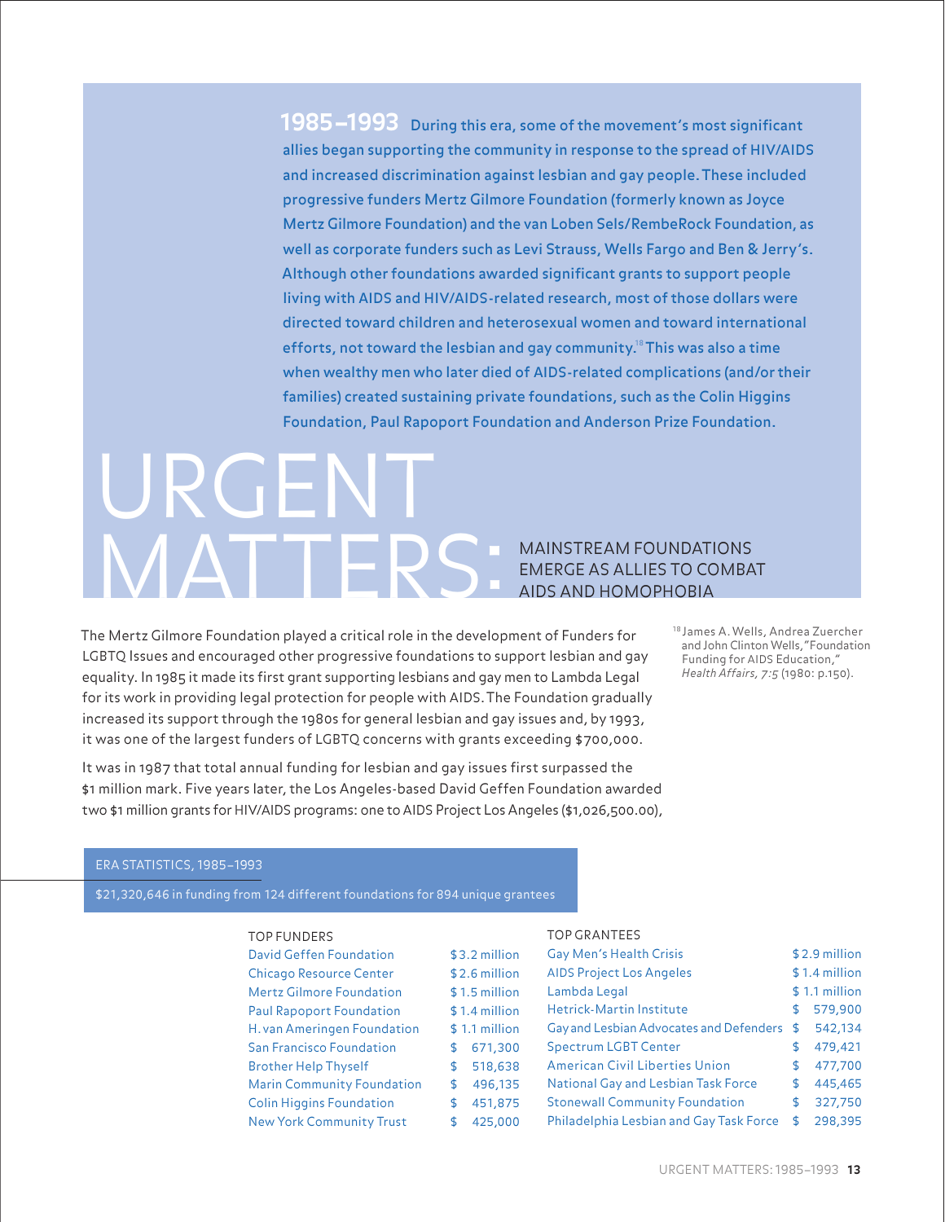**1985–1993** During this era, some of the movement's most significant allies began supporting the community in response to the spread of HIV/AIDS and increased discrimination against lesbian and gay people. These included progressive funders Mertz Gilmore Foundation (formerly known as Joyce Mertz Gilmore Foundation) and the van Loben Sels/RembeRock Foundation, as well as corporate funders such as Levi Strauss, Wells Fargo and Ben & Jerry's. Although other foundations awarded significant grants to support people living with AIDS and HIV/AIDS-related research, most of those dollars were directed toward children and heterosexual women and toward international efforts, not toward the lesbian and gay community.[18] This was also a time when wealthy men who later died of AIDS-related complications (and/or their families) created sustaining private foundations, such as the Colin Higgins Foundation, Paul Rapoport Foundation and Anderson Prize Foundation.

# URGENT MATTERS: MAINSTREAM FOUNDATIONS EMERGE AS ALLIES TO COMBAT AIDS AND HOMOPHOBIA

The Mertz Gilmore Foundation played a critical role in the development of Funders for LGBTQ Issues and encouraged other progressive foundations to support lesbian and gay equality. In 1985 it made its first grant supporting lesbians and gay men to Lambda Legal for its work in providing legal protection for people with AIDS. The Foundation gradually increased its support through the 1980s for general lesbian and gay issues and, by 1993, it was one of the largest funders of LGBTQ concerns with grants exceeding $700,000.

It was in 1987 that total annual funding for lesbian and gay issues first surpassed the $1 million mark. Five years later, the Los Angeles-based David Geffen Foundation awarded two $1 million grants for HIV/AIDS programs: one to AIDS Project Los Angeles ($1,026,500.00),

[18] James A. Wells, Andrea Zuercher and John Clinton Wells, "Foundation Funding for AIDS Education," *Health Affairs, 7:5* (1980: p.150).

ERA STATISTICS, 1985–1993

$21,320,646 in funding from 124 different foundations for 894 unique grantees

| TOP FUNDERS | |
|---|---|
| David Geffen Foundation | $3.2 million |
| Chicago Resource Center | $2.6 million |
| Mertz Gilmore Foundation | $1.5 million |
| Paul Rapoport Foundation | $1.4 million |
| H. van Ameringen Foundation | $1.1 million |
| San Francisco Foundation | $ 671,300 |
| Brother Help Thyself | $ 518,638 |
| Marin Community Foundation | $ 496,135 |
| Colin Higgins Foundation | $ 451,875 |
| New York Community Trust | $ 425,000 |

| TOP GRANTEES | |
|---|---|
| Gay Men's Health Crisis | $2.9 million |
| AIDS Project Los Angeles | $1.4 million |
| Lambda Legal | $1.1 million |
| Hetrick-Martin Institute | $ 579,900 |
| Gay and Lesbian Advocates and Defenders | $ 542,134 |
| Spectrum LGBT Center | $ 479,421 |
| American Civil Liberties Union | $ 477,700 |
| National Gay and Lesbian Task Force | $ 445,465 |
| Stonewall Community Foundation | $ 327,750 |
| Philadelphia Lesbian and Gay Task Force | $ 298,395 |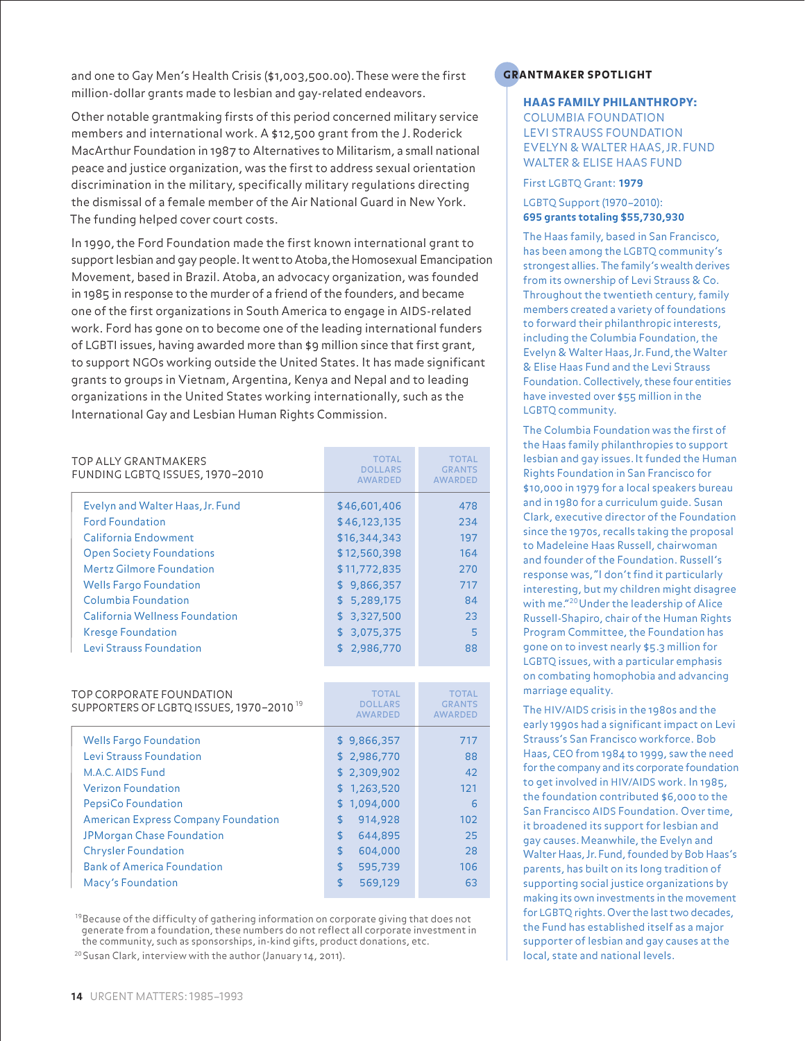and one to Gay Men's Health Crisis ($1,003,500.00). These were the first million-dollar grants made to lesbian and gay-related endeavors.

Other notable grantmaking firsts of this period concerned military service members and international work. A $12,500 grant from the J. Roderick MacArthur Foundation in 1987 to Alternatives to Militarism, a small national peace and justice organization, was the first to address sexual orientation discrimination in the military, specifically military regulations directing the dismissal of a female member of the Air National Guard in New York. The funding helped cover court costs.

In 1990, the Ford Foundation made the first known international grant to support lesbian and gay people. It went to Atoba, the Homosexual Emancipation Movement, based in Brazil. Atoba, an advocacy organization, was founded in 1985 in response to the murder of a friend of the founders, and became one of the first organizations in South America to engage in AIDS-related work. Ford has gone on to become one of the leading international funders of LGBTI issues, having awarded more than $9 million since that first grant, to support NGOs working outside the United States. It has made significant grants to groups in Vietnam, Argentina, Kenya and Nepal and to leading organizations in the United States working internationally, such as the International Gay and Lesbian Human Rights Commission.

| TOP ALLY GRANTMAKERS FUNDING LGBTQ ISSUES, 1970–2010 | TOTAL DOLLARS AWARDED | TOTAL GRANTS AWARDED |
|---|---|---|
| Evelyn and Walter Haas, Jr. Fund | $46,601,406 | 478 |
| Ford Foundation | $46,123,135 | 234 |
| California Endowment | $16,344,343 | 197 |
| Open Society Foundations | $12,560,398 | 164 |
| Mertz Gilmore Foundation | $11,772,835 | 270 |
| Wells Fargo Foundation | $ 9,866,357 | 717 |
| Columbia Foundation | $ 5,289,175 | 84 |
| California Wellness Foundation | $ 3,327,500 | 23 |
| Kresge Foundation | $ 3,075,375 | 5 |
| Levi Strauss Foundation | $ 2,986,770 | 88 |

| TOP CORPORATE FOUNDATION SUPPORTERS OF LGBTQ ISSUES, 1970–2010[19] | TOTAL DOLLARS AWARDED | TOTAL GRANTS AWARDED |
|---|---|---|
| Wells Fargo Foundation | $ 9,866,357 | 717 |
| Levi Strauss Foundation | $ 2,986,770 | 88 |
| M.A.C. AIDS Fund | $ 2,309,902 | 42 |
| Verizon Foundation | $ 1,263,520 | 121 |
| PepsiCo Foundation | $ 1,094,000 | 6 |
| American Express Company Foundation | $ 914,928 | 102 |
| JPMorgan Chase Foundation | $ 644,895 | 25 |
| Chrysler Foundation | $ 604,000 | 28 |
| Bank of America Foundation | $ 595,739 | 106 |
| Macy's Foundation | $ 569,129 | 63 |

[19]Because of the difficulty of gathering information on corporate giving that does not generate from a foundation, these numbers do not reflect all corporate investment in the community, such as sponsorships, in-kind gifts, product donations, etc.

[20]Susan Clark, interview with the author (January 14, 2011).

## GRANTMAKER SPOTLIGHT

### HAAS FAMILY PHILANTHROPY:
COLUMBIA FOUNDATION
LEVI STRAUSS FOUNDATION
EVELYN & WALTER HAAS, JR. FUND
WALTER & ELISE HAAS FUND

First LGBTQ Grant: **1979**

LGBTQ Support (1970–2010):
**695 grants totaling $55,730,930**

The Haas family, based in San Francisco, has been among the LGBTQ community's strongest allies. The family's wealth derives from its ownership of Levi Strauss & Co. Throughout the twentieth century, family members created a variety of foundations to forward their philanthropic interests, including the Columbia Foundation, the Evelyn & Walter Haas, Jr. Fund, the Walter & Elise Haas Fund and the Levi Strauss Foundation. Collectively, these four entities have invested over $55 million in the LGBTQ community.

The Columbia Foundation was the first of the Haas family philanthropies to support lesbian and gay issues. It funded the Human Rights Foundation in San Francisco for $10,000 in 1979 for a local speakers bureau and in 1980 for a curriculum guide. Susan Clark, executive director of the Foundation since the 1970s, recalls taking the proposal to Madeleine Haas Russell, chairwoman and founder of the Foundation. Russell's response was, "I don't find it particularly interesting, but my children might disagree with me."[20] Under the leadership of Alice Russell-Shapiro, chair of the Human Rights Program Committee, the Foundation has gone on to invest nearly $5.3 million for LGBTQ issues, with a particular emphasis on combating homophobia and advancing marriage equality.

The HIV/AIDS crisis in the 1980s and the early 1990s had a significant impact on Levi Strauss's San Francisco workforce. Bob Haas, CEO from 1984 to 1999, saw the need for the company and its corporate foundation to get involved in HIV/AIDS work. In 1985, the foundation contributed $6,000 to the San Francisco AIDS Foundation. Over time, it broadened its support for lesbian and gay causes. Meanwhile, the Evelyn and Walter Haas, Jr. Fund, founded by Bob Haas's parents, has built on its long tradition of supporting social justice organizations by making its own investments in the movement for LGBTQ rights. Over the last two decades, the Fund has established itself as a major supporter of lesbian and gay causes at the local, state and national levels.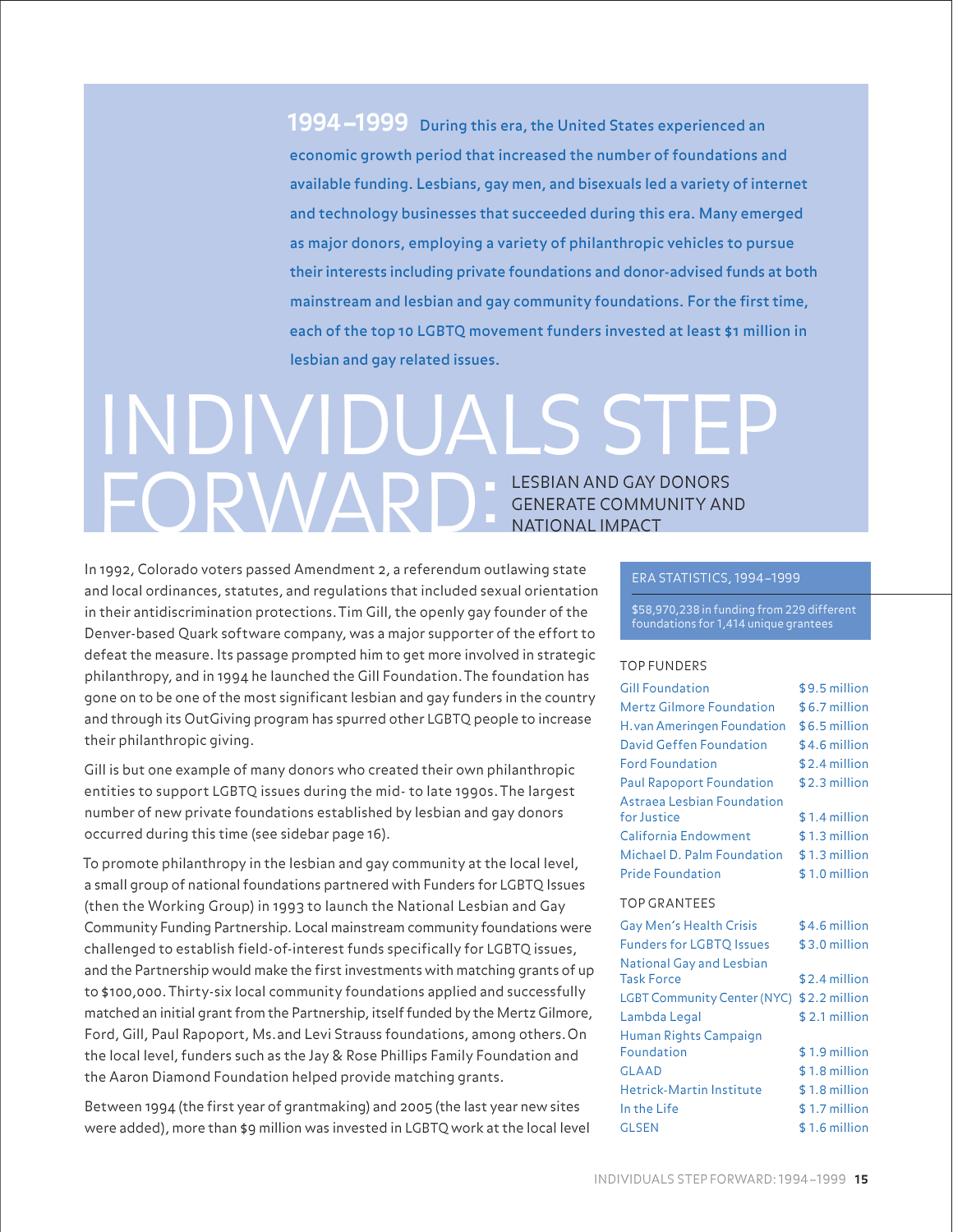**1994–1999** During this era, the United States experienced an economic growth period that increased the number of foundations and available funding. Lesbians, gay men, and bisexuals led a variety of internet and technology businesses that succeeded during this era. Many emerged as major donors, employing a variety of philanthropic vehicles to pursue their interests including private foundations and donor-advised funds at both mainstream and lesbian and gay community foundations. For the first time, each of the top 10 LGBTQ movement funders invested at least $1 million in lesbian and gay related issues.

# INDIVIDUALS STEP FORWARD: LESBIAN AND GAY DONORS GENERATE COMMUNITY AND NATIONAL IMPACT

In 1992, Colorado voters passed Amendment 2, a referendum outlawing state and local ordinances, statutes, and regulations that included sexual orientation in their antidiscrimination protections. Tim Gill, the openly gay founder of the Denver-based Quark software company, was a major supporter of the effort to defeat the measure. Its passage prompted him to get more involved in strategic philanthropy, and in 1994 he launched the Gill Foundation. The foundation has gone on to be one of the most significant lesbian and gay funders in the country and through its OutGiving program has spurred other LGBTQ people to increase their philanthropic giving.

Gill is but one example of many donors who created their own philanthropic entities to support LGBTQ issues during the mid- to late 1990s. The largest number of new private foundations established by lesbian and gay donors occurred during this time (see sidebar page 16).

To promote philanthropy in the lesbian and gay community at the local level, a small group of national foundations partnered with Funders for LGBTQ Issues (then the Working Group) in 1993 to launch the National Lesbian and Gay Community Funding Partnership. Local mainstream community foundations were challenged to establish field-of-interest funds specifically for LGBTQ issues, and the Partnership would make the first investments with matching grants of up to $100,000. Thirty-six local community foundations applied and successfully matched an initial grant from the Partnership, itself funded by the Mertz Gilmore, Ford, Gill, Paul Rapoport, Ms. and Levi Strauss foundations, among others. On the local level, funders such as the Jay & Rose Phillips Family Foundation and the Aaron Diamond Foundation helped provide matching grants.

Between 1994 (the first year of grantmaking) and 2005 (the last year new sites were added), more than $9 million was invested in LGBTQ work at the local level

## ERA STATISTICS, 1994–1999

$58,970,238 in funding from 229 different foundations for 1,414 unique grantees

### TOP FUNDERS

| Funder | Amount |
|---|---|
| Gill Foundation | $9.5 million |
| Mertz Gilmore Foundation | $6.7 million |
| H. van Ameringen Foundation | $6.5 million |
| David Geffen Foundation | $4.6 million |
| Ford Foundation | $2.4 million |
| Paul Rapoport Foundation | $2.3 million |
| Astraea Lesbian Foundation for Justice | $1.4 million |
| California Endowment | $1.3 million |
| Michael D. Palm Foundation | $1.3 million |
| Pride Foundation | $1.0 million |

### TOP GRANTEES

| Grantee | Amount |
|---|---|
| Gay Men's Health Crisis | $4.6 million |
| Funders for LGBTQ Issues | $3.0 million |
| National Gay and Lesbian Task Force | $2.4 million |
| LGBT Community Center (NYC) | $2.2 million |
| Lambda Legal | $2.1 million |
| Human Rights Campaign Foundation | $1.9 million |
| GLAAD | $1.8 million |
| Hetrick-Martin Institute | $1.8 million |
| In the Life | $1.7 million |
| GLSEN | $1.6 million |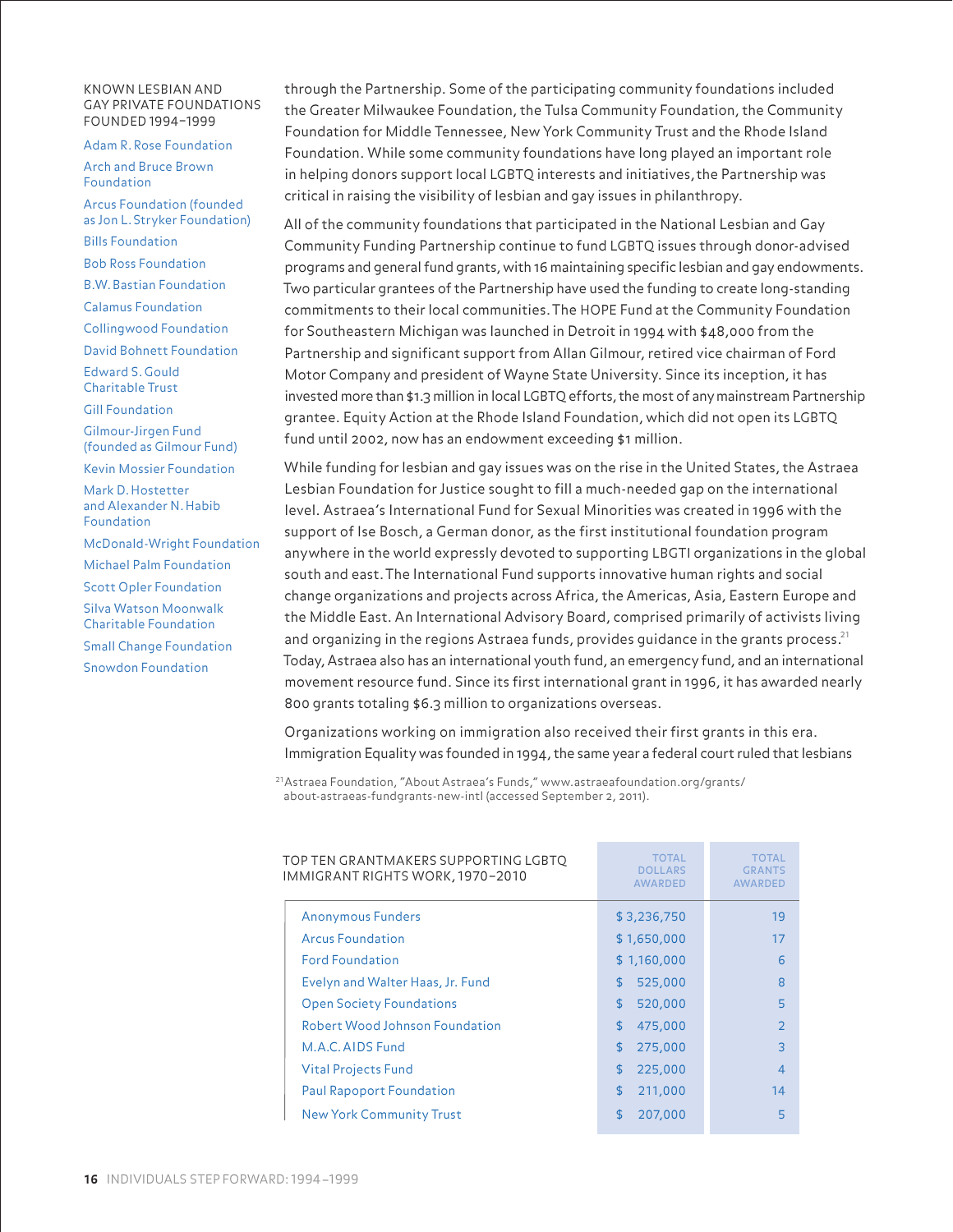### KNOWN LESBIAN AND GAY PRIVATE FOUNDATIONS FOUNDED 1994–1999

- Adam R. Rose Foundation
- Arch and Bruce Brown Foundation
- Arcus Foundation (founded as Jon L. Stryker Foundation)
- Bills Foundation
- Bob Ross Foundation
- B.W. Bastian Foundation
- Calamus Foundation
- Collingwood Foundation
- David Bohnett Foundation
- Edward S. Gould Charitable Trust
- Gill Foundation
- Gilmour-Jirgen Fund (founded as Gilmour Fund)
- Kevin Mossier Foundation
- Mark D. Hostetter and Alexander N. Habib Foundation
- McDonald-Wright Foundation
- Michael Palm Foundation
- Scott Opler Foundation
- Silva Watson Moonwalk Charitable Foundation
- Small Change Foundation
- Snowdon Foundation

through the Partnership. Some of the participating community foundations included the Greater Milwaukee Foundation, the Tulsa Community Foundation, the Community Foundation for Middle Tennessee, New York Community Trust and the Rhode Island Foundation. While some community foundations have long played an important role in helping donors support local LGBTQ interests and initiatives, the Partnership was critical in raising the visibility of lesbian and gay issues in philanthropy.

All of the community foundations that participated in the National Lesbian and Gay Community Funding Partnership continue to fund LGBTQ issues through donor-advised programs and general fund grants, with 16 maintaining specific lesbian and gay endowments. Two particular grantees of the Partnership have used the funding to create long-standing commitments to their local communities. The HOPE Fund at the Community Foundation for Southeastern Michigan was launched in Detroit in 1994 with $48,000 from the Partnership and significant support from Allan Gilmour, retired vice chairman of Ford Motor Company and president of Wayne State University. Since its inception, it has invested more than $1.3 million in local LGBTQ efforts, the most of any mainstream Partnership grantee. Equity Action at the Rhode Island Foundation, which did not open its LGBTQ fund until 2002, now has an endowment exceeding $1 million.

While funding for lesbian and gay issues was on the rise in the United States, the Astraea Lesbian Foundation for Justice sought to fill a much-needed gap on the international level. Astraea's International Fund for Sexual Minorities was created in 1996 with the support of Ise Bosch, a German donor, as the first institutional foundation program anywhere in the world expressly devoted to supporting LBGTI organizations in the global south and east. The International Fund supports innovative human rights and social change organizations and projects across Africa, the Americas, Asia, Eastern Europe and the Middle East. An International Advisory Board, comprised primarily of activists living and organizing in the regions Astraea funds, provides guidance in the grants process.[21] Today, Astraea also has an international youth fund, an emergency fund, and an international movement resource fund. Since its first international grant in 1996, it has awarded nearly 800 grants totaling $6.3 million to organizations overseas.

Organizations working on immigration also received their first grants in this era. Immigration Equality was founded in 1994, the same year a federal court ruled that lesbians

[21] Astraea Foundation, "About Astraea's Funds," www.astraeafoundation.org/grants/about-astraeas-fundgrants-new-intl (accessed September 2, 2011).

| TOP TEN GRANTMAKERS SUPPORTING LGBTQ IMMIGRANT RIGHTS WORK, 1970–2010 | TOTAL DOLLARS AWARDED | TOTAL GRANTS AWARDED |
|---|---|---|
| Anonymous Funders | $ 3,236,750 | 19 |
| Arcus Foundation | $ 1,650,000 | 17 |
| Ford Foundation | $ 1,160,000 | 6 |
| Evelyn and Walter Haas, Jr. Fund | $ 525,000 | 8 |
| Open Society Foundations | $ 520,000 | 5 |
| Robert Wood Johnson Foundation | $ 475,000 | 2 |
| M.A.C. AIDS Fund | $ 275,000 | 3 |
| Vital Projects Fund | $ 225,000 | 4 |
| Paul Rapoport Foundation | $ 211,000 | 14 |
| New York Community Trust | $ 207,000 | 5 |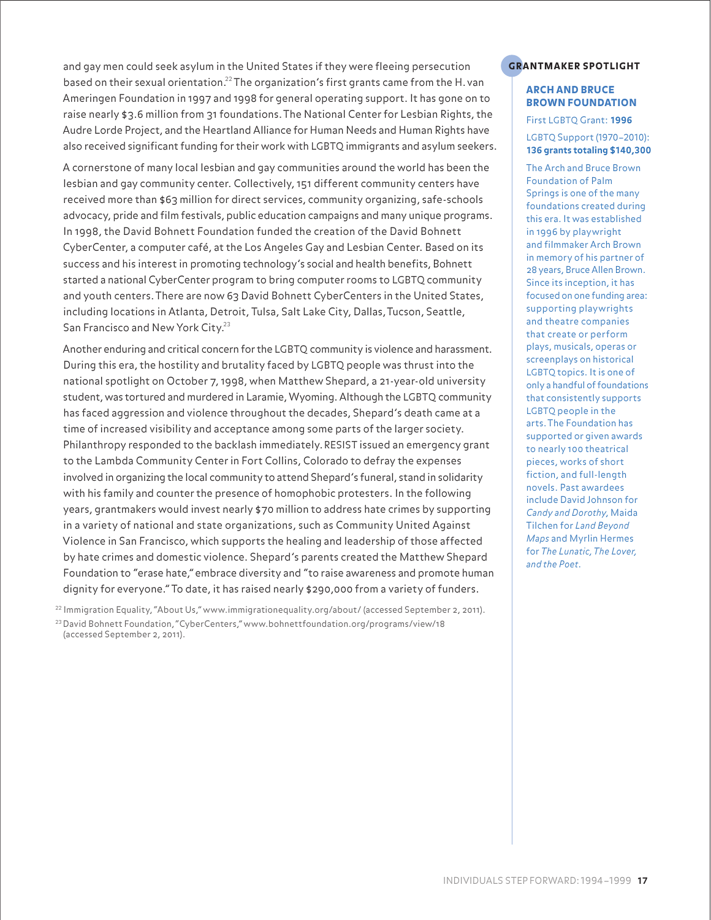and gay men could seek asylum in the United States if they were fleeing persecution based on their sexual orientation.[22] The organization's first grants came from the H. van Ameringen Foundation in 1997 and 1998 for general operating support. It has gone on to raise nearly $3.6 million from 31 foundations. The National Center for Lesbian Rights, the Audre Lorde Project, and the Heartland Alliance for Human Needs and Human Rights have also received significant funding for their work with LGBTQ immigrants and asylum seekers.

A cornerstone of many local lesbian and gay communities around the world has been the lesbian and gay community center. Collectively, 151 different community centers have received more than $63 million for direct services, community organizing, safe-schools advocacy, pride and film festivals, public education campaigns and many unique programs. In 1998, the David Bohnett Foundation funded the creation of the David Bohnett CyberCenter, a computer café, at the Los Angeles Gay and Lesbian Center. Based on its success and his interest in promoting technology's social and health benefits, Bohnett started a national CyberCenter program to bring computer rooms to LGBTQ community and youth centers. There are now 63 David Bohnett CyberCenters in the United States, including locations in Atlanta, Detroit, Tulsa, Salt Lake City, Dallas, Tucson, Seattle, San Francisco and New York City.[23]

Another enduring and critical concern for the LGBTQ community is violence and harassment. During this era, the hostility and brutality faced by LGBTQ people was thrust into the national spotlight on October 7, 1998, when Matthew Shepard, a 21-year-old university student, was tortured and murdered in Laramie, Wyoming. Although the LGBTQ community has faced aggression and violence throughout the decades, Shepard's death came at a time of increased visibility and acceptance among some parts of the larger society. Philanthropy responded to the backlash immediately. RESIST issued an emergency grant to the Lambda Community Center in Fort Collins, Colorado to defray the expenses involved in organizing the local community to attend Shepard's funeral, stand in solidarity with his family and counter the presence of homophobic protesters. In the following years, grantmakers would invest nearly $70 million to address hate crimes by supporting in a variety of national and state organizations, such as Community United Against Violence in San Francisco, which supports the healing and leadership of those affected by hate crimes and domestic violence. Shepard's parents created the Matthew Shepard Foundation to "erase hate," embrace diversity and "to raise awareness and promote human dignity for everyone." To date, it has raised nearly $290,000 from a variety of funders.

[22] Immigration Equality, "About Us," www.immigrationequality.org/about/ (accessed September 2, 2011).

[23] David Bohnett Foundation, "CyberCenters," www.bohnettfoundation.org/programs/view/18 (accessed September 2, 2011).

## GRANTMAKER SPOTLIGHT

### ARCH AND BRUCE BROWN FOUNDATION

First LGBTQ Grant: **1996**

LGBTQ Support (1970–2010): **136 grants totaling $140,300**

The Arch and Bruce Brown Foundation of Palm Springs is one of the many foundations created during this era. It was established in 1996 by playwright and filmmaker Arch Brown in memory of his partner of 28 years, Bruce Allen Brown. Since its inception, it has focused on one funding area: supporting playwrights and theatre companies that create or perform plays, musicals, operas or screenplays on historical LGBTQ topics. It is one of only a handful of foundations that consistently supports LGBTQ people in the arts. The Foundation has supported or given awards to nearly 100 theatrical pieces, works of short fiction, and full-length novels. Past awardees include David Johnson for *Candy and Dorothy*, Maida Tilchen for *Land Beyond Maps* and Myrlin Hermes for *The Lunatic, The Lover, and the Poet*.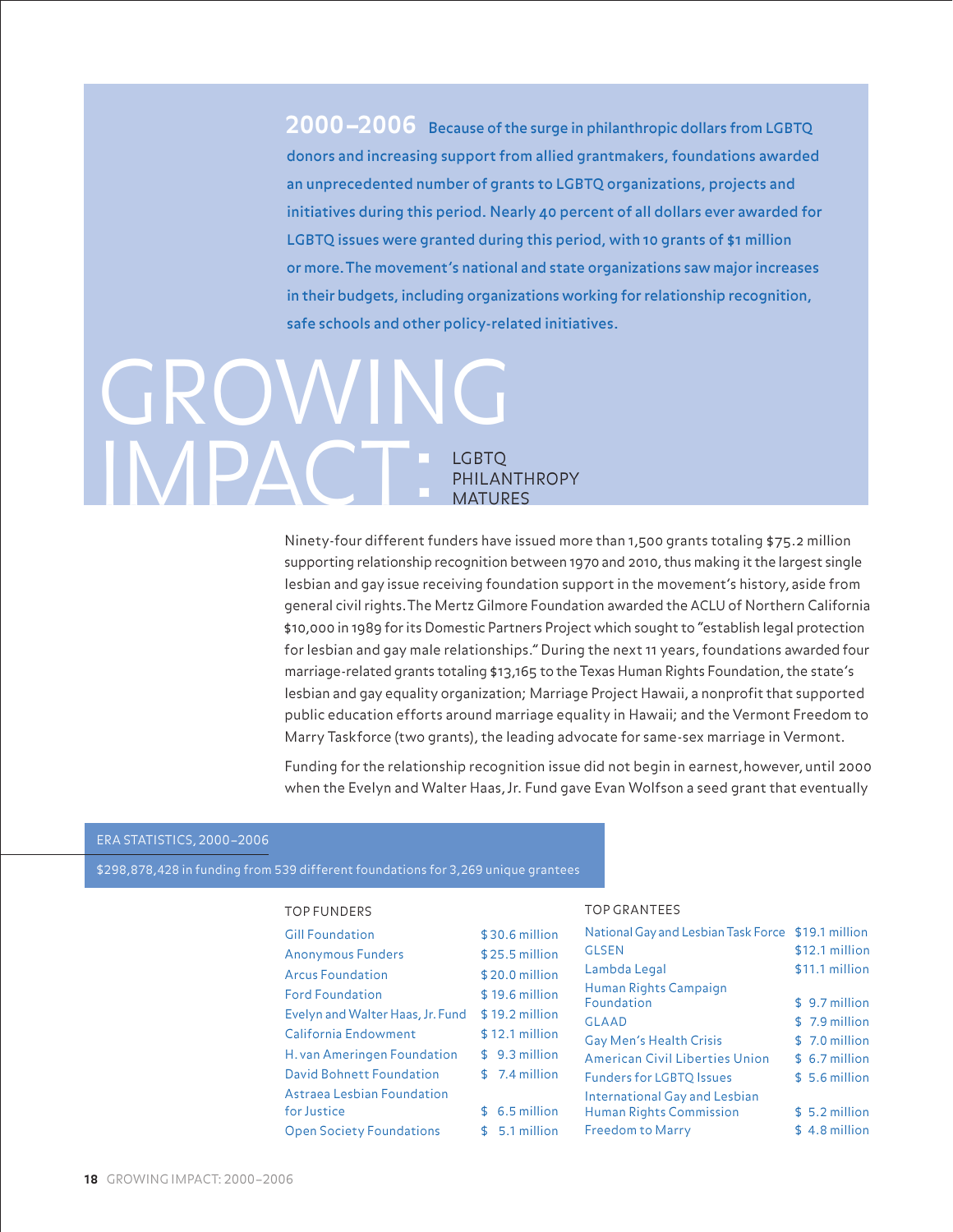**2000–2006** Because of the surge in philanthropic dollars from LGBTQ donors and increasing support from allied grantmakers, foundations awarded an unprecedented number of grants to LGBTQ organizations, projects and initiatives during this period. Nearly 40 percent of all dollars ever awarded for LGBTQ issues were granted during this period, with 10 grants of $1 million or more. The movement's national and state organizations saw major increases in their budgets, including organizations working for relationship recognition, safe schools and other policy-related initiatives.

# GROWING IMPACT: LGBTQ PHILANTHROPY MATURES

Ninety-four different funders have issued more than 1,500 grants totaling $75.2 million supporting relationship recognition between 1970 and 2010, thus making it the largest single lesbian and gay issue receiving foundation support in the movement's history, aside from general civil rights. The Mertz Gilmore Foundation awarded the ACLU of Northern California $10,000 in 1989 for its Domestic Partners Project which sought to "establish legal protection for lesbian and gay male relationships." During the next 11 years, foundations awarded four marriage-related grants totaling $13,165 to the Texas Human Rights Foundation, the state's lesbian and gay equality organization; Marriage Project Hawaii, a nonprofit that supported public education efforts around marriage equality in Hawaii; and the Vermont Freedom to Marry Taskforce (two grants), the leading advocate for same-sex marriage in Vermont.

Funding for the relationship recognition issue did not begin in earnest, however, until 2000 when the Evelyn and Walter Haas, Jr. Fund gave Evan Wolfson a seed grant that eventually

## ERA STATISTICS, 2000–2006

$298,878,428 in funding from 539 different foundations for 3,269 unique grantees

### TOP FUNDERS

| Funder | Amount |
|---|---|
| Gill Foundation | $30.6 million |
| Anonymous Funders | $25.5 million |
| Arcus Foundation | $20.0 million |
| Ford Foundation | $19.6 million |
| Evelyn and Walter Haas, Jr. Fund | $19.2 million |
| California Endowment | $12.1 million |
| H. van Ameringen Foundation | $9.3 million |
| David Bohnett Foundation | $7.4 million |
| Astraea Lesbian Foundation for Justice | $6.5 million |
| Open Society Foundations | $5.1 million |

### TOP GRANTEES

| Grantee | Amount |
|---|---|
| National Gay and Lesbian Task Force | $19.1 million |
| GLSEN | $12.1 million |
| Lambda Legal | $11.1 million |
| Human Rights Campaign Foundation | $9.7 million |
| GLAAD | $7.9 million |
| Gay Men's Health Crisis | $7.0 million |
| American Civil Liberties Union | $6.7 million |
| Funders for LGBTQ Issues | $5.6 million |
| International Gay and Lesbian Human Rights Commission | $5.2 million |
| Freedom to Marry | $4.8 million |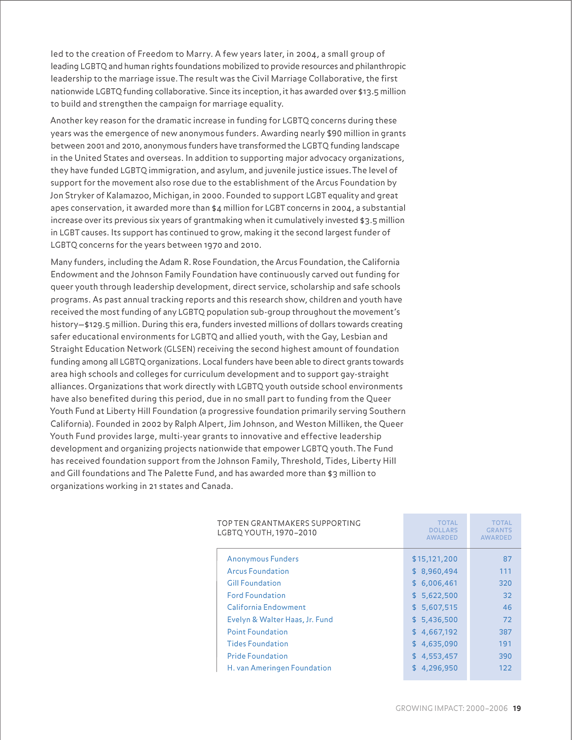led to the creation of Freedom to Marry. A few years later, in 2004, a small group of leading LGBTQ and human rights foundations mobilized to provide resources and philanthropic leadership to the marriage issue. The result was the Civil Marriage Collaborative, the first nationwide LGBTQ funding collaborative. Since its inception, it has awarded over $13.5 million to build and strengthen the campaign for marriage equality.

Another key reason for the dramatic increase in funding for LGBTQ concerns during these years was the emergence of new anonymous funders. Awarding nearly $90 million in grants between 2001 and 2010, anonymous funders have transformed the LGBTQ funding landscape in the United States and overseas. In addition to supporting major advocacy organizations, they have funded LGBTQ immigration, and asylum, and juvenile justice issues. The level of support for the movement also rose due to the establishment of the Arcus Foundation by Jon Stryker of Kalamazoo, Michigan, in 2000. Founded to support LGBT equality and great apes conservation, it awarded more than $4 million for LGBT concerns in 2004, a substantial increase over its previous six years of grantmaking when it cumulatively invested $3.5 million in LGBT causes. Its support has continued to grow, making it the second largest funder of LGBTQ concerns for the years between 1970 and 2010.

Many funders, including the Adam R. Rose Foundation, the Arcus Foundation, the California Endowment and the Johnson Family Foundation have continuously carved out funding for queer youth through leadership development, direct service, scholarship and safe schools programs. As past annual tracking reports and this research show, children and youth have received the most funding of any LGBTQ population sub-group throughout the movement's history—$129.5 million. During this era, funders invested millions of dollars towards creating safer educational environments for LGBTQ and allied youth, with the Gay, Lesbian and Straight Education Network (GLSEN) receiving the second highest amount of foundation funding among all LGBTQ organizations. Local funders have been able to direct grants towards area high schools and colleges for curriculum development and to support gay-straight alliances. Organizations that work directly with LGBTQ youth outside school environments have also benefited during this period, due in no small part to funding from the Queer Youth Fund at Liberty Hill Foundation (a progressive foundation primarily serving Southern California). Founded in 2002 by Ralph Alpert, Jim Johnson, and Weston Milliken, the Queer Youth Fund provides large, multi-year grants to innovative and effective leadership development and organizing projects nationwide that empower LGBTQ youth. The Fund has received foundation support from the Johnson Family, Threshold, Tides, Liberty Hill and Gill foundations and The Palette Fund, and has awarded more than $3 million to organizations working in 21 states and Canada.

| TOP TEN GRANTMAKERS SUPPORTING LGBTQ YOUTH, 1970–2010 | TOTAL DOLLARS AWARDED | TOTAL GRANTS AWARDED |
|---|---|---|
| Anonymous Funders | $15,121,200 | 87 |
| Arcus Foundation | $ 8,960,494 | 111 |
| Gill Foundation | $ 6,006,461 | 320 |
| Ford Foundation | $ 5,622,500 | 32 |
| California Endowment | $ 5,607,515 | 46 |
| Evelyn & Walter Haas, Jr. Fund | $ 5,436,500 | 72 |
| Point Foundation | $ 4,667,192 | 387 |
| Tides Foundation | $ 4,635,090 | 191 |
| Pride Foundation | $ 4,553,457 | 390 |
| H. van Ameringen Foundation | $ 4,296,950 | 122 |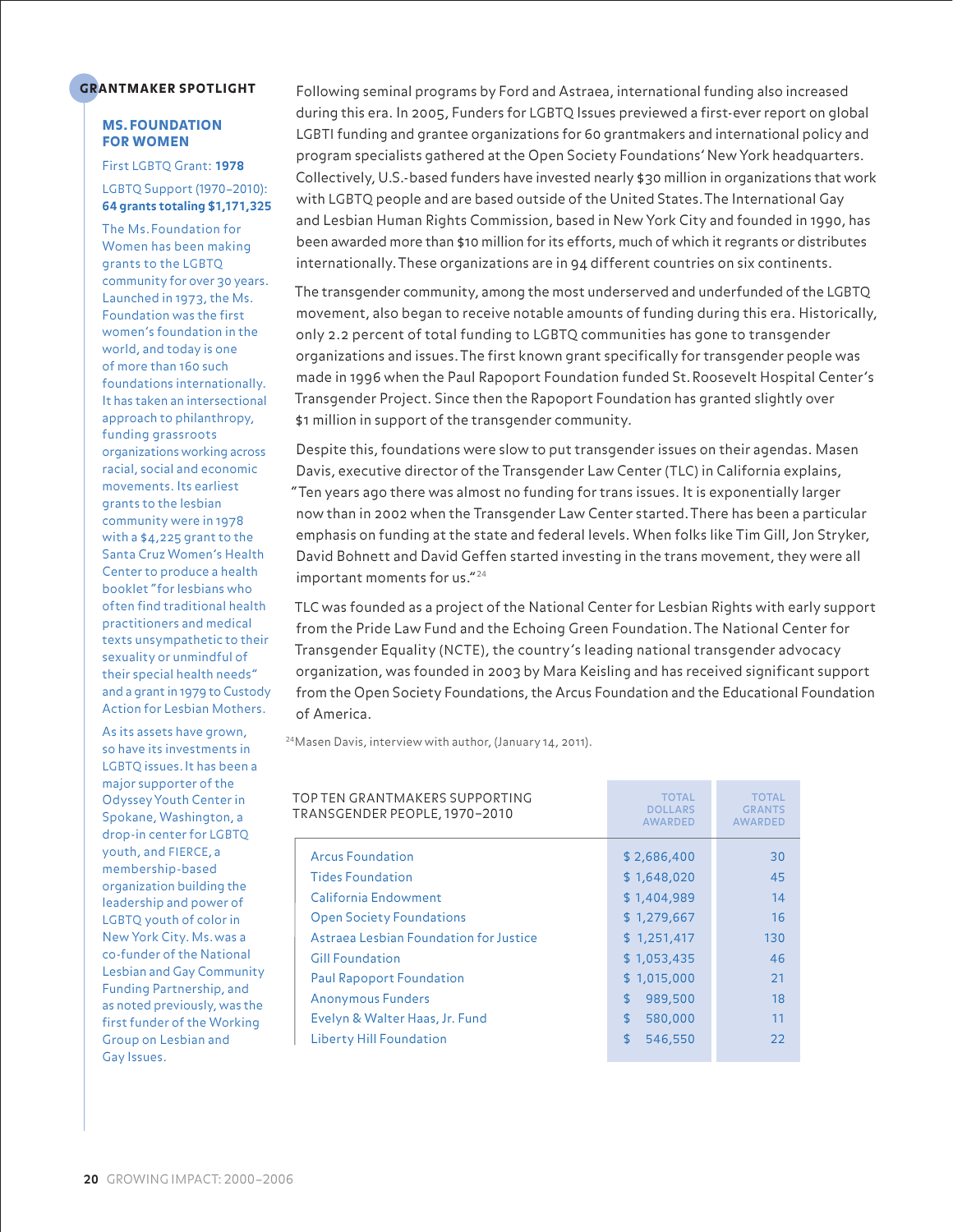Following seminal programs by Ford and Astraea, international funding also increased during this era. In 2005, Funders for LGBTQ Issues previewed a first-ever report on global LGBTI funding and grantee organizations for 60 grantmakers and international policy and program specialists gathered at the Open Society Foundations' New York headquarters. Collectively, U.S.-based funders have invested nearly $30 million in organizations that work with LGBTQ people and are based outside of the United States. The International Gay and Lesbian Human Rights Commission, based in New York City and founded in 1990, has been awarded more than $10 million for its efforts, much of which it regrants or distributes internationally. These organizations are in 94 different countries on six continents.

The transgender community, among the most underserved and underfunded of the LGBTQ movement, also began to receive notable amounts of funding during this era. Historically, only 2.2 percent of total funding to LGBTQ communities has gone to transgender organizations and issues. The first known grant specifically for transgender people was made in 1996 when the Paul Rapoport Foundation funded St. Roosevelt Hospital Center's Transgender Project. Since then the Rapoport Foundation has granted slightly over $1 million in support of the transgender community.

Despite this, foundations were slow to put transgender issues on their agendas. Masen Davis, executive director of the Transgender Law Center (TLC) in California explains, "Ten years ago there was almost no funding for trans issues. It is exponentially larger now than in 2002 when the Transgender Law Center started. There has been a particular emphasis on funding at the state and federal levels. When folks like Tim Gill, Jon Stryker, David Bohnett and David Geffen started investing in the trans movement, they were all important moments for us."[24]

TLC was founded as a project of the National Center for Lesbian Rights with early support from the Pride Law Fund and the Echoing Green Foundation. The National Center for Transgender Equality (NCTE), the country's leading national transgender advocacy organization, was founded in 2003 by Mara Keisling and has received significant support from the Open Society Foundations, the Arcus Foundation and the Educational Foundation of America.

[24]Masen Davis, interview with author, (January 14, 2011).

| TOP TEN GRANTMAKERS SUPPORTING TRANSGENDER PEOPLE, 1970–2010 | TOTAL DOLLARS AWARDED | TOTAL GRANTS AWARDED |
|---|---|---|
| Arcus Foundation | $ 2,686,400 | 30 |
| Tides Foundation | $ 1,648,020 | 45 |
| California Endowment | $ 1,404,989 | 14 |
| Open Society Foundations | $ 1,279,667 | 16 |
| Astraea Lesbian Foundation for Justice | $ 1,251,417 | 130 |
| Gill Foundation | $ 1,053,435 | 46 |
| Paul Rapoport Foundation | $ 1,015,000 | 21 |
| Anonymous Funders | $ 989,500 | 18 |
| Evelyn & Walter Haas, Jr. Fund | $ 580,000 | 11 |
| Liberty Hill Foundation | $ 546,550 | 22 |

## GRANTMAKER SPOTLIGHT

### MS. FOUNDATION FOR WOMEN

First LGBTQ Grant: **1978**

LGBTQ Support (1970–2010): **64 grants totaling $1,171,325**

The Ms. Foundation for Women has been making grants to the LGBTQ community for over 30 years. Launched in 1973, the Ms. Foundation was the first women's foundation in the world, and today is one of more than 160 such foundations internationally. It has taken an intersectional approach to philanthropy, funding grassroots organizations working across racial, social and economic movements. Its earliest grants to the lesbian community were in 1978 with a $4,225 grant to the Santa Cruz Women's Health Center to produce a health booklet "for lesbians who often find traditional health practitioners and medical texts unsympathetic to their sexuality or unmindful of their special health needs" and a grant in 1979 to Custody Action for Lesbian Mothers.

As its assets have grown, so have its investments in LGBTQ issues. It has been a major supporter of the Odyssey Youth Center in Spokane, Washington, a drop-in center for LGBTQ youth, and FIERCE, a membership-based organization building the leadership and power of LGBTQ youth of color in New York City. Ms. was a co-funder of the National Lesbian and Gay Community Funding Partnership, and as noted previously, was the first funder of the Working Group on Lesbian and Gay Issues.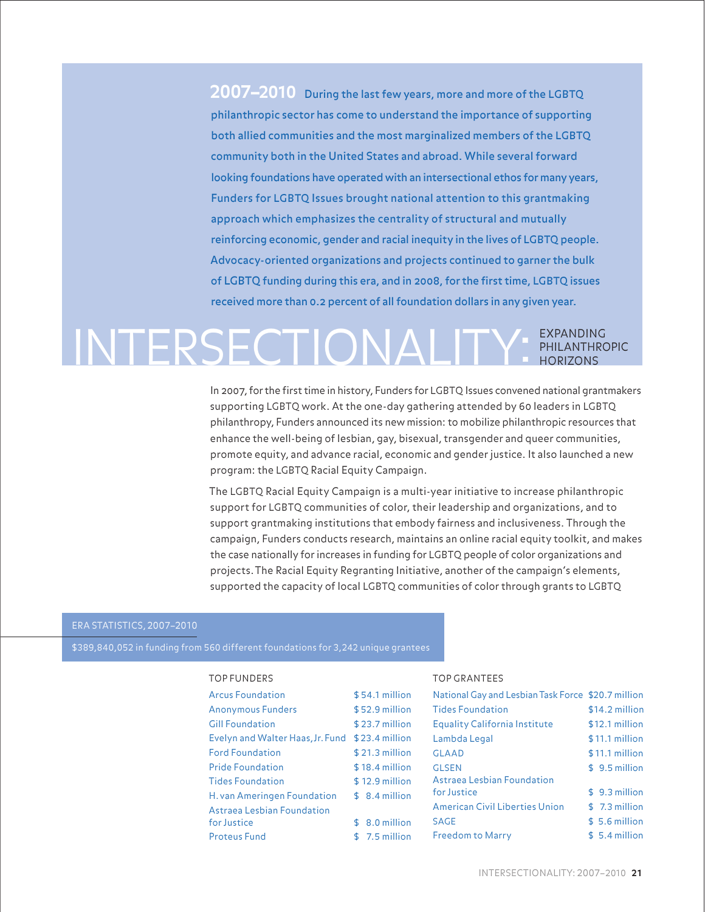**2007–2010** During the last few years, more and more of the LGBTQ philanthropic sector has come to understand the importance of supporting both allied communities and the most marginalized members of the LGBTQ community both in the United States and abroad. While several forward looking foundations have operated with an intersectional ethos for many years, Funders for LGBTQ Issues brought national attention to this grantmaking approach which emphasizes the centrality of structural and mutually reinforcing economic, gender and racial inequity in the lives of LGBTQ people. Advocacy-oriented organizations and projects continued to garner the bulk of LGBTQ funding during this era, and in 2008, for the first time, LGBTQ issues received more than 0.2 percent of all foundation dollars in any given year.

# INTERSECTIONALITY: EXPANDING PHILANTHROPIC HORIZONS

In 2007, for the first time in history, Funders for LGBTQ Issues convened national grantmakers supporting LGBTQ work. At the one-day gathering attended by 60 leaders in LGBTQ philanthropy, Funders announced its new mission: to mobilize philanthropic resources that enhance the well-being of lesbian, gay, bisexual, transgender and queer communities, promote equity, and advance racial, economic and gender justice. It also launched a new program: the LGBTQ Racial Equity Campaign.

The LGBTQ Racial Equity Campaign is a multi-year initiative to increase philanthropic support for LGBTQ communities of color, their leadership and organizations, and to support grantmaking institutions that embody fairness and inclusiveness. Through the campaign, Funders conducts research, maintains an online racial equity toolkit, and makes the case nationally for increases in funding for LGBTQ people of color organizations and projects. The Racial Equity Regranting Initiative, another of the campaign's elements, supported the capacity of local LGBTQ communities of color through grants to LGBTQ

## ERA STATISTICS, 2007–2010

$389,840,052 in funding from 560 different foundations for 3,242 unique grantees

| TOP FUNDERS | |
|---|---|
| Arcus Foundation | $54.1 million |
| Anonymous Funders | $52.9 million |
| Gill Foundation | $23.7 million |
| Evelyn and Walter Haas, Jr. Fund | $23.4 million |
| Ford Foundation | $21.3 million |
| Pride Foundation | $18.4 million |
| Tides Foundation | $12.9 million |
| H. van Ameringen Foundation | $8.4 million |
| Astraea Lesbian Foundation for Justice | $8.0 million |
| Proteus Fund | $7.5 million |

| TOP GRANTEES | |
|---|---|
| National Gay and Lesbian Task Force | $20.7 million |
| Tides Foundation | $14.2 million |
| Equality California Institute | $12.1 million |
| Lambda Legal | $11.1 million |
| GLAAD | $11.1 million |
| GLSEN | $9.5 million |
| Astraea Lesbian Foundation for Justice | $9.3 million |
| American Civil Liberties Union | $7.3 million |
| SAGE | $5.6 million |
| Freedom to Marry | $5.4 million |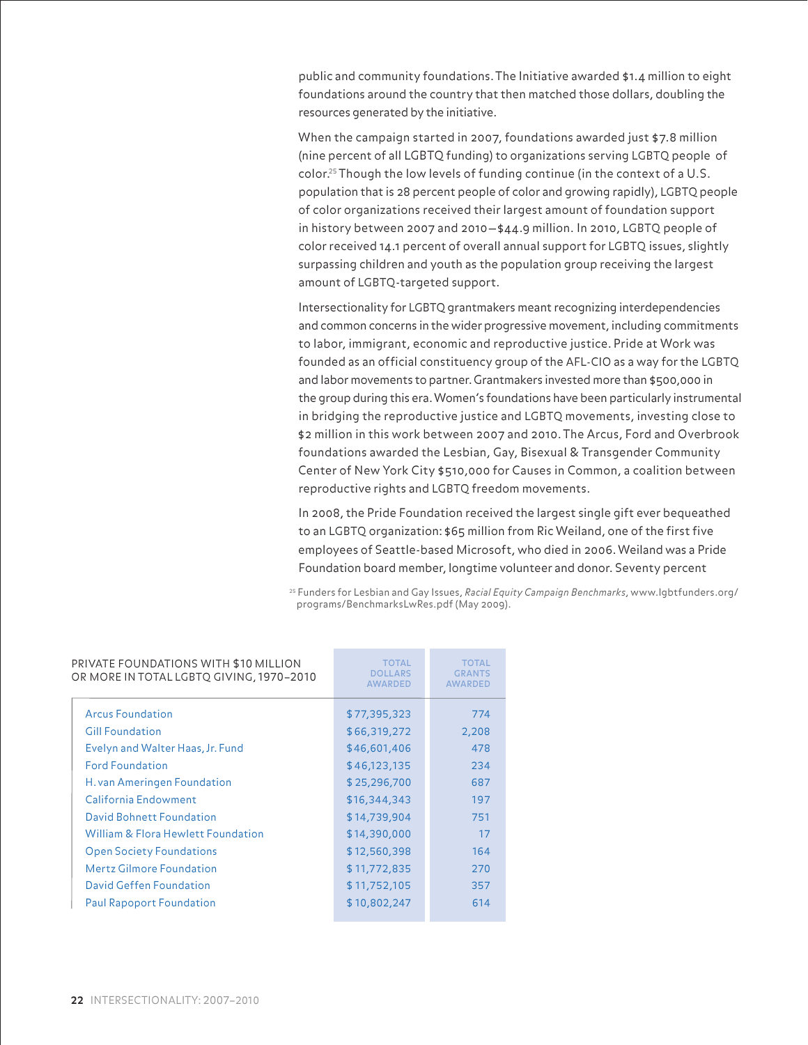public and community foundations. The Initiative awarded $1.4 million to eight foundations around the country that then matched those dollars, doubling the resources generated by the initiative.

When the campaign started in 2007, foundations awarded just $7.8 million (nine percent of all LGBTQ funding) to organizations serving LGBTQ people of color.[25] Though the low levels of funding continue (in the context of a U.S. population that is 28 percent people of color and growing rapidly), LGBTQ people of color organizations received their largest amount of foundation support in history between 2007 and 2010—$44.9 million. In 2010, LGBTQ people of color received 14.1 percent of overall annual support for LGBTQ issues, slightly surpassing children and youth as the population group receiving the largest amount of LGBTQ-targeted support.

Intersectionality for LGBTQ grantmakers meant recognizing interdependencies and common concerns in the wider progressive movement, including commitments to labor, immigrant, economic and reproductive justice. Pride at Work was founded as an official constituency group of the AFL-CIO as a way for the LGBTQ and labor movements to partner. Grantmakers invested more than $500,000 in the group during this era. Women's foundations have been particularly instrumental in bridging the reproductive justice and LGBTQ movements, investing close to $2 million in this work between 2007 and 2010. The Arcus, Ford and Overbrook foundations awarded the Lesbian, Gay, Bisexual & Transgender Community Center of New York City $510,000 for Causes in Common, a coalition between reproductive rights and LGBTQ freedom movements.

In 2008, the Pride Foundation received the largest single gift ever bequeathed to an LGBTQ organization: $65 million from Ric Weiland, one of the first five employees of Seattle-based Microsoft, who died in 2006. Weiland was a Pride Foundation board member, longtime volunteer and donor. Seventy percent

[25] Funders for Lesbian and Gay Issues, *Racial Equity Campaign Benchmarks*, www.lgbtfunders.org/programs/BenchmarksLwRes.pdf (May 2009).

| PRIVATE FOUNDATIONS WITH $10 MILLION OR MORE IN TOTAL LGBTQ GIVING, 1970–2010 | TOTAL DOLLARS AWARDED | TOTAL GRANTS AWARDED |
|---|---|---|
| Arcus Foundation | $77,395,323 | 774 |
| Gill Foundation | $66,319,272 | 2,208 |
| Evelyn and Walter Haas, Jr. Fund | $46,601,406 | 478 |
| Ford Foundation | $46,123,135 | 234 |
| H. van Ameringen Foundation | $25,296,700 | 687 |
| California Endowment | $16,344,343 | 197 |
| David Bohnett Foundation | $14,739,904 | 751 |
| William & Flora Hewlett Foundation | $14,390,000 | 17 |
| Open Society Foundations | $12,560,398 | 164 |
| Mertz Gilmore Foundation | $11,772,835 | 270 |
| David Geffen Foundation | $11,752,105 | 357 |
| Paul Rapoport Foundation | $10,802,247 | 614 |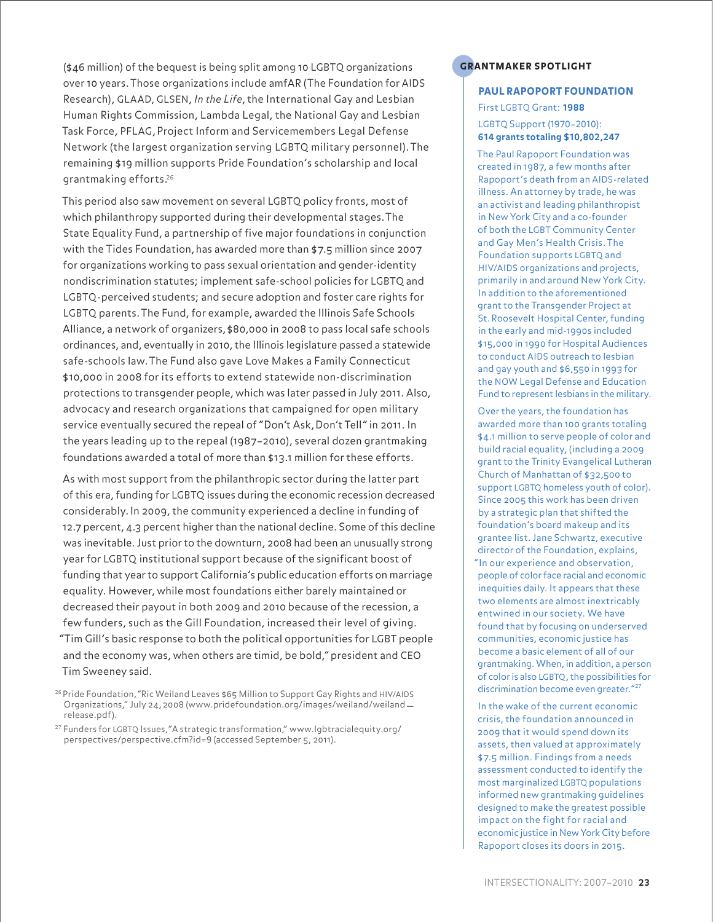($46 million) of the bequest is being split among 10 LGBTQ organizations over 10 years. Those organizations include amfAR (The Foundation for AIDS Research), GLAAD, GLSEN, *In the Life*, the International Gay and Lesbian Human Rights Commission, Lambda Legal, the National Gay and Lesbian Task Force, PFLAG, Project Inform and Servicemembers Legal Defense Network (the largest organization serving LGBTQ military personnel). The remaining $19 million supports Pride Foundation's scholarship and local grantmaking efforts.[26]

This period also saw movement on several LGBTQ policy fronts, most of which philanthropy supported during their developmental stages. The State Equality Fund, a partnership of five major foundations in conjunction with the Tides Foundation, has awarded more than $7.5 million since 2007 for organizations working to pass sexual orientation and gender-identity nondiscrimination statutes; implement safe-school policies for LGBTQ and LGBTQ-perceived students; and secure adoption and foster care rights for LGBTQ parents. The Fund, for example, awarded the Illinois Safe Schools Alliance, a network of organizers, $80,000 in 2008 to pass local safe schools ordinances, and, eventually in 2010, the Illinois legislature passed a statewide safe-schools law. The Fund also gave Love Makes a Family Connecticut $10,000 in 2008 for its efforts to extend statewide non-discrimination protections to transgender people, which was later passed in July 2011. Also, advocacy and research organizations that campaigned for open military service eventually secured the repeal of "Don't Ask, Don't Tell" in 2011. In the years leading up to the repeal (1987–2010), several dozen grantmaking foundations awarded a total of more than $13.1 million for these efforts.

As with most support from the philanthropic sector during the latter part of this era, funding for LGBTQ issues during the economic recession decreased considerably. In 2009, the community experienced a decline in funding of 12.7 percent, 4.3 percent higher than the national decline. Some of this decline was inevitable. Just prior to the downturn, 2008 had been an unusually strong year for LGBTQ institutional support because of the significant boost of funding that year to support California's public education efforts on marriage equality. However, while most foundations either barely maintained or decreased their payout in both 2009 and 2010 because of the recession, a few funders, such as the Gill Foundation, increased their level of giving. "Tim Gill's basic response to both the political opportunities for LGBT people and the economy was, when others are timid, be bold," president and CEO Tim Sweeney said.

[26] Pride Foundation, "Ric Weiland Leaves $65 Million to Support Gay Rights and HIV/AIDS Organizations," July 24, 2008 (www.pridefoundation.org/images/weiland/weiland_release.pdf).

[27] Funders for LGBTQ Issues, "A strategic transformation," www.lgbtracialequity.org/perspectives/perspective.cfm?id=9 (accessed September 5, 2011).

## GRANTMAKER SPOTLIGHT

### PAUL RAPOPORT FOUNDATION

First LGBTQ Grant: **1988**

LGBTQ Support (1970–2010):
**614 grants totaling $10,802,247**

The Paul Rapoport Foundation was created in 1987, a few months after Rapoport's death from an AIDS-related illness. An attorney by trade, he was an activist and leading philanthropist in New York City and a co-founder of both the LGBT Community Center and Gay Men's Health Crisis. The Foundation supports LGBTQ and HIV/AIDS organizations and projects, primarily in and around New York City. In addition to the aforementioned grant to the Transgender Project at St. Roosevelt Hospital Center, funding in the early and mid-1990s included $15,000 in 1990 for Hospital Audiences to conduct AIDS outreach to lesbian and gay youth and $6,550 in 1993 for the NOW Legal Defense and Education Fund to represent lesbians in the military.

Over the years, the foundation has awarded more than 100 grants totaling $4.1 million to serve people of color and build racial equality, (including a 2009 grant to the Trinity Evangelical Lutheran Church of Manhattan of $32,500 to support LGBTQ homeless youth of color). Since 2005 this work has been driven by a strategic plan that shifted the foundation's board makeup and its grantee list. Jane Schwartz, executive director of the Foundation, explains, "In our experience and observation, people of color face racial and economic inequities daily. It appears that these two elements are almost inextricably entwined in our society. We have found that by focusing on underserved communities, economic justice has become a basic element of all of our grantmaking. When, in addition, a person of color is also LGBTQ, the possibilities for discrimination become even greater."[27]

In the wake of the current economic crisis, the foundation announced in 2009 that it would spend down its assets, then valued at approximately $7.5 million. Findings from a needs assessment conducted to identify the most marginalized LGBTQ populations informed new grantmaking guidelines designed to make the greatest possible impact on the fight for racial and economic justice in New York City before Rapoport closes its doors in 2015.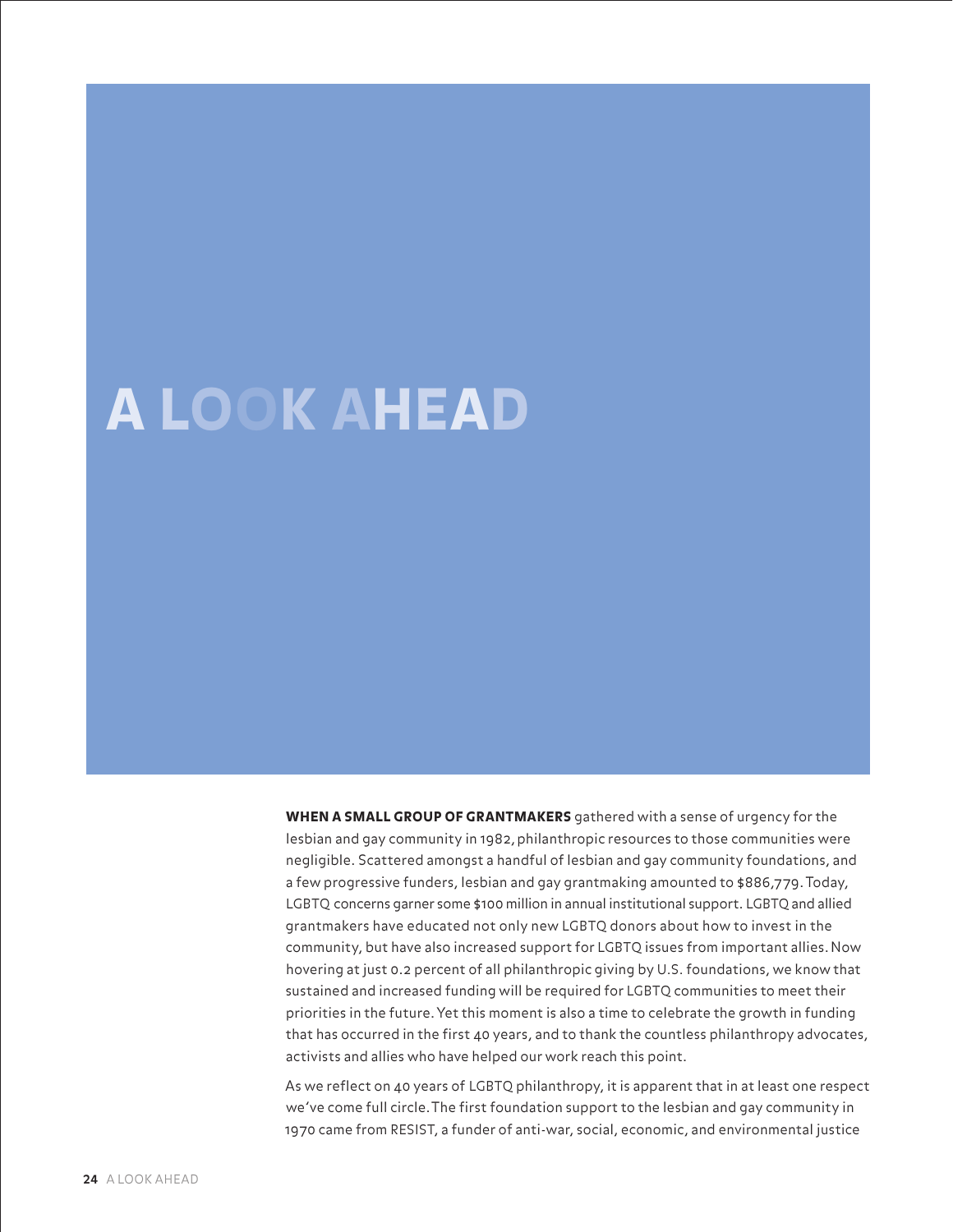# A LOOK AHEAD

**WHEN A SMALL GROUP OF GRANTMAKERS** gathered with a sense of urgency for the lesbian and gay community in 1982, philanthropic resources to those communities were negligible. Scattered amongst a handful of lesbian and gay community foundations, and a few progressive funders, lesbian and gay grantmaking amounted to $886,779. Today, LGBTQ concerns garner some $100 million in annual institutional support. LGBTQ and allied grantmakers have educated not only new LGBTQ donors about how to invest in the community, but have also increased support for LGBTQ issues from important allies. Now hovering at just 0.2 percent of all philanthropic giving by U.S. foundations, we know that sustained and increased funding will be required for LGBTQ communities to meet their priorities in the future. Yet this moment is also a time to celebrate the growth in funding that has occurred in the first 40 years, and to thank the countless philanthropy advocates, activists and allies who have helped our work reach this point.

As we reflect on 40 years of LGBTQ philanthropy, it is apparent that in at least one respect we've come full circle. The first foundation support to the lesbian and gay community in 1970 came from RESIST, a funder of anti-war, social, economic, and environmental justice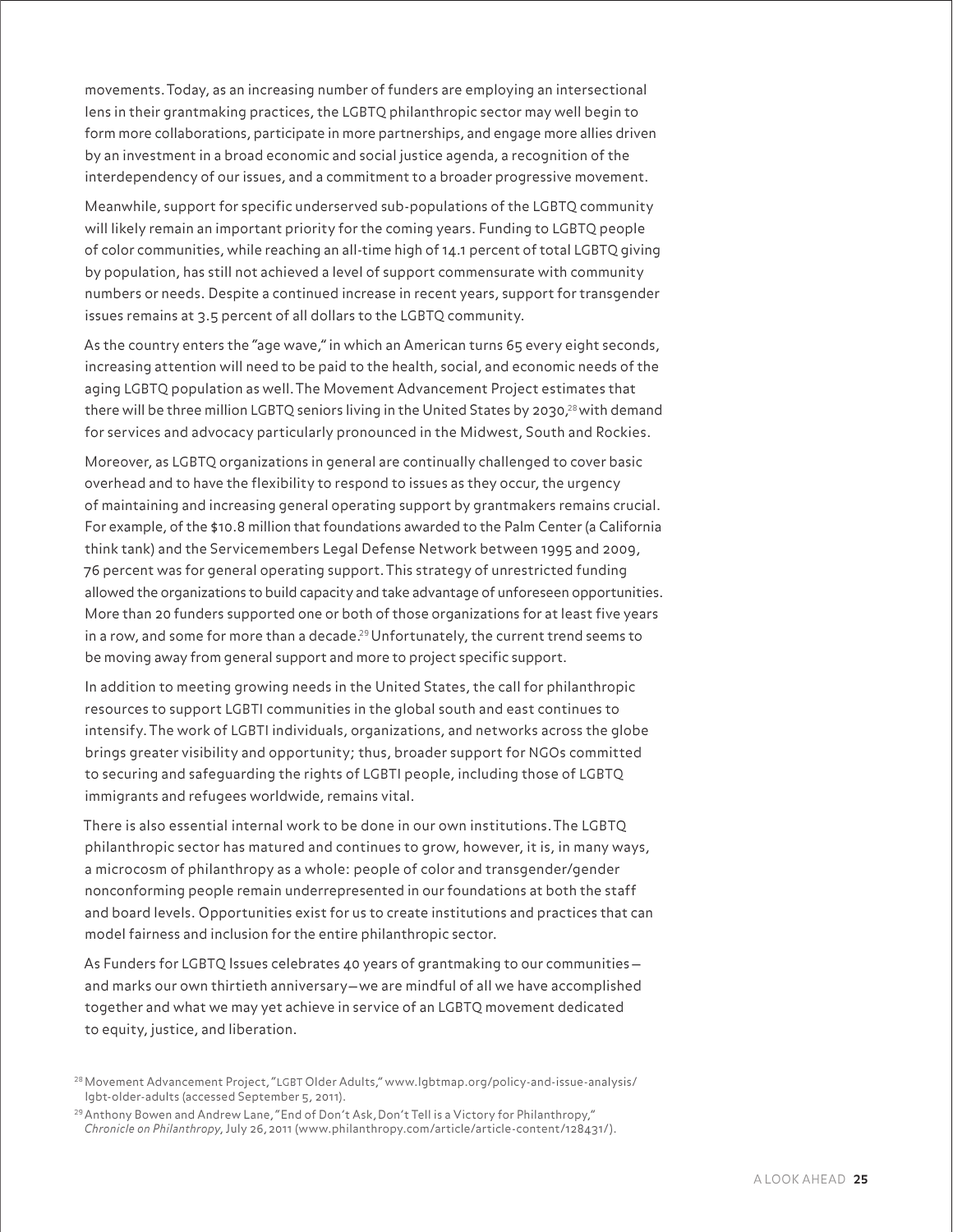movements. Today, as an increasing number of funders are employing an intersectional lens in their grantmaking practices, the LGBTQ philanthropic sector may well begin to form more collaborations, participate in more partnerships, and engage more allies driven by an investment in a broad economic and social justice agenda, a recognition of the interdependency of our issues, and a commitment to a broader progressive movement.

Meanwhile, support for specific underserved sub-populations of the LGBTQ community will likely remain an important priority for the coming years. Funding to LGBTQ people of color communities, while reaching an all-time high of 14.1 percent of total LGBTQ giving by population, has still not achieved a level of support commensurate with community numbers or needs. Despite a continued increase in recent years, support for transgender issues remains at 3.5 percent of all dollars to the LGBTQ community.

As the country enters the "age wave," in which an American turns 65 every eight seconds, increasing attention will need to be paid to the health, social, and economic needs of the aging LGBTQ population as well. The Movement Advancement Project estimates that there will be three million LGBTQ seniors living in the United States by 2030,[28] with demand for services and advocacy particularly pronounced in the Midwest, South and Rockies.

Moreover, as LGBTQ organizations in general are continually challenged to cover basic overhead and to have the flexibility to respond to issues as they occur, the urgency of maintaining and increasing general operating support by grantmakers remains crucial. For example, of the $10.8 million that foundations awarded to the Palm Center (a California think tank) and the Servicemembers Legal Defense Network between 1995 and 2009, 76 percent was for general operating support. This strategy of unrestricted funding allowed the organizations to build capacity and take advantage of unforeseen opportunities. More than 20 funders supported one or both of those organizations for at least five years in a row, and some for more than a decade.[29] Unfortunately, the current trend seems to be moving away from general support and more to project specific support.

In addition to meeting growing needs in the United States, the call for philanthropic resources to support LGBTI communities in the global south and east continues to intensify. The work of LGBTI individuals, organizations, and networks across the globe brings greater visibility and opportunity; thus, broader support for NGOs committed to securing and safeguarding the rights of LGBTI people, including those of LGBTQ immigrants and refugees worldwide, remains vital.

There is also essential internal work to be done in our own institutions. The LGBTQ philanthropic sector has matured and continues to grow, however, it is, in many ways, a microcosm of philanthropy as a whole: people of color and transgender/gender nonconforming people remain underrepresented in our foundations at both the staff and board levels. Opportunities exist for us to create institutions and practices that can model fairness and inclusion for the entire philanthropic sector.

As Funders for LGBTQ Issues celebrates 40 years of grantmaking to our communities—and marks our own thirtieth anniversary—we are mindful of all we have accomplished together and what we may yet achieve in service of an LGBTQ movement dedicated to equity, justice, and liberation.

[28] Movement Advancement Project, "LGBT Older Adults," www.lgbtmap.org/policy-and-issue-analysis/lgbt-older-adults (accessed September 5, 2011).

[29] Anthony Bowen and Andrew Lane, "End of Don't Ask, Don't Tell is a Victory for Philanthropy," *Chronicle on Philanthropy*, July 26, 2011 (www.philanthropy.com/article/article-content/128431/).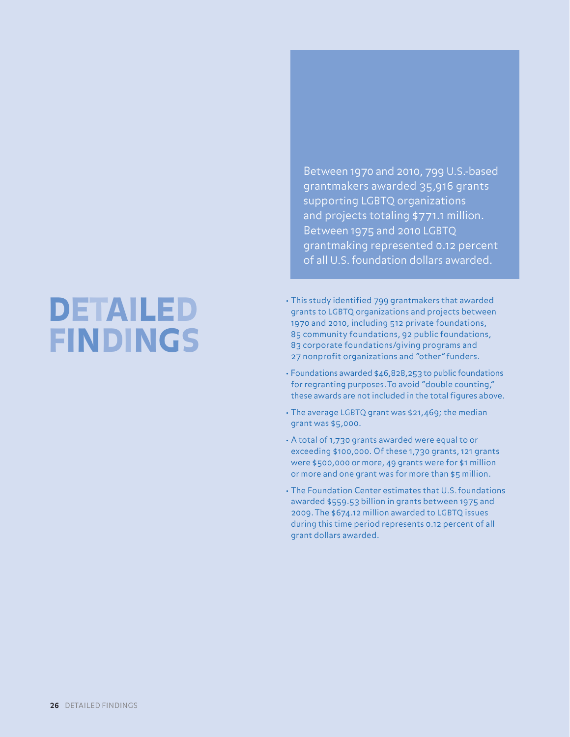# DETAILED FINDINGS

Between 1970 and 2010, 799 U.S.-based grantmakers awarded 35,916 grants supporting LGBTQ organizations and projects totaling $771.1 million. Between 1975 and 2010 LGBTQ grantmaking represented 0.12 percent of all U.S. foundation dollars awarded.

- This study identified 799 grantmakers that awarded grants to LGBTQ organizations and projects between 1970 and 2010, including 512 private foundations, 85 community foundations, 92 public foundations, 83 corporate foundations/giving programs and 27 nonprofit organizations and "other" funders.
- Foundations awarded $46,828,253 to public foundations for regranting purposes. To avoid "double counting," these awards are not included in the total figures above.
- The average LGBTQ grant was $21,469; the median grant was $5,000.
- A total of 1,730 grants awarded were equal to or exceeding $100,000. Of these 1,730 grants, 121 grants were $500,000 or more, 49 grants were for $1 million or more and one grant was for more than $5 million.
- The Foundation Center estimates that U.S. foundations awarded $559.53 billion in grants between 1975 and 2009. The $674.12 million awarded to LGBTQ issues during this time period represents 0.12 percent of all grant dollars awarded.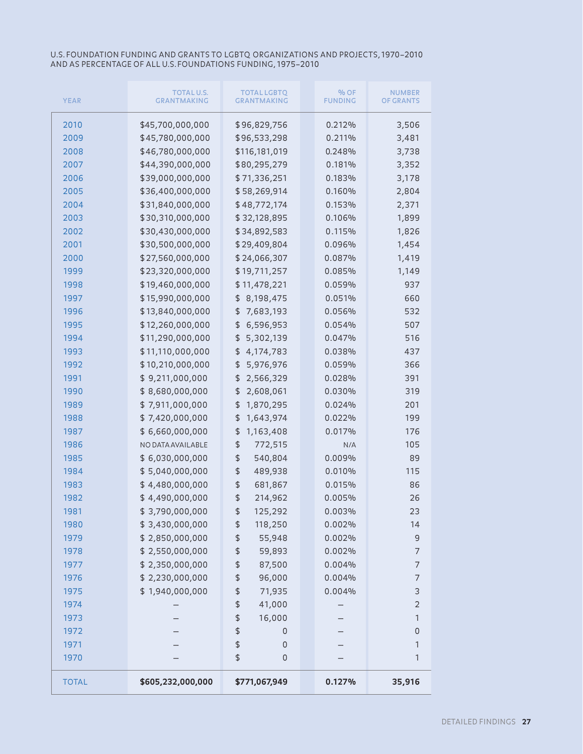U.S. FOUNDATION FUNDING AND GRANTS TO LGBTQ ORGANIZATIONS AND PROJECTS, 1970–2010 AND AS PERCENTAGE OF ALL U.S. FOUNDATIONS FUNDING, 1975–2010

| YEAR | TOTAL U.S. GRANTMAKING | TOTAL LGBTQ GRANTMAKING | % OF FUNDING | NUMBER OF GRANTS |
|---|---|---|---|---|
| 2010 | $45,700,000,000 | $96,829,756 | 0.212% | 3,506 |
| 2009 | $45,780,000,000 | $96,533,298 | 0.211% | 3,481 |
| 2008 | $46,780,000,000 | $116,181,019 | 0.248% | 3,738 |
| 2007 | $44,390,000,000 | $80,295,279 | 0.181% | 3,352 |
| 2006 | $39,000,000,000 | $71,336,251 | 0.183% | 3,178 |
| 2005 | $36,400,000,000 | $58,269,914 | 0.160% | 2,804 |
| 2004 | $31,840,000,000 | $48,772,174 | 0.153% | 2,371 |
| 2003 | $30,310,000,000 | $32,128,895 | 0.106% | 1,899 |
| 2002 | $30,430,000,000 | $34,892,583 | 0.115% | 1,826 |
| 2001 | $30,500,000,000 | $29,409,804 | 0.096% | 1,454 |
| 2000 | $27,560,000,000 | $24,066,307 | 0.087% | 1,419 |
| 1999 | $23,320,000,000 | $19,711,257 | 0.085% | 1,149 |
| 1998 | $19,460,000,000 | $11,478,221 | 0.059% | 937 |
| 1997 | $15,990,000,000 | $8,198,475 | 0.051% | 660 |
| 1996 | $13,840,000,000 | $7,683,193 | 0.056% | 532 |
| 1995 | $12,260,000,000 | $6,596,953 | 0.054% | 507 |
| 1994 | $11,290,000,000 | $5,302,139 | 0.047% | 516 |
| 1993 | $11,110,000,000 | $4,174,783 | 0.038% | 437 |
| 1992 | $10,210,000,000 | $5,976,976 | 0.059% | 366 |
| 1991 | $9,211,000,000 | $2,566,329 | 0.028% | 391 |
| 1990 | $8,680,000,000 | $2,608,061 | 0.030% | 319 |
| 1989 | $7,911,000,000 | $1,870,295 | 0.024% | 201 |
| 1988 | $7,420,000,000 | $1,643,974 | 0.022% | 199 |
| 1987 | $6,660,000,000 | $1,163,408 | 0.017% | 176 |
| 1986 | NO DATA AVAILABLE | $772,515 | N/A | 105 |
| 1985 | $6,030,000,000 | $540,804 | 0.009% | 89 |
| 1984 | $5,040,000,000 | $489,938 | 0.010% | 115 |
| 1983 | $4,480,000,000 | $681,867 | 0.015% | 86 |
| 1982 | $4,490,000,000 | $214,962 | 0.005% | 26 |
| 1981 | $3,790,000,000 | $125,292 | 0.003% | 23 |
| 1980 | $3,430,000,000 | $118,250 | 0.002% | 14 |
| 1979 | $2,850,000,000 | $55,948 | 0.002% | 9 |
| 1978 | $2,550,000,000 | $59,893 | 0.002% | 7 |
| 1977 | $2,350,000,000 | $87,500 | 0.004% | 7 |
| 1976 | $2,230,000,000 | $96,000 | 0.004% | 7 |
| 1975 | $1,940,000,000 | $71,935 | 0.004% | 3 |
| 1974 | – | $41,000 | – | 2 |
| 1973 | – | $16,000 | – | 1 |
| 1972 | – | $0 | – | 0 |
| 1971 | – | $0 | – | 1 |
| 1970 | – | $0 | – | 1 |
| **TOTAL** | **$605,232,000,000** | **$771,067,949** | **0.127%** | **35,916** |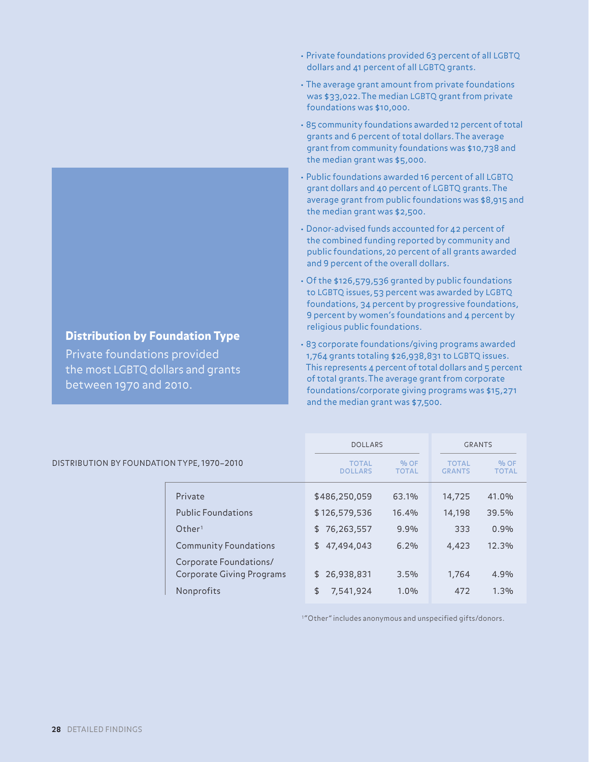## Distribution by Foundation Type

Private foundations provided the most LGBTQ dollars and grants between 1970 and 2010.

- Private foundations provided 63 percent of all LGBTQ dollars and 41 percent of all LGBTQ grants.
- The average grant amount from private foundations was $33,022. The median LGBTQ grant from private foundations was $10,000.
- 85 community foundations awarded 12 percent of total grants and 6 percent of total dollars. The average grant from community foundations was $10,738 and the median grant was $5,000.
- Public foundations awarded 16 percent of all LGBTQ grant dollars and 40 percent of LGBTQ grants. The average grant from public foundations was $8,915 and the median grant was $2,500.
- Donor-advised funds accounted for 42 percent of the combined funding reported by community and public foundations, 20 percent of all grants awarded and 9 percent of the overall dollars.
- Of the $126,579,536 granted by public foundations to LGBTQ issues, 53 percent was awarded by LGBTQ foundations, 34 percent by progressive foundations, 9 percent by women's foundations and 4 percent by religious public foundations.
- 83 corporate foundations/giving programs awarded 1,764 grants totaling $26,938,831 to LGBTQ issues. This represents 4 percent of total dollars and 5 percent of total grants. The average grant from corporate foundations/corporate giving programs was $15,271 and the median grant was $7,500.

DISTRIBUTION BY FOUNDATION TYPE, 1970–2010

| | DOLLARS | | GRANTS | |
|---|---|---|---|---|
| | TOTAL DOLLARS | % OF TOTAL | TOTAL GRANTS | % OF TOTAL |
| Private | $486,250,059 | 63.1% | 14,725 | 41.0% |
| Public Foundations | $126,579,536 | 16.4% | 14,198 | 39.5% |
| Other[1] | $76,263,557 | 9.9% | 333 | 0.9% |
| Community Foundations | $47,494,043 | 6.2% | 4,423 | 12.3% |
| Corporate Foundations/ Corporate Giving Programs | $26,938,831 | 3.5% | 1,764 | 4.9% |
| Nonprofits | $7,541,924 | 1.0% | 472 | 1.3% |

[1] "Other" includes anonymous and unspecified gifts/donors.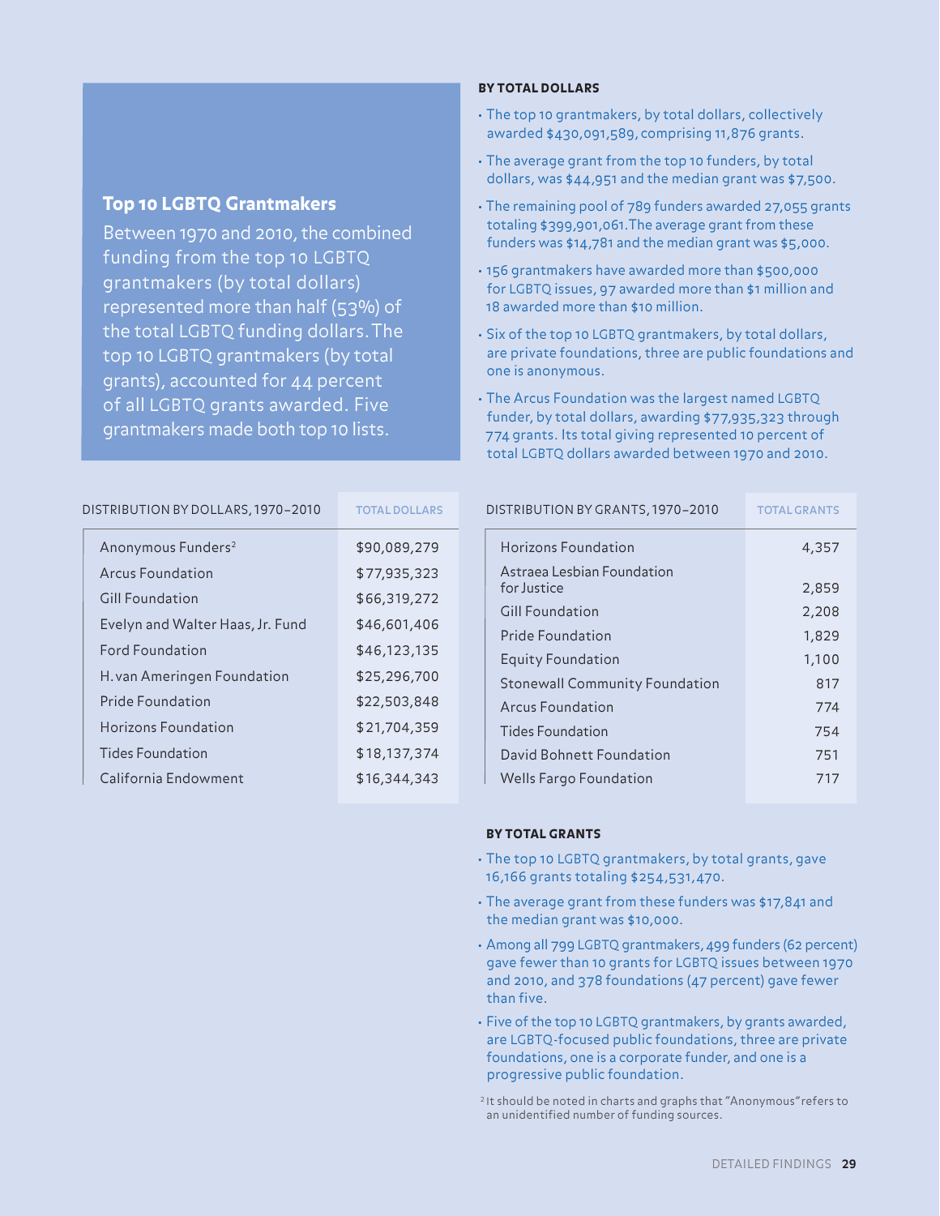## Top 10 LGBTQ Grantmakers

Between 1970 and 2010, the combined funding from the top 10 LGBTQ grantmakers (by total dollars) represented more than half (53%) of the total LGBTQ funding dollars. The top 10 LGBTQ grantmakers (by total grants), accounted for 44 percent of all LGBTQ grants awarded. Five grantmakers made both top 10 lists.

### BY TOTAL DOLLARS

- The top 10 grantmakers, by total dollars, collectively awarded $430,091,589, comprising 11,876 grants.
- The average grant from the top 10 funders, by total dollars, was $44,951 and the median grant was $7,500.
- The remaining pool of 789 funders awarded 27,055 grants totaling $399,901,061. The average grant from these funders was $14,781 and the median grant was $5,000.
- 156 grantmakers have awarded more than $500,000 for LGBTQ issues, 97 awarded more than $1 million and 18 awarded more than $10 million.
- Six of the top 10 LGBTQ grantmakers, by total dollars, are private foundations, three are public foundations and one is anonymous.
- The Arcus Foundation was the largest named LGBTQ funder, by total dollars, awarding $77,935,323 through 774 grants. Its total giving represented 10 percent of total LGBTQ dollars awarded between 1970 and 2010.

| DISTRIBUTION BY DOLLARS, 1970–2010 | TOTAL DOLLARS |
|---|---|
| Anonymous Funders[2] | $90,089,279 |
| Arcus Foundation | $77,935,323 |
| Gill Foundation | $66,319,272 |
| Evelyn and Walter Haas, Jr. Fund | $46,601,406 |
| Ford Foundation | $46,123,135 |
| H. van Ameringen Foundation | $25,296,700 |
| Pride Foundation | $22,503,848 |
| Horizons Foundation | $21,704,359 |
| Tides Foundation | $18,137,374 |
| California Endowment | $16,344,343 |

| DISTRIBUTION BY GRANTS, 1970–2010 | TOTAL GRANTS |
|---|---|
| Horizons Foundation | 4,357 |
| Astraea Lesbian Foundation for Justice | 2,859 |
| Gill Foundation | 2,208 |
| Pride Foundation | 1,829 |
| Equity Foundation | 1,100 |
| Stonewall Community Foundation | 817 |
| Arcus Foundation | 774 |
| Tides Foundation | 754 |
| David Bohnett Foundation | 751 |
| Wells Fargo Foundation | 717 |

### BY TOTAL GRANTS

- The top 10 LGBTQ grantmakers, by total grants, gave 16,166 grants totaling $254,531,470.
- The average grant from these funders was $17,841 and the median grant was $10,000.
- Among all 799 LGBTQ grantmakers, 499 funders (62 percent) gave fewer than 10 grants for LGBTQ issues between 1970 and 2010, and 378 foundations (47 percent) gave fewer than five.
- Five of the top 10 LGBTQ grantmakers, by grants awarded, are LGBTQ-focused public foundations, three are private foundations, one is a corporate funder, and one is a progressive public foundation.

[2] It should be noted in charts and graphs that "Anonymous" refers to an unidentified number of funding sources.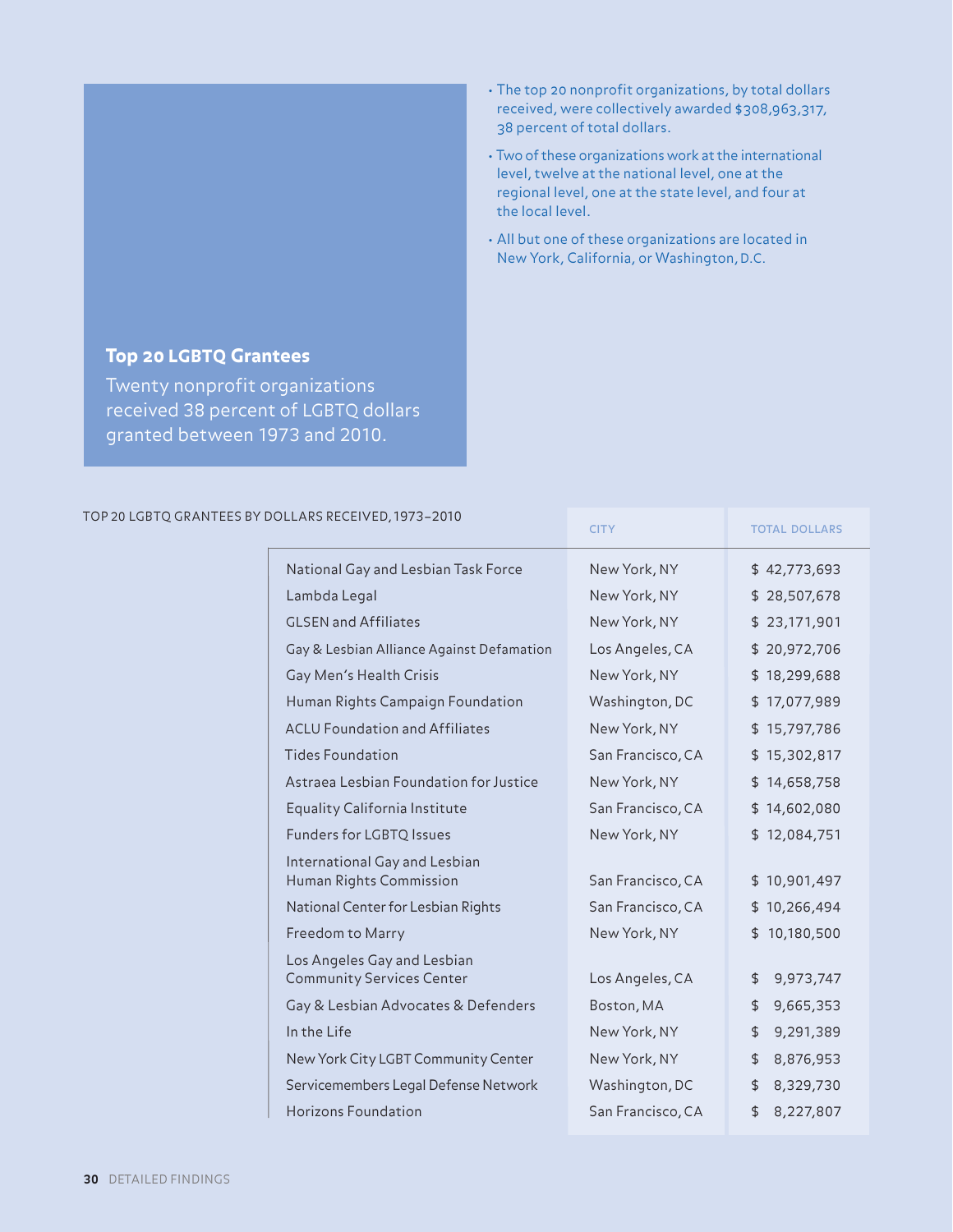## Top 20 LGBTQ Grantees

Twenty nonprofit organizations received 38 percent of LGBTQ dollars granted between 1973 and 2010.

- The top 20 nonprofit organizations, by total dollars received, were collectively awarded $308,963,317, 38 percent of total dollars.
- Two of these organizations work at the international level, twelve at the national level, one at the regional level, one at the state level, and four at the local level.
- All but one of these organizations are located in New York, California, or Washington, D.C.

TOP 20 LGBTQ GRANTEES BY DOLLARS RECEIVED, 1973–2010

| | CITY | TOTAL DOLLARS |
|---|---|---|
| National Gay and Lesbian Task Force | New York, NY | $ 42,773,693 |
| Lambda Legal | New York, NY | $ 28,507,678 |
| GLSEN and Affiliates | New York, NY | $ 23,171,901 |
| Gay & Lesbian Alliance Against Defamation | Los Angeles, CA | $ 20,972,706 |
| Gay Men's Health Crisis | New York, NY | $ 18,299,688 |
| Human Rights Campaign Foundation | Washington, DC | $ 17,077,989 |
| ACLU Foundation and Affiliates | New York, NY | $ 15,797,786 |
| Tides Foundation | San Francisco, CA | $ 15,302,817 |
| Astraea Lesbian Foundation for Justice | New York, NY | $ 14,658,758 |
| Equality California Institute | San Francisco, CA | $ 14,602,080 |
| Funders for LGBTQ Issues | New York, NY | $ 12,084,751 |
| International Gay and Lesbian Human Rights Commission | San Francisco, CA | $ 10,901,497 |
| National Center for Lesbian Rights | San Francisco, CA | $ 10,266,494 |
| Freedom to Marry | New York, NY | $ 10,180,500 |
| Los Angeles Gay and Lesbian Community Services Center | Los Angeles, CA | $ 9,973,747 |
| Gay & Lesbian Advocates & Defenders | Boston, MA | $ 9,665,353 |
| In the Life | New York, NY | $ 9,291,389 |
| New York City LGBT Community Center | New York, NY | $ 8,876,953 |
| Servicemembers Legal Defense Network | Washington, DC | $ 8,329,730 |
| Horizons Foundation | San Francisco, CA | $ 8,227,807 |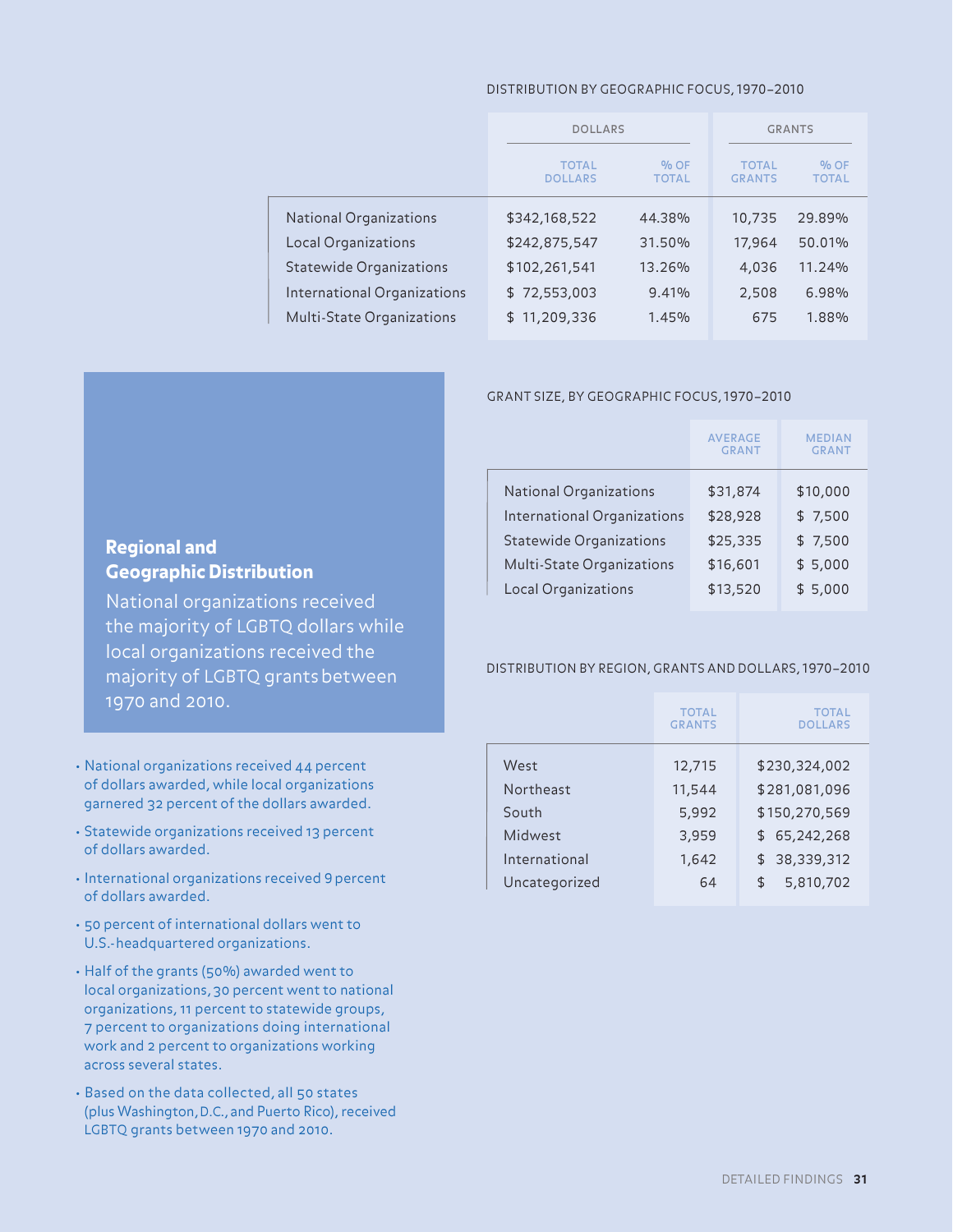## Regional and Geographic Distribution

National organizations received the majority of LGBTQ dollars while local organizations received the majority of LGBTQ grants between 1970 and 2010.

- National organizations received 44 percent of dollars awarded, while local organizations garnered 32 percent of the dollars awarded.
- Statewide organizations received 13 percent of dollars awarded.
- International organizations received 9 percent of dollars awarded.
- 50 percent of international dollars went to U.S.-headquartered organizations.
- Half of the grants (50%) awarded went to local organizations, 30 percent went to national organizations, 11 percent to statewide groups, 7 percent to organizations doing international work and 2 percent to organizations working across several states.
- Based on the data collected, all 50 states (plus Washington, D.C., and Puerto Rico), received LGBTQ grants between 1970 and 2010.

DISTRIBUTION BY GEOGRAPHIC FOCUS, 1970–2010

| | DOLLARS | | GRANTS | |
|---|---|---|---|---|
| | TOTAL DOLLARS | % OF TOTAL | TOTAL GRANTS | % OF TOTAL |
| National Organizations | $342,168,522 | 44.38% | 10,735 | 29.89% |
| Local Organizations | $242,875,547 | 31.50% | 17,964 | 50.01% |
| Statewide Organizations | $102,261,541 | 13.26% | 4,036 | 11.24% |
| International Organizations | $ 72,553,003 | 9.41% | 2,508 | 6.98% |
| Multi-State Organizations | $ 11,209,336 | 1.45% | 675 | 1.88% |

GRANT SIZE, BY GEOGRAPHIC FOCUS, 1970–2010

| | AVERAGE GRANT | MEDIAN GRANT |
|---|---|---|
| National Organizations | $31,874 | $10,000 |
| International Organizations | $28,928 | $ 7,500 |
| Statewide Organizations | $25,335 | $ 7,500 |
| Multi-State Organizations | $16,601 | $ 5,000 |
| Local Organizations | $13,520 | $ 5,000 |

DISTRIBUTION BY REGION, GRANTS AND DOLLARS, 1970–2010

| | TOTAL GRANTS | TOTAL DOLLARS |
|---|---|---|
| West | 12,715 | $230,324,002 |
| Northeast | 11,544 | $281,081,096 |
| South | 5,992 | $150,270,569 |
| Midwest | 3,959 | $ 65,242,268 |
| International | 1,642 | $ 38,339,312 |
| Uncategorized | 64 | $ 5,810,702 |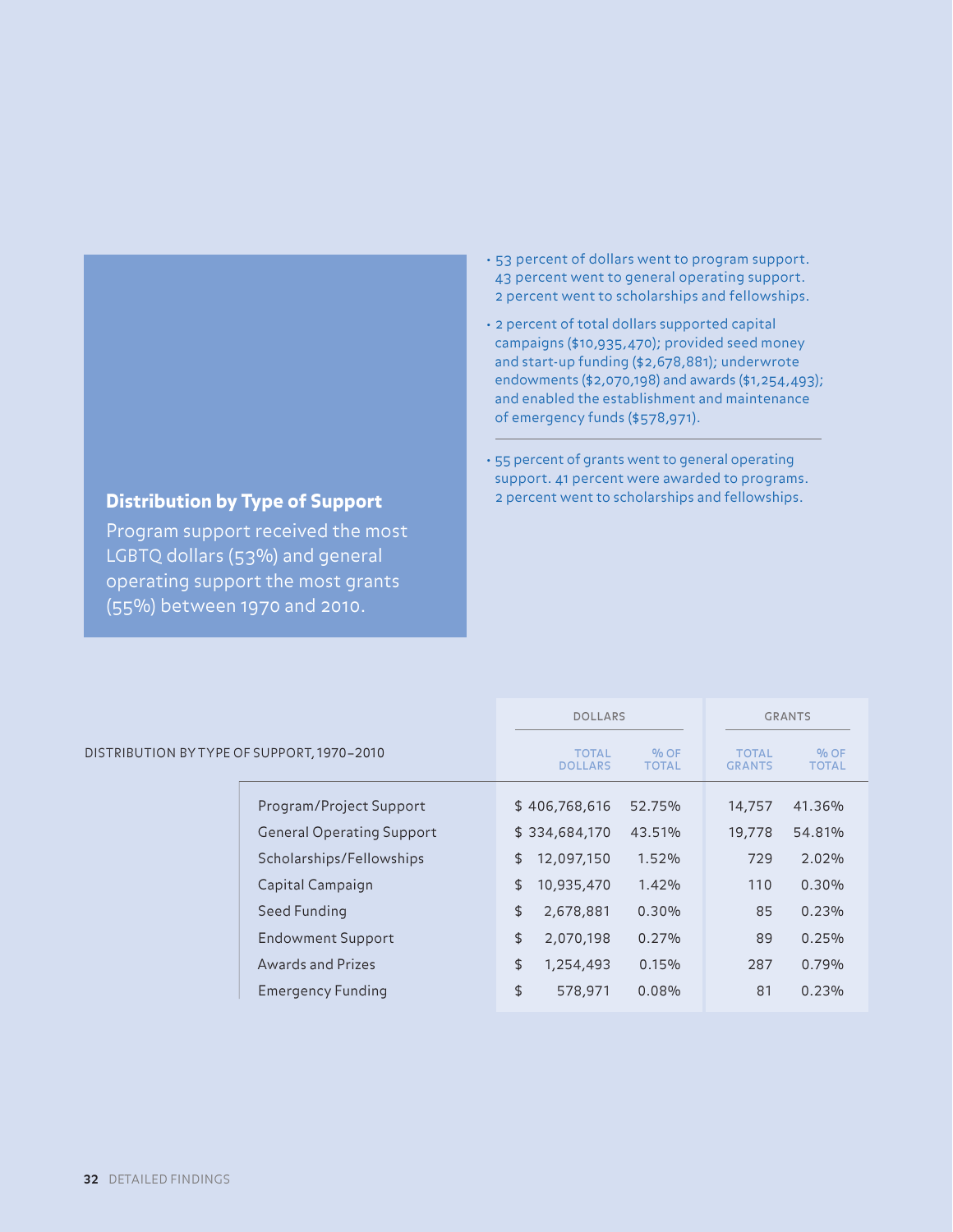## Distribution by Type of Support

Program support received the most LGBTQ dollars (53%) and general operating support the most grants (55%) between 1970 and 2010.

- 53 percent of dollars went to program support. 43 percent went to general operating support. 2 percent went to scholarships and fellowships.
- 2 percent of total dollars supported capital campaigns ($10,935,470); provided seed money and start-up funding ($2,678,881); underwrote endowments ($2,070,198) and awards ($1,254,493); and enabled the establishment and maintenance of emergency funds ($578,971).

---

- 55 percent of grants went to general operating support. 41 percent were awarded to programs. 2 percent went to scholarships and fellowships.

DISTRIBUTION BY TYPE OF SUPPORT, 1970–2010

| | DOLLARS | | GRANTS | |
|---|---|---|---|---|
| | TOTAL DOLLARS | % OF TOTAL | TOTAL GRANTS | % OF TOTAL |
| Program/Project Support | $ 406,768,616 | 52.75% | 14,757 | 41.36% |
| General Operating Support | $ 334,684,170 | 43.51% | 19,778 | 54.81% |
| Scholarships/Fellowships | $ 12,097,150 | 1.52% | 729 | 2.02% |
| Capital Campaign | $ 10,935,470 | 1.42% | 110 | 0.30% |
| Seed Funding | $ 2,678,881 | 0.30% | 85 | 0.23% |
| Endowment Support | $ 2,070,198 | 0.27% | 89 | 0.25% |
| Awards and Prizes | $ 1,254,493 | 0.15% | 287 | 0.79% |
| Emergency Funding | $ 578,971 | 0.08% | 81 | 0.23% |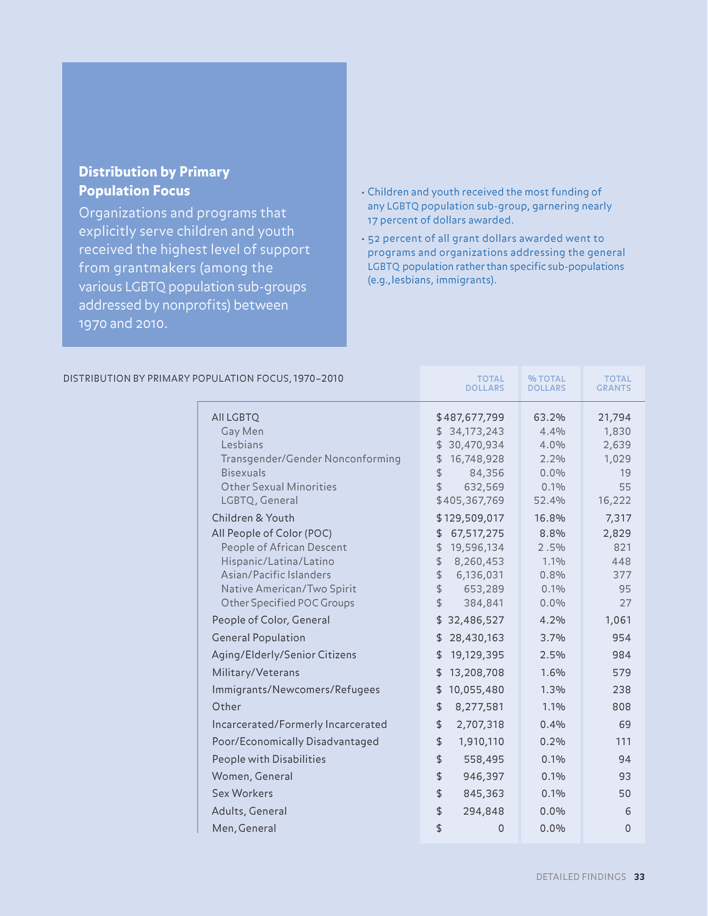## Distribution by Primary Population Focus

Organizations and programs that explicitly serve children and youth received the highest level of support from grantmakers (among the various LGBTQ population sub-groups addressed by nonprofits) between 1970 and 2010.

- Children and youth received the most funding of any LGBTQ population sub-group, garnering nearly 17 percent of dollars awarded.
- 52 percent of all grant dollars awarded went to programs and organizations addressing the general LGBTQ population rather than specific sub-populations (e.g., lesbians, immigrants).

DISTRIBUTION BY PRIMARY POPULATION FOCUS, 1970–2010

| | TOTAL DOLLARS | % TOTAL DOLLARS | TOTAL GRANTS |
|---|---|---|---|
| All LGBTQ | $487,677,799 | 63.2% | 21,794 |
| Gay Men | $ 34,173,243 | 4.4% | 1,830 |
| Lesbians | $ 30,470,934 | 4.0% | 2,639 |
| Transgender/Gender Nonconforming | $ 16,748,928 | 2.2% | 1,029 |
| Bisexuals | $ 84,356 | 0.0% | 19 |
| Other Sexual Minorities | $ 632,569 | 0.1% | 55 |
| LGBTQ, General | $405,367,769 | 52.4% | 16,222 |
| Children & Youth | $129,509,017 | 16.8% | 7,317 |
| All People of Color (POC) | $ 67,517,275 | 8.8% | 2,829 |
| People of African Descent | $ 19,596,134 | 2.5% | 821 |
| Hispanic/Latina/Latino | $ 8,260,453 | 1.1% | 448 |
| Asian/Pacific Islanders | $ 6,136,031 | 0.8% | 377 |
| Native American/Two Spirit | $ 653,289 | 0.1% | 95 |
| Other Specified POC Groups | $ 384,841 | 0.0% | 27 |
| People of Color, General | $ 32,486,527 | 4.2% | 1,061 |
| General Population | $ 28,430,163 | 3.7% | 954 |
| Aging/Elderly/Senior Citizens | $ 19,129,395 | 2.5% | 984 |
| Military/Veterans | $ 13,208,708 | 1.6% | 579 |
| Immigrants/Newcomers/Refugees | $ 10,055,480 | 1.3% | 238 |
| Other | $ 8,277,581 | 1.1% | 808 |
| Incarcerated/Formerly Incarcerated | $ 2,707,318 | 0.4% | 69 |
| Poor/Economically Disadvantaged | $ 1,910,110 | 0.2% | 111 |
| People with Disabilities | $ 558,495 | 0.1% | 94 |
| Women, General | $ 946,397 | 0.1% | 93 |
| Sex Workers | $ 845,363 | 0.1% | 50 |
| Adults, General | $ 294,848 | 0.0% | 6 |
| Men, General | $ 0 | 0.0% | 0 |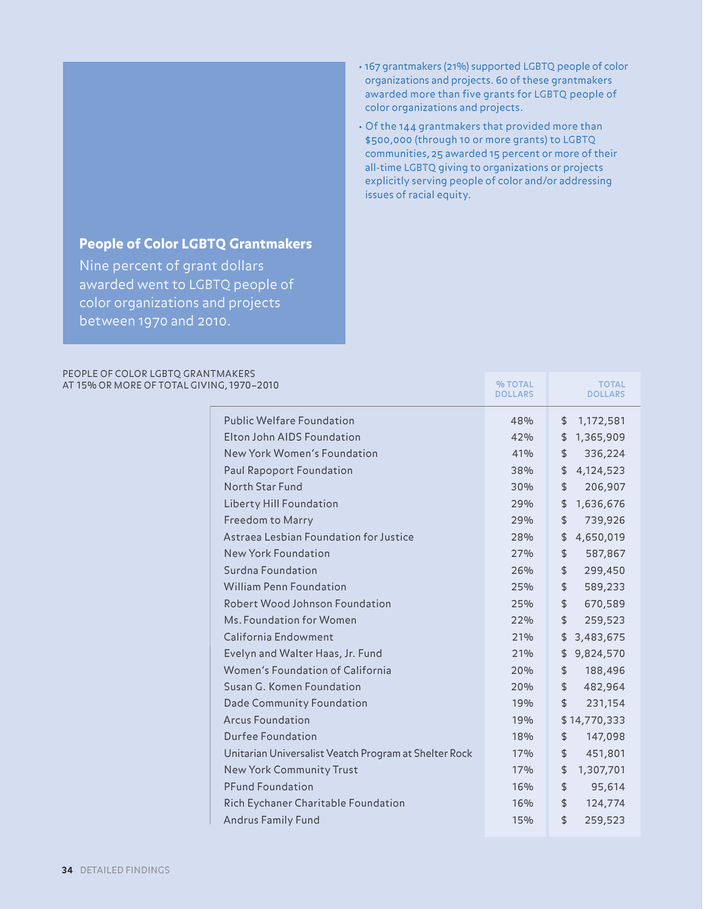## People of Color LGBTQ Grantmakers

Nine percent of grant dollars awarded went to LGBTQ people of color organizations and projects between 1970 and 2010.

- 167 grantmakers (21%) supported LGBTQ people of color organizations and projects. 60 of these grantmakers awarded more than five grants for LGBTQ people of color organizations and projects.
- Of the 144 grantmakers that provided more than $500,000 (through 10 or more grants) to LGBTQ communities, 25 awarded 15 percent or more of their all-time LGBTQ giving to organizations or projects explicitly serving people of color and/or addressing issues of racial equity.

PEOPLE OF COLOR LGBTQ GRANTMAKERS AT 15% OR MORE OF TOTAL GIVING, 1970–2010

| | % TOTAL DOLLARS | TOTAL DOLLARS |
|---|---|---|
| Public Welfare Foundation | 48% | $ 1,172,581 |
| Elton John AIDS Foundation | 42% | $ 1,365,909 |
| New York Women's Foundation | 41% | $ 336,224 |
| Paul Rapoport Foundation | 38% | $ 4,124,523 |
| North Star Fund | 30% | $ 206,907 |
| Liberty Hill Foundation | 29% | $ 1,636,676 |
| Freedom to Marry | 29% | $ 739,926 |
| Astraea Lesbian Foundation for Justice | 28% | $ 4,650,019 |
| New York Foundation | 27% | $ 587,867 |
| Surdna Foundation | 26% | $ 299,450 |
| William Penn Foundation | 25% | $ 589,233 |
| Robert Wood Johnson Foundation | 25% | $ 670,589 |
| Ms. Foundation for Women | 22% | $ 259,523 |
| California Endowment | 21% | $ 3,483,675 |
| Evelyn and Walter Haas, Jr. Fund | 21% | $ 9,824,570 |
| Women's Foundation of California | 20% | $ 188,496 |
| Susan G. Komen Foundation | 20% | $ 482,964 |
| Dade Community Foundation | 19% | $ 231,154 |
| Arcus Foundation | 19% | $ 14,770,333 |
| Durfee Foundation | 18% | $ 147,098 |
| Unitarian Universalist Veatch Program at Shelter Rock | 17% | $ 451,801 |
| New York Community Trust | 17% | $ 1,307,701 |
| PFund Foundation | 16% | $ 95,614 |
| Rich Eychaner Charitable Foundation | 16% | $ 124,774 |
| Andrus Family Fund | 15% | $ 259,523 |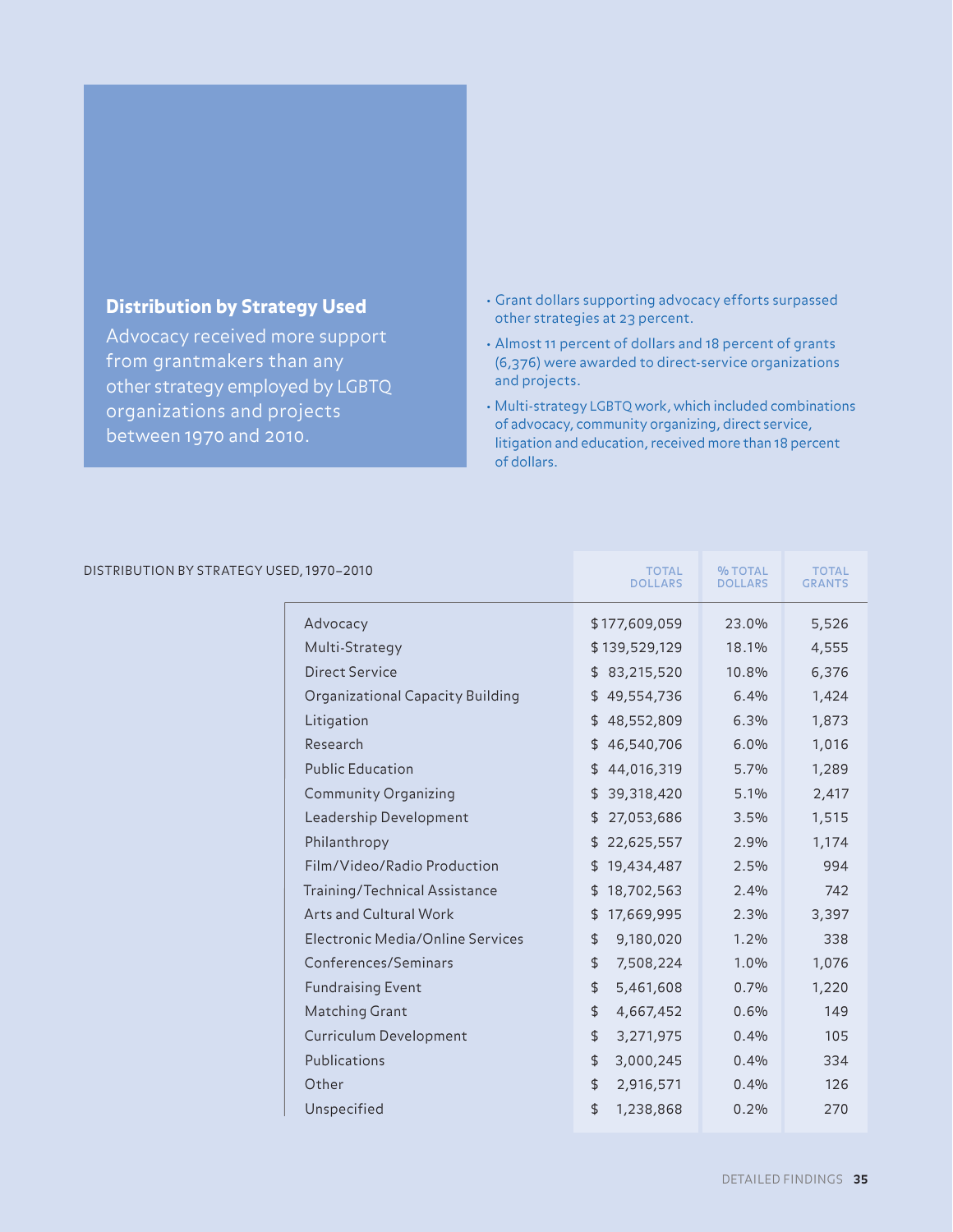## Distribution by Strategy Used

Advocacy received more support from grantmakers than any other strategy employed by LGBTQ organizations and projects between 1970 and 2010.

- Grant dollars supporting advocacy efforts surpassed other strategies at 23 percent.
- Almost 11 percent of dollars and 18 percent of grants (6,376) were awarded to direct-service organizations and projects.
- Multi-strategy LGBTQ work, which included combinations of advocacy, community organizing, direct service, litigation and education, received more than 18 percent of dollars.

DISTRIBUTION BY STRATEGY USED, 1970–2010

| | TOTAL DOLLARS | % TOTAL DOLLARS | TOTAL GRANTS |
|---|---|---|---|
| Advocacy | $177,609,059 | 23.0% | 5,526 |
| Multi-Strategy | $139,529,129 | 18.1% | 4,555 |
| Direct Service | $83,215,520 | 10.8% | 6,376 |
| Organizational Capacity Building | $49,554,736 | 6.4% | 1,424 |
| Litigation | $48,552,809 | 6.3% | 1,873 |
| Research | $46,540,706 | 6.0% | 1,016 |
| Public Education | $44,016,319 | 5.7% | 1,289 |
| Community Organizing | $39,318,420 | 5.1% | 2,417 |
| Leadership Development | $27,053,686 | 3.5% | 1,515 |
| Philanthropy | $22,625,557 | 2.9% | 1,174 |
| Film/Video/Radio Production | $19,434,487 | 2.5% | 994 |
| Training/Technical Assistance | $18,702,563 | 2.4% | 742 |
| Arts and Cultural Work | $17,669,995 | 2.3% | 3,397 |
| Electronic Media/Online Services | $9,180,020 | 1.2% | 338 |
| Conferences/Seminars | $7,508,224 | 1.0% | 1,076 |
| Fundraising Event | $5,461,608 | 0.7% | 1,220 |
| Matching Grant | $4,667,452 | 0.6% | 149 |
| Curriculum Development | $3,271,975 | 0.4% | 105 |
| Publications | $3,000,245 | 0.4% | 334 |
| Other | $2,916,571 | 0.4% | 126 |
| Unspecified | $1,238,868 | 0.2% | 270 |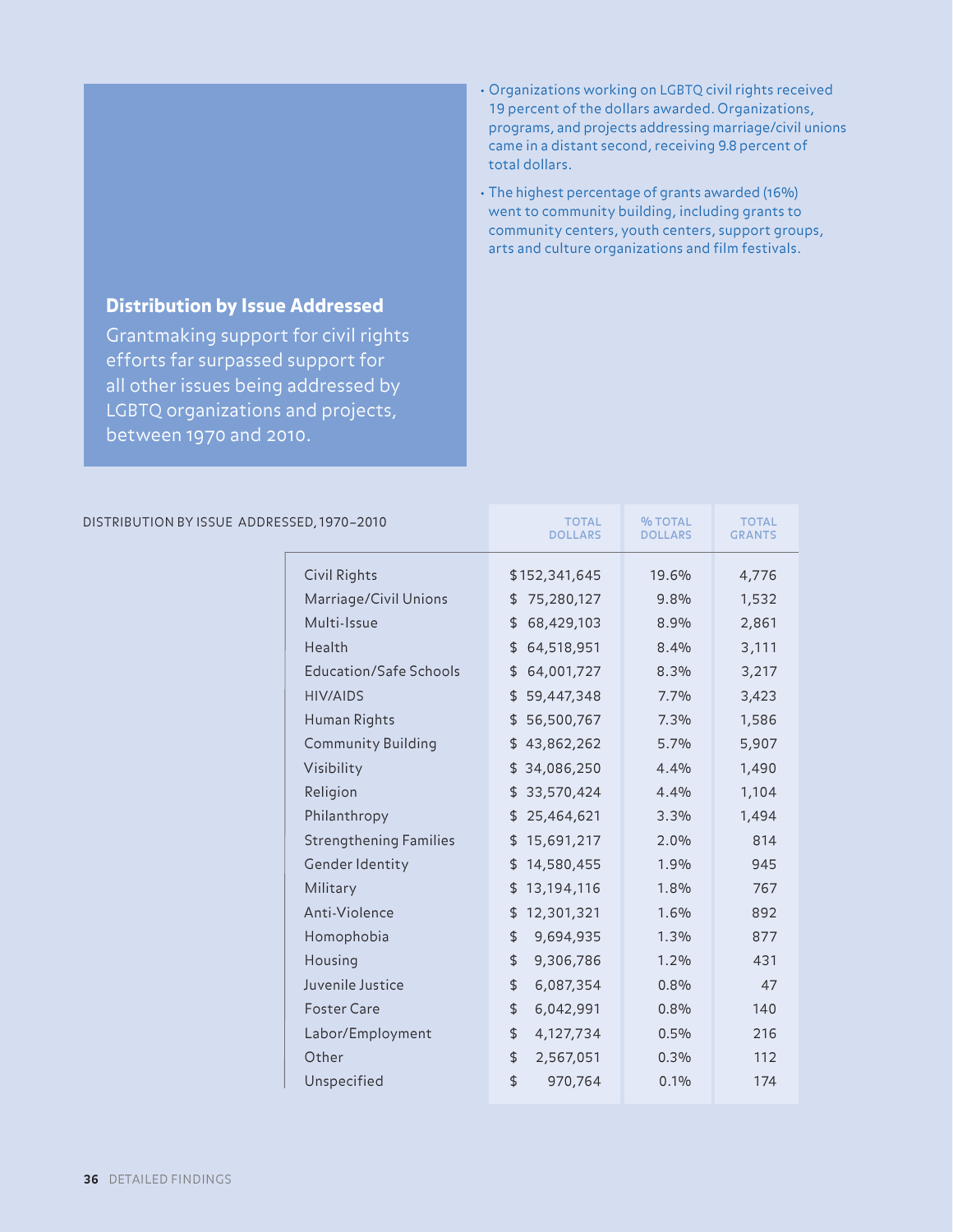## Distribution by Issue Addressed

Grantmaking support for civil rights efforts far surpassed support for all other issues being addressed by LGBTQ organizations and projects, between 1970 and 2010.

- Organizations working on LGBTQ civil rights received 19 percent of the dollars awarded. Organizations, programs, and projects addressing marriage/civil unions came in a distant second, receiving 9.8 percent of total dollars.
- The highest percentage of grants awarded (16%) went to community building, including grants to community centers, youth centers, support groups, arts and culture organizations and film festivals.

DISTRIBUTION BY ISSUE ADDRESSED, 1970–2010

| | TOTAL DOLLARS | % TOTAL DOLLARS | TOTAL GRANTS |
|---|---|---|---|
| Civil Rights | $152,341,645 | 19.6% | 4,776 |
| Marriage/Civil Unions | $ 75,280,127 | 9.8% | 1,532 |
| Multi-Issue | $ 68,429,103 | 8.9% | 2,861 |
| Health | $ 64,518,951 | 8.4% | 3,111 |
| Education/Safe Schools | $ 64,001,727 | 8.3% | 3,217 |
| HIV/AIDS | $ 59,447,348 | 7.7% | 3,423 |
| Human Rights | $ 56,500,767 | 7.3% | 1,586 |
| Community Building | $ 43,862,262 | 5.7% | 5,907 |
| Visibility | $ 34,086,250 | 4.4% | 1,490 |
| Religion | $ 33,570,424 | 4.4% | 1,104 |
| Philanthropy | $ 25,464,621 | 3.3% | 1,494 |
| Strengthening Families | $ 15,691,217 | 2.0% | 814 |
| Gender Identity | $ 14,580,455 | 1.9% | 945 |
| Military | $ 13,194,116 | 1.8% | 767 |
| Anti-Violence | $ 12,301,321 | 1.6% | 892 |
| Homophobia | $ 9,694,935 | 1.3% | 877 |
| Housing | $ 9,306,786 | 1.2% | 431 |
| Juvenile Justice | $ 6,087,354 | 0.8% | 47 |
| Foster Care | $ 6,042,991 | 0.8% | 140 |
| Labor/Employment | $ 4,127,734 | 0.5% | 216 |
| Other | $ 2,567,051 | 0.3% | 112 |
| Unspecified | $ 970,764 | 0.1% | 174 |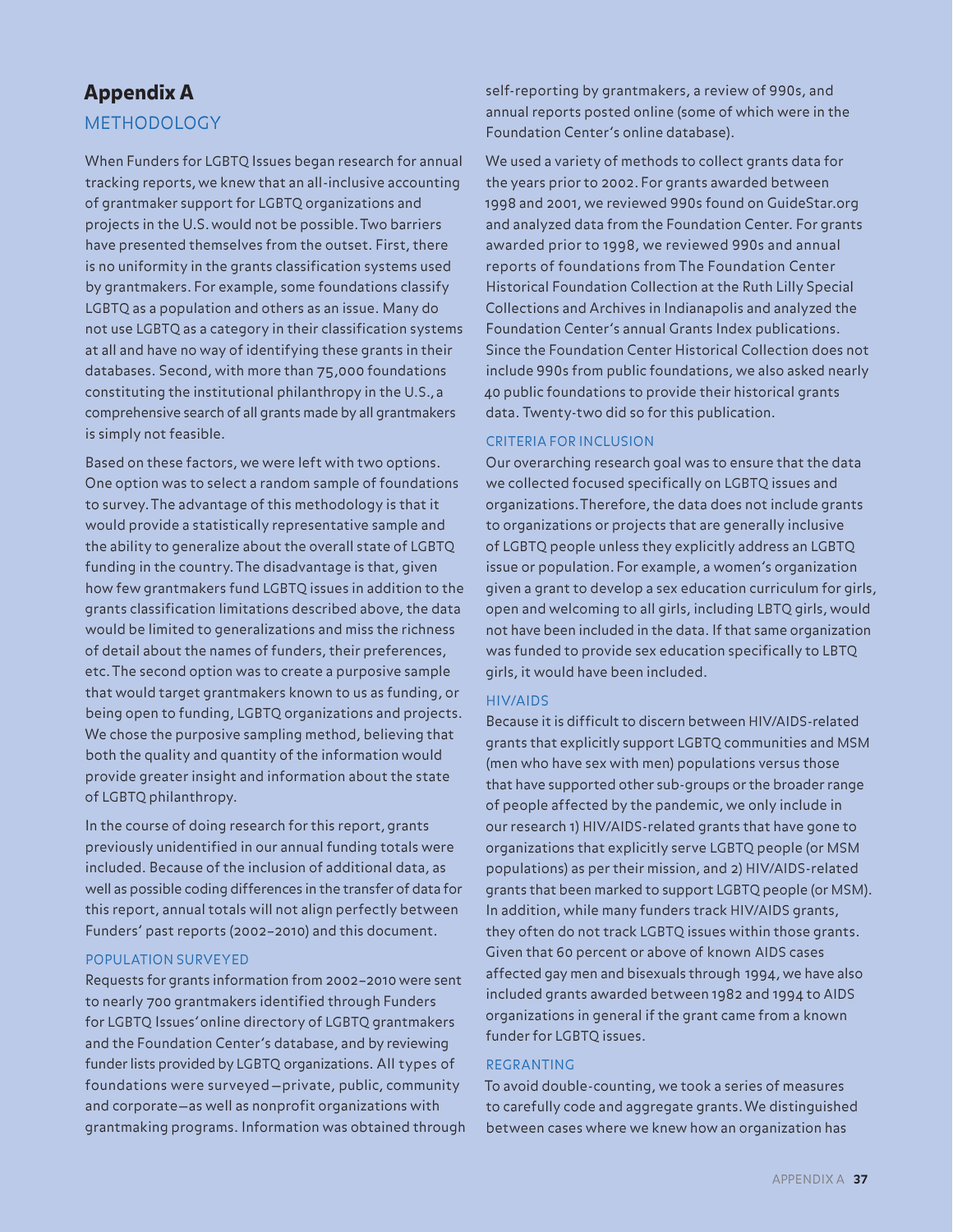# Appendix A

## METHODOLOGY

When Funders for LGBTQ Issues began research for annual tracking reports, we knew that an all-inclusive accounting of grantmaker support for LGBTQ organizations and projects in the U.S. would not be possible. Two barriers have presented themselves from the outset. First, there is no uniformity in the grants classification systems used by grantmakers. For example, some foundations classify LGBTQ as a population and others as an issue. Many do not use LGBTQ as a category in their classification systems at all and have no way of identifying these grants in their databases. Second, with more than 75,000 foundations constituting the institutional philanthropy in the U.S., a comprehensive search of all grants made by all grantmakers is simply not feasible.

Based on these factors, we were left with two options. One option was to select a random sample of foundations to survey. The advantage of this methodology is that it would provide a statistically representative sample and the ability to generalize about the overall state of LGBTQ funding in the country. The disadvantage is that, given how few grantmakers fund LGBTQ issues in addition to the grants classification limitations described above, the data would be limited to generalizations and miss the richness of detail about the names of funders, their preferences, etc. The second option was to create a purposive sample that would target grantmakers known to us as funding, or being open to funding, LGBTQ organizations and projects. We chose the purposive sampling method, believing that both the quality and quantity of the information would provide greater insight and information about the state of LGBTQ philanthropy.

In the course of doing research for this report, grants previously unidentified in our annual funding totals were included. Because of the inclusion of additional data, as well as possible coding differences in the transfer of data for this report, annual totals will not align perfectly between Funders' past reports (2002–2010) and this document.

### POPULATION SURVEYED

Requests for grants information from 2002–2010 were sent to nearly 700 grantmakers identified through Funders for LGBTQ Issues' online directory of LGBTQ grantmakers and the Foundation Center's database, and by reviewing funder lists provided by LGBTQ organizations. All types of foundations were surveyed—private, public, community and corporate—as well as nonprofit organizations with grantmaking programs. Information was obtained through self-reporting by grantmakers, a review of 990s, and annual reports posted online (some of which were in the Foundation Center's online database).

We used a variety of methods to collect grants data for the years prior to 2002. For grants awarded between 1998 and 2001, we reviewed 990s found on GuideStar.org and analyzed data from the Foundation Center. For grants awarded prior to 1998, we reviewed 990s and annual reports of foundations from The Foundation Center Historical Foundation Collection at the Ruth Lilly Special Collections and Archives in Indianapolis and analyzed the Foundation Center's annual Grants Index publications. Since the Foundation Center Historical Collection does not include 990s from public foundations, we also asked nearly 40 public foundations to provide their historical grants data. Twenty-two did so for this publication.

### CRITERIA FOR INCLUSION

Our overarching research goal was to ensure that the data we collected focused specifically on LGBTQ issues and organizations. Therefore, the data does not include grants to organizations or projects that are generally inclusive of LGBTQ people unless they explicitly address an LGBTQ issue or population. For example, a women's organization given a grant to develop a sex education curriculum for girls, open and welcoming to all girls, including LBTQ girls, would not have been included in the data. If that same organization was funded to provide sex education specifically to LBTQ girls, it would have been included.

### HIV/AIDS

Because it is difficult to discern between HIV/AIDS-related grants that explicitly support LGBTQ communities and MSM (men who have sex with men) populations versus those that have supported other sub-groups or the broader range of people affected by the pandemic, we only include in our research 1) HIV/AIDS-related grants that have gone to organizations that explicitly serve LGBTQ people (or MSM populations) as per their mission, and 2) HIV/AIDS-related grants that been marked to support LGBTQ people (or MSM). In addition, while many funders track HIV/AIDS grants, they often do not track LGBTQ issues within those grants. Given that 60 percent or above of known AIDS cases affected gay men and bisexuals through 1994, we have also included grants awarded between 1982 and 1994 to AIDS organizations in general if the grant came from a known funder for LGBTQ issues.

### REGRANTING

To avoid double-counting, we took a series of measures to carefully code and aggregate grants. We distinguished between cases where we knew how an organization has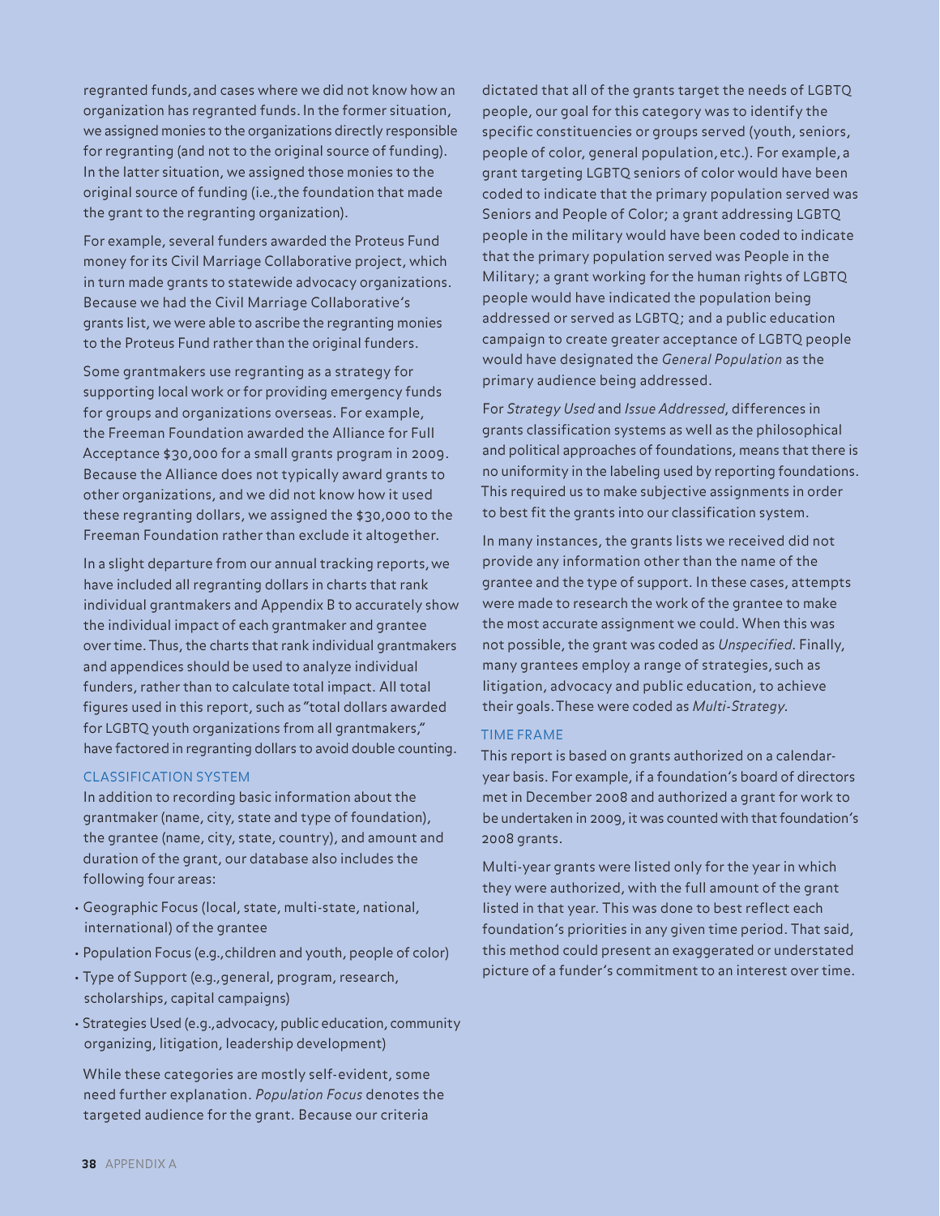regranted funds, and cases where we did not know how an organization has regranted funds. In the former situation, we assigned monies to the organizations directly responsible for regranting (and not to the original source of funding). In the latter situation, we assigned those monies to the original source of funding (i.e., the foundation that made the grant to the regranting organization).

For example, several funders awarded the Proteus Fund money for its Civil Marriage Collaborative project, which in turn made grants to statewide advocacy organizations. Because we had the Civil Marriage Collaborative's grants list, we were able to ascribe the regranting monies to the Proteus Fund rather than the original funders.

Some grantmakers use regranting as a strategy for supporting local work or for providing emergency funds for groups and organizations overseas. For example, the Freeman Foundation awarded the Alliance for Full Acceptance $30,000 for a small grants program in 2009. Because the Alliance does not typically award grants to other organizations, and we did not know how it used these regranting dollars, we assigned the $30,000 to the Freeman Foundation rather than exclude it altogether.

In a slight departure from our annual tracking reports, we have included all regranting dollars in charts that rank individual grantmakers and Appendix B to accurately show the individual impact of each grantmaker and grantee over time. Thus, the charts that rank individual grantmakers and appendices should be used to analyze individual funders, rather than to calculate total impact. All total figures used in this report, such as "total dollars awarded for LGBTQ youth organizations from all grantmakers," have factored in regranting dollars to avoid double counting.

### CLASSIFICATION SYSTEM

In addition to recording basic information about the grantmaker (name, city, state and type of foundation), the grantee (name, city, state, country), and amount and duration of the grant, our database also includes the following four areas:

- Geographic Focus (local, state, multi-state, national, international) of the grantee
- Population Focus (e.g., children and youth, people of color)
- Type of Support (e.g., general, program, research, scholarships, capital campaigns)
- Strategies Used (e.g., advocacy, public education, community organizing, litigation, leadership development)

While these categories are mostly self-evident, some need further explanation. *Population Focus* denotes the targeted audience for the grant. Because our criteria dictated that all of the grants target the needs of LGBTQ people, our goal for this category was to identify the specific constituencies or groups served (youth, seniors, people of color, general population, etc.). For example, a grant targeting LGBTQ seniors of color would have been coded to indicate that the primary population served was Seniors and People of Color; a grant addressing LGBTQ people in the military would have been coded to indicate that the primary population served was People in the Military; a grant working for the human rights of LGBTQ people would have indicated the population being addressed or served as LGBTQ; and a public education campaign to create greater acceptance of LGBTQ people would have designated the *General Population* as the primary audience being addressed.

For *Strategy Used* and *Issue Addressed*, differences in grants classification systems as well as the philosophical and political approaches of foundations, means that there is no uniformity in the labeling used by reporting foundations. This required us to make subjective assignments in order to best fit the grants into our classification system.

In many instances, the grants lists we received did not provide any information other than the name of the grantee and the type of support. In these cases, attempts were made to research the work of the grantee to make the most accurate assignment we could. When this was not possible, the grant was coded as *Unspecified*. Finally, many grantees employ a range of strategies, such as litigation, advocacy and public education, to achieve their goals. These were coded as *Multi-Strategy*.

### TIME FRAME

This report is based on grants authorized on a calendar-year basis. For example, if a foundation's board of directors met in December 2008 and authorized a grant for work to be undertaken in 2009, it was counted with that foundation's 2008 grants.

Multi-year grants were listed only for the year in which they were authorized, with the full amount of the grant listed in that year. This was done to best reflect each foundation's priorities in any given time period. That said, this method could present an exaggerated or understated picture of a funder's commitment to an interest over time.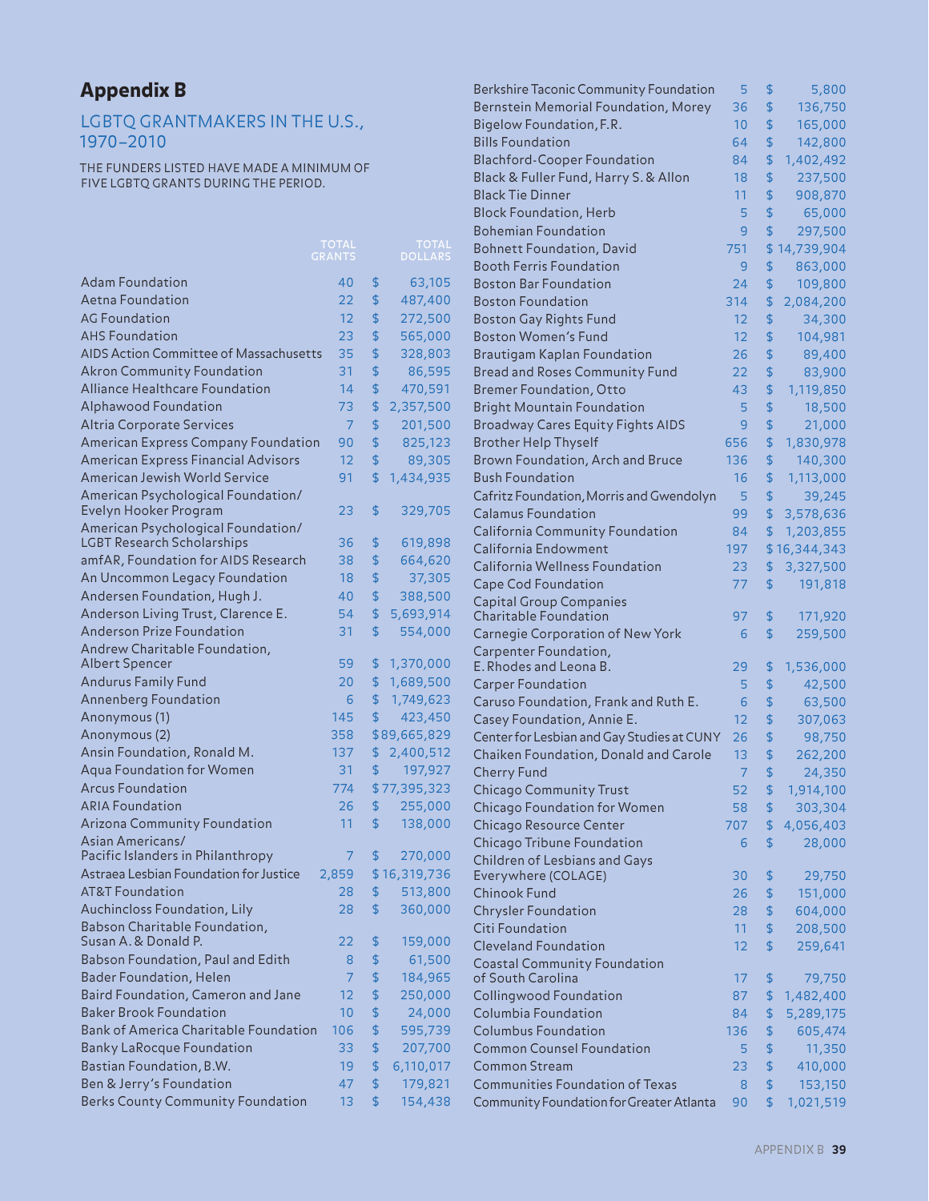## Appendix B

### LGBTQ GRANTMAKERS IN THE U.S., 1970–2010

THE FUNDERS LISTED HAVE MADE A MINIMUM OF FIVE LGBTQ GRANTS DURING THE PERIOD.

| | TOTAL GRANTS | TOTAL DOLLARS |
|---|---|---|
| Adam Foundation | 40 | $ 63,105 |
| Aetna Foundation | 22 | $ 487,400 |
| AG Foundation | 12 | $ 272,500 |
| AHS Foundation | 23 | $ 565,000 |
| AIDS Action Committee of Massachusetts | 35 | $ 328,803 |
| Akron Community Foundation | 31 | $ 86,595 |
| Alliance Healthcare Foundation | 14 | $ 470,591 |
| Alphawood Foundation | 73 | $ 2,357,500 |
| Altria Corporate Services | 7 | $ 201,500 |
| American Express Company Foundation | 90 | $ 825,123 |
| American Express Financial Advisors | 12 | $ 89,305 |
| American Jewish World Service | 91 | $ 1,434,935 |
| American Psychological Foundation/ Evelyn Hooker Program | 23 | $ 329,705 |
| American Psychological Foundation/ LGBT Research Scholarships | 36 | $ 619,898 |
| amfAR, Foundation for AIDS Research | 38 | $ 664,620 |
| An Uncommon Legacy Foundation | 18 | $ 37,305 |
| Andersen Foundation, Hugh J. | 40 | $ 388,500 |
| Anderson Living Trust, Clarence E. | 54 | $ 5,693,914 |
| Anderson Prize Foundation | 31 | $ 554,000 |
| Andrew Charitable Foundation, Albert Spencer | 59 | $ 1,370,000 |
| Andurus Family Fund | 20 | $ 1,689,500 |
| Annenberg Foundation | 6 | $ 1,749,623 |
| Anonymous (1) | 145 | $ 423,450 |
| Anonymous (2) | 358 | $ 89,665,829 |
| Ansin Foundation, Ronald M. | 137 | $ 2,400,512 |
| Aqua Foundation for Women | 31 | $ 197,927 |
| Arcus Foundation | 774 | $ 77,395,323 |
| ARIA Foundation | 26 | $ 255,000 |
| Arizona Community Foundation | 11 | $ 138,000 |
| Asian Americans/ Pacific Islanders in Philanthropy | 7 | $ 270,000 |
| Astraea Lesbian Foundation for Justice | 2,859 | $ 16,319,736 |
| AT&T Foundation | 28 | $ 513,800 |
| Auchincloss Foundation, Lily | 28 | $ 360,000 |
| Babson Charitable Foundation, Susan A. & Donald P. | 22 | $ 159,000 |
| Babson Foundation, Paul and Edith | 8 | $ 61,500 |
| Bader Foundation, Helen | 7 | $ 184,965 |
| Baird Foundation, Cameron and Jane | 12 | $ 250,000 |
| Baker Brook Foundation | 10 | $ 24,000 |
| Bank of America Charitable Foundation | 106 | $ 595,739 |
| Banky LaRocque Foundation | 33 | $ 207,700 |
| Bastian Foundation, B.W. | 19 | $ 6,110,017 |
| Ben & Jerry's Foundation | 47 | $ 179,821 |
| Berks County Community Foundation | 13 | $ 154,438 |
| Berkshire Taconic Community Foundation | 5 | $ 5,800 |
| Bernstein Memorial Foundation, Morey | 36 | $ 136,750 |
| Bigelow Foundation, F.R. | 10 | $ 165,000 |
| Bills Foundation | 64 | $ 142,800 |
| Blachford-Cooper Foundation | 84 | $ 1,402,492 |
| Black & Fuller Fund, Harry S. & Allon | 18 | $ 237,500 |
| Black Tie Dinner | 11 | $ 908,870 |
| Block Foundation, Herb | 5 | $ 65,000 |
| Bohemian Foundation | 9 | $ 297,500 |
| Bohnett Foundation, David | 751 | $ 14,739,904 |
| Booth Ferris Foundation | 9 | $ 863,000 |
| Boston Bar Foundation | 24 | $ 109,800 |
| Boston Foundation | 314 | $ 2,084,200 |
| Boston Gay Rights Fund | 12 | $ 34,300 |
| Boston Women's Fund | 12 | $ 104,981 |
| Brautigam Kaplan Foundation | 26 | $ 89,400 |
| Bread and Roses Community Fund | 22 | $ 83,900 |
| Bremer Foundation, Otto | 43 | $ 1,119,850 |
| Bright Mountain Foundation | 5 | $ 18,500 |
| Broadway Cares Equity Fights AIDS | 9 | $ 21,000 |
| Brother Help Thyself | 656 | $ 1,830,978 |
| Brown Foundation, Arch and Bruce | 136 | $ 140,300 |
| Bush Foundation | 16 | $ 1,113,000 |
| Cafritz Foundation, Morris and Gwendolyn | 5 | $ 39,245 |
| Calamus Foundation | 99 | $ 3,578,636 |
| California Community Foundation | 84 | $ 1,203,855 |
| California Endowment | 197 | $ 16,344,343 |
| California Wellness Foundation | 23 | $ 3,327,500 |
| Cape Cod Foundation | 77 | $ 191,818 |
| Capital Group Companies Charitable Foundation | 97 | $ 171,920 |
| Carnegie Corporation of New York | 6 | $ 259,500 |
| Carpenter Foundation, E. Rhodes and Leona B. | 29 | $ 1,536,000 |
| Carper Foundation | 5 | $ 42,500 |
| Caruso Foundation, Frank and Ruth E. | 6 | $ 63,500 |
| Casey Foundation, Annie E. | 12 | $ 307,063 |
| Center for Lesbian and Gay Studies at CUNY | 26 | $ 98,750 |
| Chaiken Foundation, Donald and Carole | 13 | $ 262,200 |
| Cherry Fund | 7 | $ 24,350 |
| Chicago Community Trust | 52 | $ 1,914,100 |
| Chicago Foundation for Women | 58 | $ 303,304 |
| Chicago Resource Center | 707 | $ 4,056,403 |
| Chicago Tribune Foundation | 6 | $ 28,000 |
| Children of Lesbians and Gays Everywhere (COLAGE) | 30 | $ 29,750 |
| Chinook Fund | 26 | $ 151,000 |
| Chrysler Foundation | 28 | $ 604,000 |
| Citi Foundation | 11 | $ 208,500 |
| Cleveland Foundation | 12 | $ 259,641 |
| Coastal Community Foundation of South Carolina | 17 | $ 79,750 |
| Collingwood Foundation | 87 | $ 1,482,400 |
| Columbia Foundation | 84 | $ 5,289,175 |
| Columbus Foundation | 136 | $ 605,474 |
| Common Counsel Foundation | 5 | $ 11,350 |
| Common Stream | 23 | $ 410,000 |
| Communities Foundation of Texas | 8 | $ 153,150 |
| Community Foundation for Greater Atlanta | 90 | $ 1,021,519 |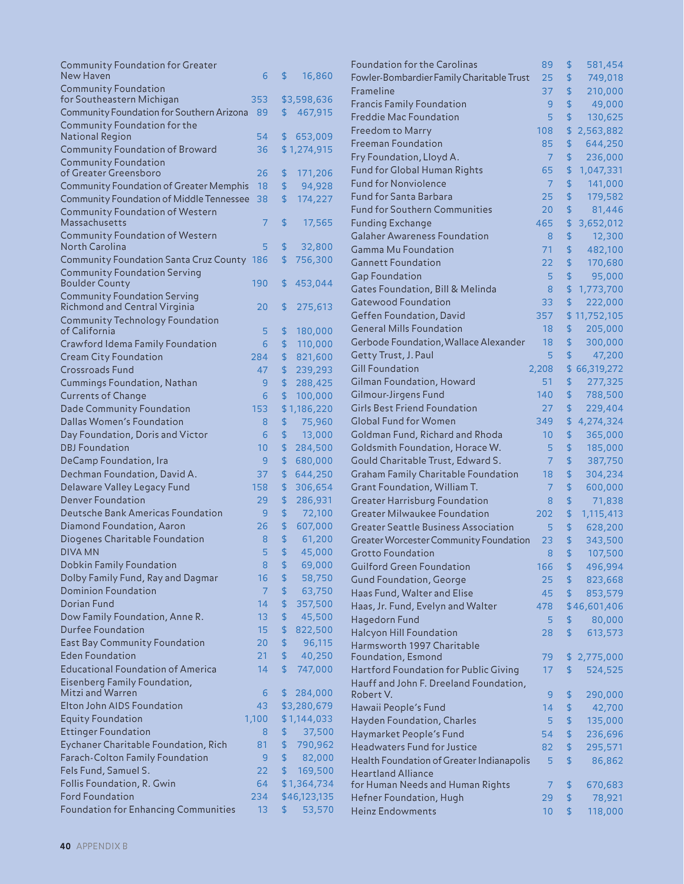| Foundation | Grants | Amount |
|---|---|---|
| Community Foundation for Greater New Haven | 6 | $ 16,860 |
| Community Foundation for Southeastern Michigan | 353 | $3,598,636 |
| Community Foundation for Southern Arizona | 89 | $ 467,915 |
| Community Foundation for the National Region | 54 | $ 653,009 |
| Community Foundation of Broward | 36 | $ 1,274,915 |
| Community Foundation of Greater Greensboro | 26 | $ 171,206 |
| Community Foundation of Greater Memphis | 18 | $ 94,928 |
| Community Foundation of Middle Tennessee | 38 | $ 174,227 |
| Community Foundation of Western Massachusetts | 7 | $ 17,565 |
| Community Foundation of Western North Carolina | 5 | $ 32,800 |
| Community Foundation Santa Cruz County | 186 | $ 756,300 |
| Community Foundation Serving Boulder County | 190 | $ 453,044 |
| Community Foundation Serving Richmond and Central Virginia | 20 | $ 275,613 |
| Community Technology Foundation of California | 5 | $ 180,000 |
| Crawford Idema Family Foundation | 6 | $ 110,000 |
| Cream City Foundation | 284 | $ 821,600 |
| Crossroads Fund | 47 | $ 239,293 |
| Cummings Foundation, Nathan | 9 | $ 288,425 |
| Currents of Change | 6 | $ 100,000 |
| Dade Community Foundation | 153 | $ 1,186,220 |
| Dallas Women's Foundation | 8 | $ 75,960 |
| Day Foundation, Doris and Victor | 6 | $ 13,000 |
| DBJ Foundation | 10 | $ 284,500 |
| DeCamp Foundation, Ira | 9 | $ 680,000 |
| Dechman Foundation, David A. | 37 | $ 644,250 |
| Delaware Valley Legacy Fund | 158 | $ 306,654 |
| Denver Foundation | 29 | $ 286,931 |
| Deutsche Bank Americas Foundation | 9 | $ 72,100 |
| Diamond Foundation, Aaron | 26 | $ 607,000 |
| Diogenes Charitable Foundation | 8 | $ 61,200 |
| DIVA MN | 5 | $ 45,000 |
| Dobkin Family Foundation | 8 | $ 69,000 |
| Dolby Family Fund, Ray and Dagmar | 16 | $ 58,750 |
| Dominion Foundation | 7 | $ 63,750 |
| Dorian Fund | 14 | $ 357,500 |
| Dow Family Foundation, Anne R. | 13 | $ 45,500 |
| Durfee Foundation | 15 | $ 822,500 |
| East Bay Community Foundation | 20 | $ 96,115 |
| Eden Foundation | 21 | $ 40,250 |
| Educational Foundation of America | 14 | $ 747,000 |
| Eisenberg Family Foundation, Mitzi and Warren | 6 | $ 284,000 |
| Elton John AIDS Foundation | 43 | $3,280,679 |
| Equity Foundation | 1,100 | $1,144,033 |
| Ettinger Foundation | 8 | $ 37,500 |
| Eychaner Charitable Foundation, Rich | 81 | $ 790,962 |
| Farach-Colton Family Foundation | 9 | $ 82,000 |
| Fels Fund, Samuel S. | 22 | $ 169,500 |
| Follis Foundation, R. Gwin | 64 | $1,364,734 |
| Ford Foundation | 234 | $46,123,135 |
| Foundation for Enhancing Communities | 13 | $ 53,570 |
| Foundation for the Carolinas | 89 | $ 581,454 |
| Fowler-Bombardier Family Charitable Trust | 25 | $ 749,018 |
| Frameline | 37 | $ 210,000 |
| Francis Family Foundation | 9 | $ 49,000 |
| Freddie Mac Foundation | 5 | $ 130,625 |
| Freedom to Marry | 108 | $ 2,563,882 |
| Freeman Foundation | 85 | $ 644,250 |
| Fry Foundation, Lloyd A. | 7 | $ 236,000 |
| Fund for Global Human Rights | 65 | $ 1,047,331 |
| Fund for Nonviolence | 7 | $ 141,000 |
| Fund for Santa Barbara | 25 | $ 179,582 |
| Fund for Southern Communities | 20 | $ 81,446 |
| Funding Exchange | 465 | $ 3,652,012 |
| Galaher Awareness Foundation | 8 | $ 12,300 |
| Gamma Mu Foundation | 71 | $ 482,100 |
| Gannett Foundation | 22 | $ 170,680 |
| Gap Foundation | 5 | $ 95,000 |
| Gates Foundation, Bill & Melinda | 8 | $ 1,773,700 |
| Gatewood Foundation | 33 | $ 222,000 |
| Geffen Foundation, David | 357 | $ 11,752,105 |
| General Mills Foundation | 18 | $ 205,000 |
| Gerbode Foundation, Wallace Alexander | 18 | $ 300,000 |
| Getty Trust, J. Paul | 5 | $ 47,200 |
| Gill Foundation | 2,208 | $ 66,319,272 |
| Gilman Foundation, Howard | 51 | $ 277,325 |
| Gilmour-Jirgens Fund | 140 | $ 788,500 |
| Girls Best Friend Foundation | 27 | $ 229,404 |
| Global Fund for Women | 349 | $ 4,274,324 |
| Goldman Fund, Richard and Rhoda | 10 | $ 365,000 |
| Goldsmith Foundation, Horace W. | 5 | $ 185,000 |
| Gould Charitable Trust, Edward S. | 7 | $ 387,750 |
| Graham Family Charitable Foundation | 18 | $ 304,234 |
| Grant Foundation, William T. | 7 | $ 600,000 |
| Greater Harrisburg Foundation | 8 | $ 71,838 |
| Greater Milwaukee Foundation | 202 | $ 1,115,413 |
| Greater Seattle Business Association | 5 | $ 628,200 |
| Greater Worcester Community Foundation | 23 | $ 343,500 |
| Grotto Foundation | 8 | $ 107,500 |
| Guilford Green Foundation | 166 | $ 496,994 |
| Gund Foundation, George | 25 | $ 823,668 |
| Haas Fund, Walter and Elise | 45 | $ 853,579 |
| Haas, Jr. Fund, Evelyn and Walter | 478 | $46,601,406 |
| Hagedorn Fund | 5 | $ 80,000 |
| Halcyon Hill Foundation | 28 | $ 613,573 |
| Harmsworth 1997 Charitable Foundation, Esmond | 79 | $ 2,775,000 |
| Hartford Foundation for Public Giving | 17 | $ 524,525 |
| Hauff and John F. Dreeland Foundation, Robert V. | 9 | $ 290,000 |
| Hawaii People's Fund | 14 | $ 42,700 |
| Hayden Foundation, Charles | 5 | $ 135,000 |
| Haymarket People's Fund | 54 | $ 236,696 |
| Headwaters Fund for Justice | 82 | $ 295,571 |
| Health Foundation of Greater Indianapolis | 5 | $ 86,862 |
| Heartland Alliance for Human Needs and Human Rights | 7 | $ 670,683 |
| Hefner Foundation, Hugh | 29 | $ 78,921 |
| Heinz Endowments | 10 | $ 118,000 |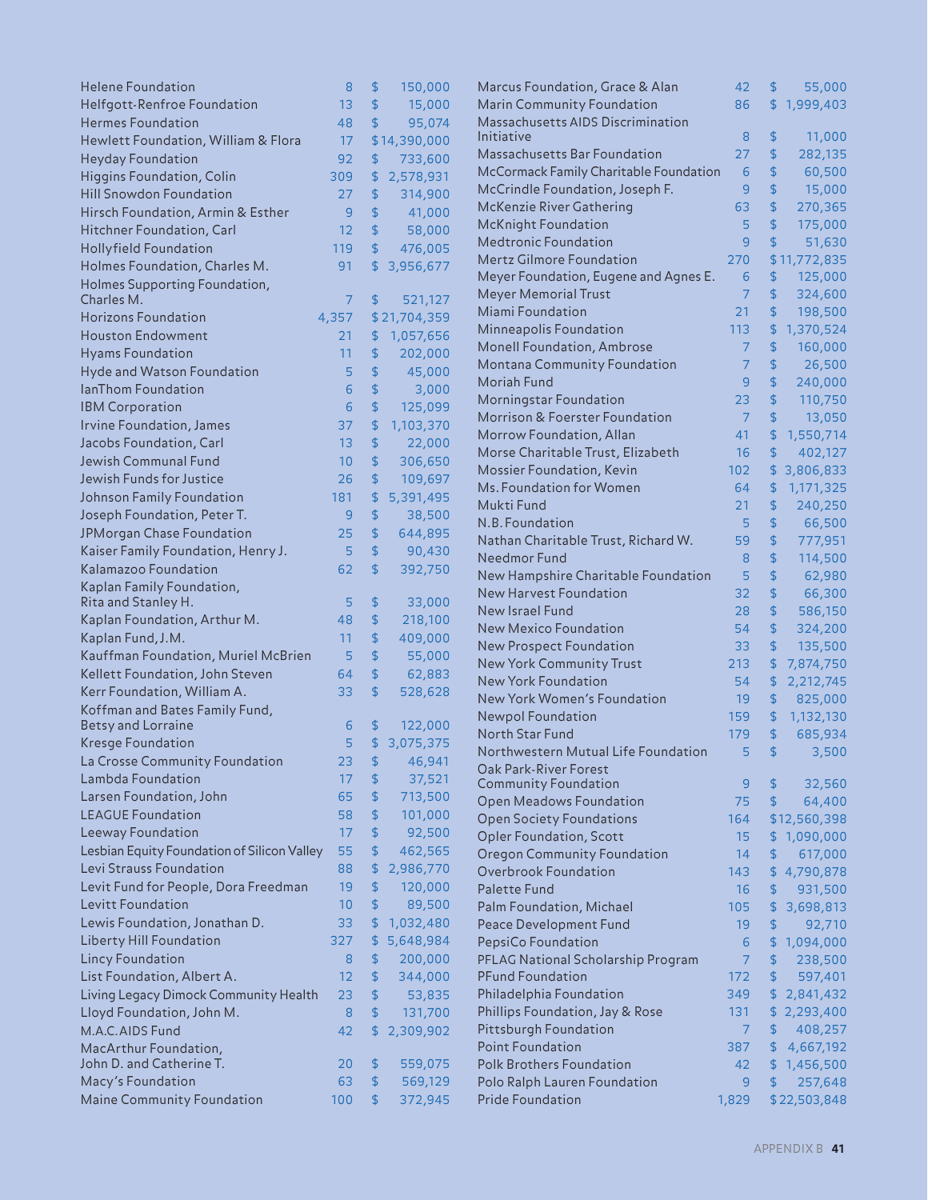| Foundation | Grants | Amount |
|---|---|---|
| Helene Foundation | 8 | $ 150,000 |
| Helfgott-Renfroe Foundation | 13 | $ 15,000 |
| Hermes Foundation | 48 | $ 95,074 |
| Hewlett Foundation, William & Flora | 17 | $ 14,390,000 |
| Heyday Foundation | 92 | $ 733,600 |
| Higgins Foundation, Colin | 309 | $ 2,578,931 |
| Hill Snowdon Foundation | 27 | $ 314,900 |
| Hirsch Foundation, Armin & Esther | 9 | $ 41,000 |
| Hitchner Foundation, Carl | 12 | $ 58,000 |
| Hollyfield Foundation | 119 | $ 476,005 |
| Holmes Foundation, Charles M. | 91 | $ 3,956,677 |
| Holmes Supporting Foundation, Charles M. | 7 | $ 521,127 |
| Horizons Foundation | 4,357 | $ 21,704,359 |
| Houston Endowment | 21 | $ 1,057,656 |
| Hyams Foundation | 11 | $ 202,000 |
| Hyde and Watson Foundation | 5 | $ 45,000 |
| IanThom Foundation | 6 | $ 3,000 |
| IBM Corporation | 6 | $ 125,099 |
| Irvine Foundation, James | 37 | $ 1,103,370 |
| Jacobs Foundation, Carl | 13 | $ 22,000 |
| Jewish Communal Fund | 10 | $ 306,650 |
| Jewish Funds for Justice | 26 | $ 109,697 |
| Johnson Family Foundation | 181 | $ 5,391,495 |
| Joseph Foundation, Peter T. | 9 | $ 38,500 |
| JPMorgan Chase Foundation | 25 | $ 644,895 |
| Kaiser Family Foundation, Henry J. | 5 | $ 90,430 |
| Kalamazoo Foundation | 62 | $ 392,750 |
| Kaplan Family Foundation, Rita and Stanley H. | 5 | $ 33,000 |
| Kaplan Foundation, Arthur M. | 48 | $ 218,100 |
| Kaplan Fund, J.M. | 11 | $ 409,000 |
| Kauffman Foundation, Muriel McBrien | 5 | $ 55,000 |
| Kellett Foundation, John Steven | 64 | $ 62,883 |
| Kerr Foundation, William A. | 33 | $ 528,628 |
| Koffman and Bates Family Fund, Betsy and Lorraine | 6 | $ 122,000 |
| Kresge Foundation | 5 | $ 3,075,375 |
| La Crosse Community Foundation | 23 | $ 46,941 |
| Lambda Foundation | 17 | $ 37,521 |
| Larsen Foundation, John | 65 | $ 713,500 |
| LEAGUE Foundation | 58 | $ 101,000 |
| Leeway Foundation | 17 | $ 92,500 |
| Lesbian Equity Foundation of Silicon Valley | 55 | $ 462,565 |
| Levi Strauss Foundation | 88 | $ 2,986,770 |
| Levit Fund for People, Dora Freedman | 19 | $ 120,000 |
| Levitt Foundation | 10 | $ 89,500 |
| Lewis Foundation, Jonathan D. | 33 | $ 1,032,480 |
| Liberty Hill Foundation | 327 | $ 5,648,984 |
| Lincy Foundation | 8 | $ 200,000 |
| List Foundation, Albert A. | 12 | $ 344,000 |
| Living Legacy Dimock Community Health | 23 | $ 53,835 |
| Lloyd Foundation, John M. | 8 | $ 131,700 |
| M.A.C. AIDS Fund | 42 | $ 2,309,902 |
| MacArthur Foundation, John D. and Catherine T. | 20 | $ 559,075 |
| Macy's Foundation | 63 | $ 569,129 |
| Maine Community Foundation | 100 | $ 372,945 |
| Marcus Foundation, Grace & Alan | 42 | $ 55,000 |
| Marin Community Foundation | 86 | $ 1,999,403 |
| Massachusetts AIDS Discrimination Initiative | 8 | $ 11,000 |
| Massachusetts Bar Foundation | 27 | $ 282,135 |
| McCormack Family Charitable Foundation | 6 | $ 60,500 |
| McCrindle Foundation, Joseph F. | 9 | $ 15,000 |
| McKenzie River Gathering | 63 | $ 270,365 |
| McKnight Foundation | 5 | $ 175,000 |
| Medtronic Foundation | 9 | $ 51,630 |
| Mertz Gilmore Foundation | 270 | $ 11,772,835 |
| Meyer Foundation, Eugene and Agnes E. | 6 | $ 125,000 |
| Meyer Memorial Trust | 7 | $ 324,600 |
| Miami Foundation | 21 | $ 198,500 |
| Minneapolis Foundation | 113 | $ 1,370,524 |
| Monell Foundation, Ambrose | 7 | $ 160,000 |
| Montana Community Foundation | 7 | $ 26,500 |
| Moriah Fund | 9 | $ 240,000 |
| Morningstar Foundation | 23 | $ 110,750 |
| Morrison & Foerster Foundation | 7 | $ 13,050 |
| Morrow Foundation, Allan | 41 | $ 1,550,714 |
| Morse Charitable Trust, Elizabeth | 16 | $ 402,127 |
| Mossier Foundation, Kevin | 102 | $ 3,806,833 |
| Ms. Foundation for Women | 64 | $ 1,171,325 |
| Mukti Fund | 21 | $ 240,250 |
| N.B. Foundation | 5 | $ 66,500 |
| Nathan Charitable Trust, Richard W. | 59 | $ 777,951 |
| Needmor Fund | 8 | $ 114,500 |
| New Hampshire Charitable Foundation | 5 | $ 62,980 |
| New Harvest Foundation | 32 | $ 66,300 |
| New Israel Fund | 28 | $ 586,150 |
| New Mexico Foundation | 54 | $ 324,200 |
| New Prospect Foundation | 33 | $ 135,500 |
| New York Community Trust | 213 | $ 7,874,750 |
| New York Foundation | 54 | $ 2,212,745 |
| New York Women's Foundation | 19 | $ 825,000 |
| Newpol Foundation | 159 | $ 1,132,130 |
| North Star Fund | 179 | $ 685,934 |
| Northwestern Mutual Life Foundation | 5 | $ 3,500 |
| Oak Park-River Forest Community Foundation | 9 | $ 32,560 |
| Open Meadows Foundation | 75 | $ 64,400 |
| Open Society Foundations | 164 | $ 12,560,398 |
| Opler Foundation, Scott | 15 | $ 1,090,000 |
| Oregon Community Foundation | 14 | $ 617,000 |
| Overbrook Foundation | 143 | $ 4,790,878 |
| Palette Fund | 16 | $ 931,500 |
| Palm Foundation, Michael | 105 | $ 3,698,813 |
| Peace Development Fund | 19 | $ 92,710 |
| PepsiCo Foundation | 6 | $ 1,094,000 |
| PFLAG National Scholarship Program | 7 | $ 238,500 |
| PFund Foundation | 172 | $ 597,401 |
| Philadelphia Foundation | 349 | $ 2,841,432 |
| Phillips Foundation, Jay & Rose | 131 | $ 2,293,400 |
| Pittsburgh Foundation | 7 | $ 408,257 |
| Point Foundation | 387 | $ 4,667,192 |
| Polk Brothers Foundation | 42 | $ 1,456,500 |
| Polo Ralph Lauren Foundation | 9 | $ 257,648 |
| Pride Foundation | 1,829 | $ 22,503,848 |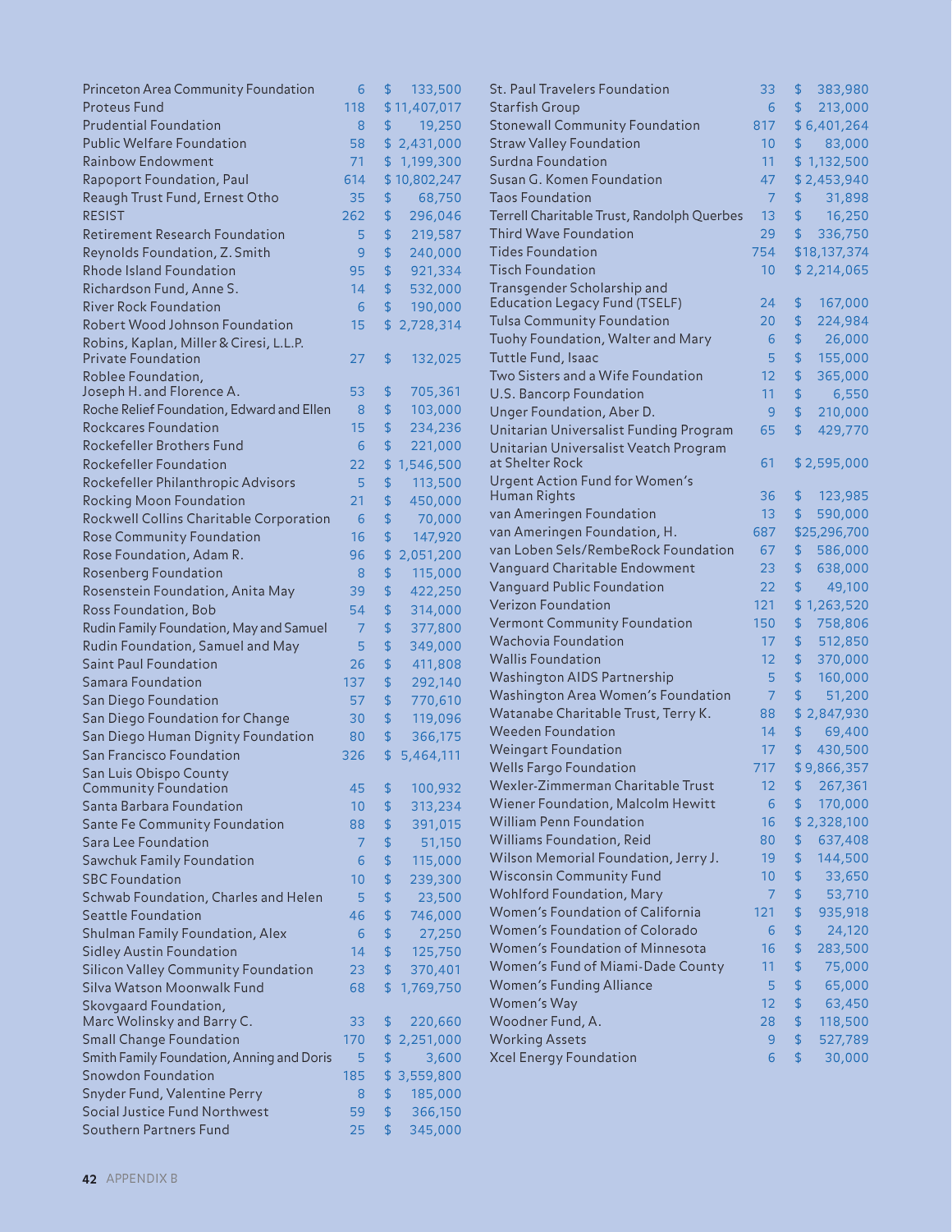| Foundation | Grants | Amount |
|---|---|---|
| Princeton Area Community Foundation | 6 | $ 133,500 |
| Proteus Fund | 118 | $ 11,407,017 |
| Prudential Foundation | 8 | $ 19,250 |
| Public Welfare Foundation | 58 | $ 2,431,000 |
| Rainbow Endowment | 71 | $ 1,199,300 |
| Rapoport Foundation, Paul | 614 | $ 10,802,247 |
| Reaugh Trust Fund, Ernest Otho | 35 | $ 68,750 |
| RESIST | 262 | $ 296,046 |
| Retirement Research Foundation | 5 | $ 219,587 |
| Reynolds Foundation, Z. Smith | 9 | $ 240,000 |
| Rhode Island Foundation | 95 | $ 921,334 |
| Richardson Fund, Anne S. | 14 | $ 532,000 |
| River Rock Foundation | 6 | $ 190,000 |
| Robert Wood Johnson Foundation | 15 | $ 2,728,314 |
| Robins, Kaplan, Miller & Ciresi, L.L.P. Private Foundation | 27 | $ 132,025 |
| Roblee Foundation, Joseph H. and Florence A. | 53 | $ 705,361 |
| Roche Relief Foundation, Edward and Ellen | 8 | $ 103,000 |
| Rockcares Foundation | 15 | $ 234,236 |
| Rockefeller Brothers Fund | 6 | $ 221,000 |
| Rockefeller Foundation | 22 | $ 1,546,500 |
| Rockefeller Philanthropic Advisors | 5 | $ 113,500 |
| Rocking Moon Foundation | 21 | $ 450,000 |
| Rockwell Collins Charitable Corporation | 6 | $ 70,000 |
| Rose Community Foundation | 16 | $ 147,920 |
| Rose Foundation, Adam R. | 96 | $ 2,051,200 |
| Rosenberg Foundation | 8 | $ 115,000 |
| Rosenstein Foundation, Anita May | 39 | $ 422,250 |
| Ross Foundation, Bob | 54 | $ 314,000 |
| Rudin Family Foundation, May and Samuel | 7 | $ 377,800 |
| Rudin Foundation, Samuel and May | 5 | $ 349,000 |
| Saint Paul Foundation | 26 | $ 411,808 |
| Samara Foundation | 137 | $ 292,140 |
| San Diego Foundation | 57 | $ 770,610 |
| San Diego Foundation for Change | 30 | $ 119,096 |
| San Diego Human Dignity Foundation | 80 | $ 366,175 |
| San Francisco Foundation | 326 | $ 5,464,111 |
| San Luis Obispo County Community Foundation | 45 | $ 100,932 |
| Santa Barbara Foundation | 10 | $ 313,234 |
| Sante Fe Community Foundation | 88 | $ 391,015 |
| Sara Lee Foundation | 7 | $ 51,150 |
| Sawchuk Family Foundation | 6 | $ 115,000 |
| SBC Foundation | 10 | $ 239,300 |
| Schwab Foundation, Charles and Helen | 5 | $ 23,500 |
| Seattle Foundation | 46 | $ 746,000 |
| Shulman Family Foundation, Alex | 6 | $ 27,250 |
| Sidley Austin Foundation | 14 | $ 125,750 |
| Silicon Valley Community Foundation | 23 | $ 370,401 |
| Silva Watson Moonwalk Fund | 68 | $ 1,769,750 |
| Skovgaard Foundation, Marc Wolinsky and Barry C. | 33 | $ 220,660 |
| Small Change Foundation | 170 | $ 2,251,000 |
| Smith Family Foundation, Anning and Doris | 5 | $ 3,600 |
| Snowdon Foundation | 185 | $ 3,559,800 |
| Snyder Fund, Valentine Perry | 8 | $ 185,000 |
| Social Justice Fund Northwest | 59 | $ 366,150 |
| Southern Partners Fund | 25 | $ 345,000 |
| St. Paul Travelers Foundation | 33 | $ 383,980 |
| Starfish Group | 6 | $ 213,000 |
| Stonewall Community Foundation | 817 | $ 6,401,264 |
| Straw Valley Foundation | 10 | $ 83,000 |
| Surdna Foundation | 11 | $ 1,132,500 |
| Susan G. Komen Foundation | 47 | $ 2,453,940 |
| Taos Foundation | 7 | $ 31,898 |
| Terrell Charitable Trust, Randolph Querbes | 13 | $ 16,250 |
| Third Wave Foundation | 29 | $ 336,750 |
| Tides Foundation | 754 | $ 18,137,374 |
| Tisch Foundation | 10 | $ 2,214,065 |
| Transgender Scholarship and Education Legacy Fund (TSELF) | 24 | $ 167,000 |
| Tulsa Community Foundation | 20 | $ 224,984 |
| Tuohy Foundation, Walter and Mary | 6 | $ 26,000 |
| Tuttle Fund, Isaac | 5 | $ 155,000 |
| Two Sisters and a Wife Foundation | 12 | $ 365,000 |
| U.S. Bancorp Foundation | 11 | $ 6,550 |
| Unger Foundation, Aber D. | 9 | $ 210,000 |
| Unitarian Universalist Funding Program | 65 | $ 429,770 |
| Unitarian Universalist Veatch Program at Shelter Rock | 61 | $ 2,595,000 |
| Urgent Action Fund for Women's Human Rights | 36 | $ 123,985 |
| van Ameringen Foundation | 13 | $ 590,000 |
| van Ameringen Foundation, H. | 687 | $ 25,296,700 |
| van Loben Sels/RembeRock Foundation | 67 | $ 586,000 |
| Vanguard Charitable Endowment | 23 | $ 638,000 |
| Vanguard Public Foundation | 22 | $ 49,100 |
| Verizon Foundation | 121 | $ 1,263,520 |
| Vermont Community Foundation | 150 | $ 758,806 |
| Wachovia Foundation | 17 | $ 512,850 |
| Wallis Foundation | 12 | $ 370,000 |
| Washington AIDS Partnership | 5 | $ 160,000 |
| Washington Area Women's Foundation | 7 | $ 51,200 |
| Watanabe Charitable Trust, Terry K. | 88 | $ 2,847,930 |
| Weeden Foundation | 14 | $ 69,400 |
| Weingart Foundation | 17 | $ 430,500 |
| Wells Fargo Foundation | 717 | $ 9,866,357 |
| Wexler-Zimmerman Charitable Trust | 12 | $ 267,361 |
| Wiener Foundation, Malcolm Hewitt | 6 | $ 170,000 |
| William Penn Foundation | 16 | $ 2,328,100 |
| Williams Foundation, Reid | 80 | $ 637,408 |
| Wilson Memorial Foundation, Jerry J. | 19 | $ 144,500 |
| Wisconsin Community Fund | 10 | $ 33,650 |
| Wohlford Foundation, Mary | 7 | $ 53,710 |
| Women's Foundation of California | 121 | $ 935,918 |
| Women's Foundation of Colorado | 6 | $ 24,120 |
| Women's Foundation of Minnesota | 16 | $ 283,500 |
| Women's Fund of Miami-Dade County | 11 | $ 75,000 |
| Women's Funding Alliance | 5 | $ 65,000 |
| Women's Way | 12 | $ 63,450 |
| Woodner Fund, A. | 28 | $ 118,500 |
| Working Assets | 9 | $ 527,789 |
| Xcel Energy Foundation | 6 | $ 30,000 |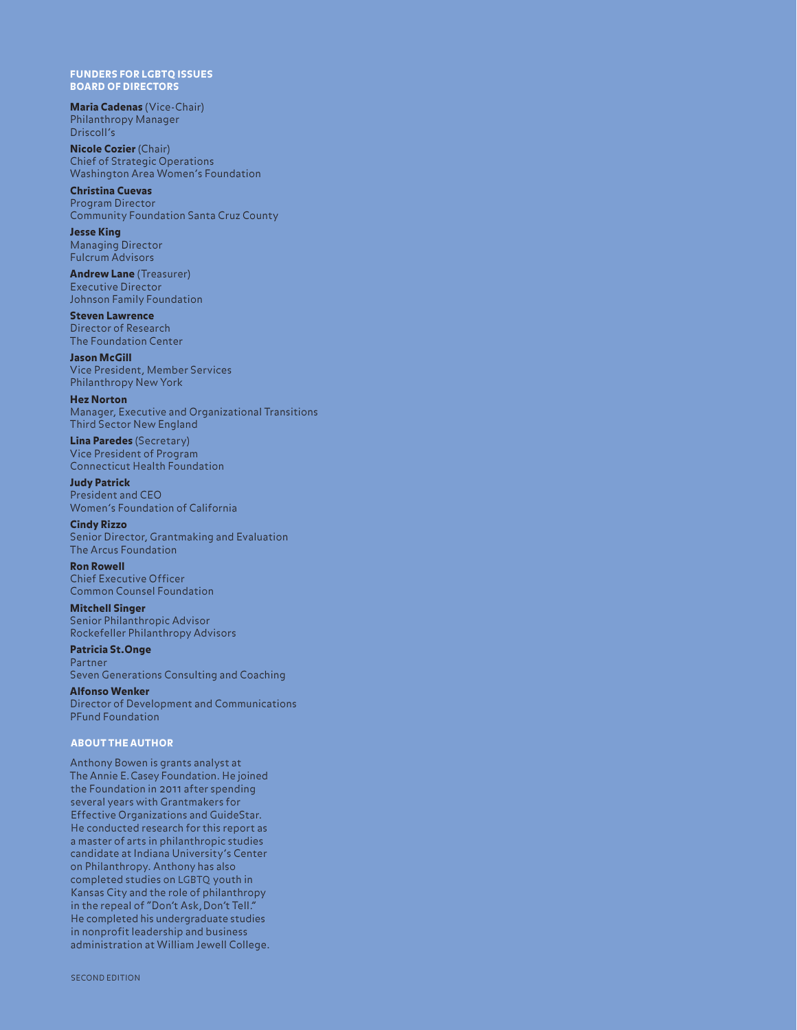## FUNDERS FOR LGBTQ ISSUES BOARD OF DIRECTORS

**Maria Cadenas** (Vice-Chair)
Philanthropy Manager
Driscoll's

**Nicole Cozier** (Chair)
Chief of Strategic Operations
Washington Area Women's Foundation

**Christina Cuevas**
Program Director
Community Foundation Santa Cruz County

**Jesse King**
Managing Director
Fulcrum Advisors

**Andrew Lane** (Treasurer)
Executive Director
Johnson Family Foundation

**Steven Lawrence**
Director of Research
The Foundation Center

**Jason McGill**
Vice President, Member Services
Philanthropy New York

**Hez Norton**
Manager, Executive and Organizational Transitions
Third Sector New England

**Lina Paredes** (Secretary)
Vice President of Program
Connecticut Health Foundation

**Judy Patrick**
President and CEO
Women's Foundation of California

**Cindy Rizzo**
Senior Director, Grantmaking and Evaluation
The Arcus Foundation

**Ron Rowell**
Chief Executive Officer
Common Counsel Foundation

**Mitchell Singer**
Senior Philanthropic Advisor
Rockefeller Philanthropy Advisors

**Patricia St.Onge**
Partner
Seven Generations Consulting and Coaching

**Alfonso Wenker**
Director of Development and Communications
PFund Foundation

## ABOUT THE AUTHOR

Anthony Bowen is grants analyst at The Annie E. Casey Foundation. He joined the Foundation in 2011 after spending several years with Grantmakers for Effective Organizations and GuideStar. He conducted research for this report as a master of arts in philanthropic studies candidate at Indiana University's Center on Philanthropy. Anthony has also completed studies on LGBTQ youth in Kansas City and the role of philanthropy in the repeal of "Don't Ask, Don't Tell." He completed his undergraduate studies in nonprofit leadership and business administration at William Jewell College.

SECOND EDITION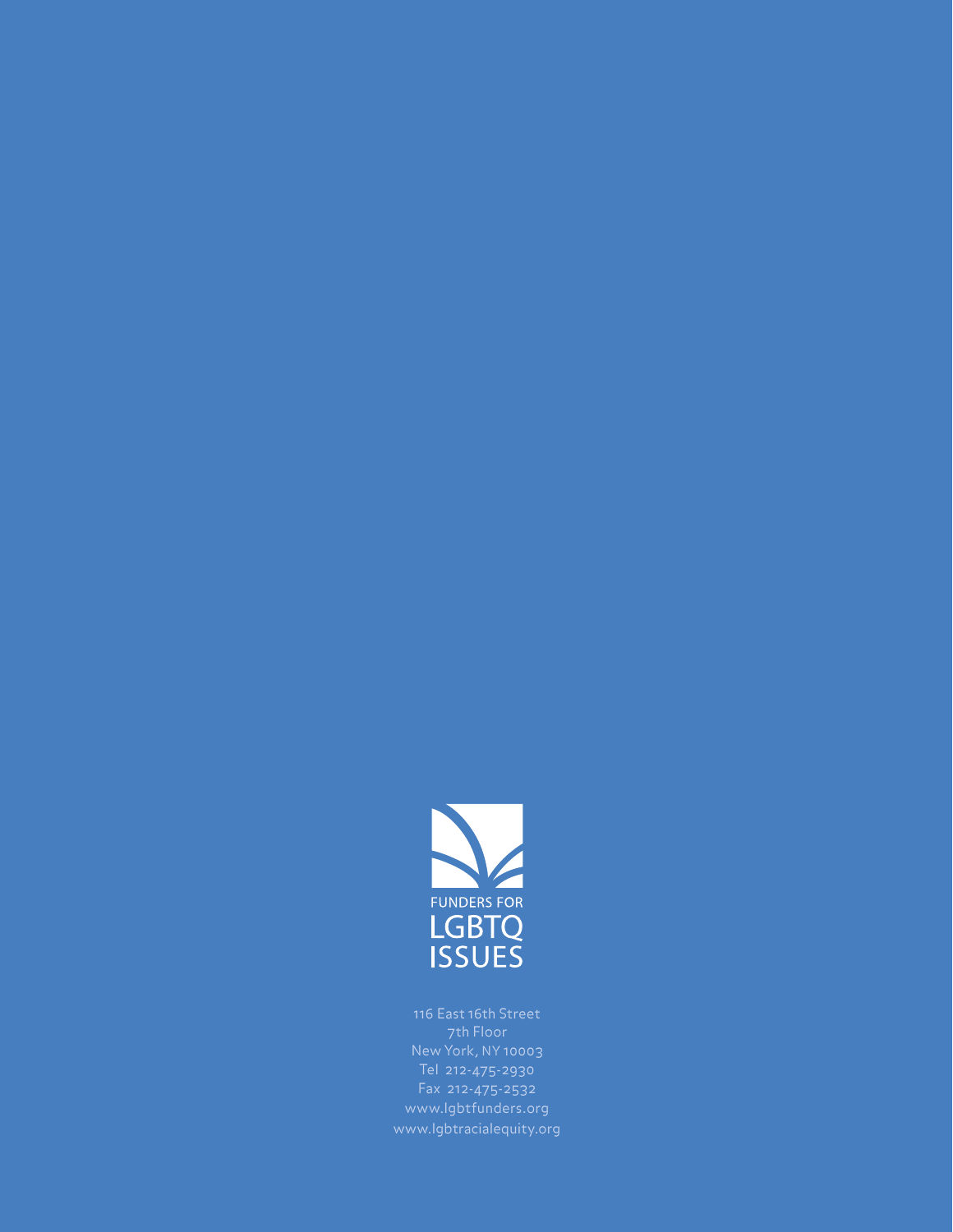FUNDERS FOR
LGBTQ
ISSUES

116 East 16th Street
7th Floor
New York, NY 10003
Tel 212-475-2930
Fax 212-475-2532
www.lgbtfunders.org
www.lgbtracialequity.org